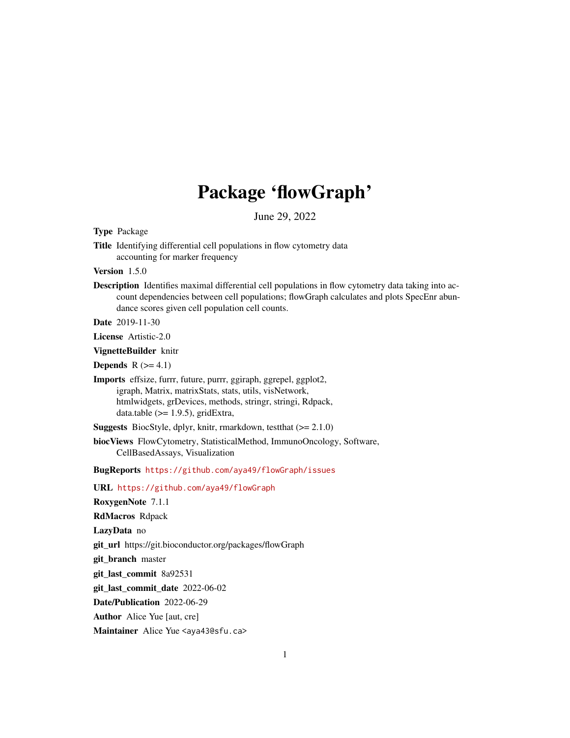# Package 'flowGraph'

June 29, 2022

**Type** Package

**Title** Identifying differential cell populations in flow cytometry data accounting for marker frequency

**Version** 1.5.0

**Description** Identifies maximal differential cell populations in flow cytometry data taking into account dependencies between cell populations; flowGraph calculates and plots SpecEnr abundance scores given cell population cell counts.

**Date** 2019-11-30

**License** Artistic-2.0

**VignetteBuilder** knitr

**Depends** R (>= 4.1)

**Imports** effsize, furrr, future, purrr, ggiraph, ggrepel, ggplot2, igraph, Matrix, matrixStats, stats, utils, visNetwork, htmlwidgets, grDevices, methods, stringr, stringi, Rdpack, data.table (>= 1.9.5), gridExtra,

**Suggests** BiocStyle, dplyr, knitr, rmarkdown, testthat (>= 2.1.0)

**biocViews** FlowCytometry, StatisticalMethod, ImmunoOncology, Software, CellBasedAssays, Visualization

**BugReports** https://github.com/aya49/flowGraph/issues

**URL** https://github.com/aya49/flowGraph

**RoxygenNote** 7.1.1

**RdMacros** Rdpack

**LazyData** no

**git_url** https://git.bioconductor.org/packages/flowGraph

**git_branch** master

**git_last_commit** 8a92531

**git_last_commit_date** 2022-06-02

**Date/Publication** 2022-06-29

**Author** Alice Yue [aut, cre]

**Maintainer** Alice Yue <aya43@sfu.ca>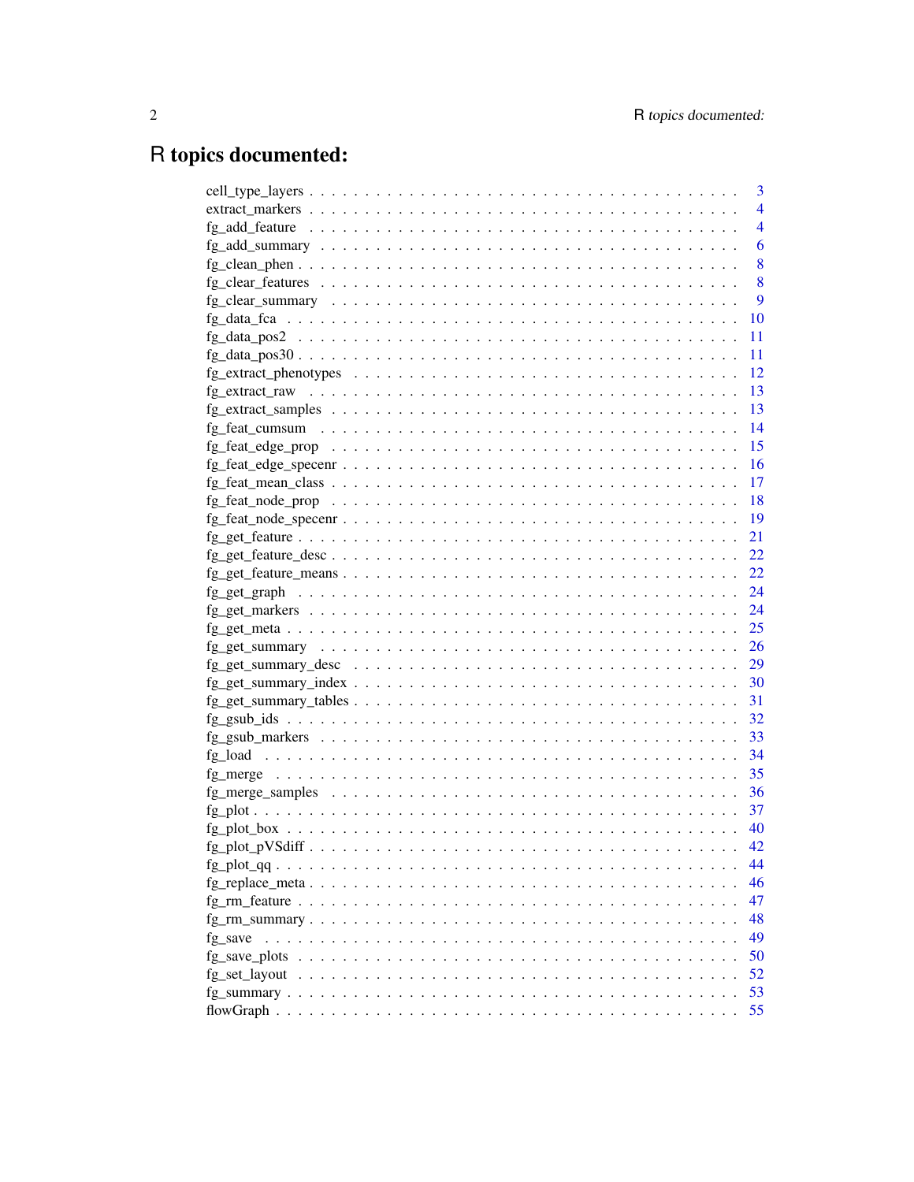# R topics documented:

cell_type_layers . . . . . . . . . . . . . . . . . . . . . . . . . . . . . . . . . . . . . . 3
extract_markers . . . . . . . . . . . . . . . . . . . . . . . . . . . . . . . . . . . . . . 4
fg_add_feature . . . . . . . . . . . . . . . . . . . . . . . . . . . . . . . . . . . . . . 4
fg_add_summary . . . . . . . . . . . . . . . . . . . . . . . . . . . . . . . . . . . . . . 6
fg_clean_phen . . . . . . . . . . . . . . . . . . . . . . . . . . . . . . . . . . . . . . 8
fg_clear_features . . . . . . . . . . . . . . . . . . . . . . . . . . . . . . . . . . . . . . 8
fg_clear_summary . . . . . . . . . . . . . . . . . . . . . . . . . . . . . . . . . . . . . . 9
fg_data_fca . . . . . . . . . . . . . . . . . . . . . . . . . . . . . . . . . . . . . . 10
fg_data_pos2 . . . . . . . . . . . . . . . . . . . . . . . . . . . . . . . . . . . . . . 11
fg_data_pos30 . . . . . . . . . . . . . . . . . . . . . . . . . . . . . . . . . . . . . . 11
fg_extract_phenotypes . . . . . . . . . . . . . . . . . . . . . . . . . . . . . . . . . . . . . . 12
fg_extract_raw . . . . . . . . . . . . . . . . . . . . . . . . . . . . . . . . . . . . . . 13
fg_extract_samples . . . . . . . . . . . . . . . . . . . . . . . . . . . . . . . . . . . . . . 13
fg_feat_cumsum . . . . . . . . . . . . . . . . . . . . . . . . . . . . . . . . . . . . . . 14
fg_feat_edge_prop . . . . . . . . . . . . . . . . . . . . . . . . . . . . . . . . . . . . . . 15
fg_feat_edge_specenr . . . . . . . . . . . . . . . . . . . . . . . . . . . . . . . . . . . . . . 16
fg_feat_mean_class . . . . . . . . . . . . . . . . . . . . . . . . . . . . . . . . . . . . . . 17
fg_feat_node_prop . . . . . . . . . . . . . . . . . . . . . . . . . . . . . . . . . . . . . . 18
fg_feat_node_specenr . . . . . . . . . . . . . . . . . . . . . . . . . . . . . . . . . . . . . . 19
fg_get_feature . . . . . . . . . . . . . . . . . . . . . . . . . . . . . . . . . . . . . . 21
fg_get_feature_desc . . . . . . . . . . . . . . . . . . . . . . . . . . . . . . . . . . . . . . 22
fg_get_feature_means . . . . . . . . . . . . . . . . . . . . . . . . . . . . . . . . . . . . . . 22
fg_get_graph . . . . . . . . . . . . . . . . . . . . . . . . . . . . . . . . . . . . . . 24
fg_get_markers . . . . . . . . . . . . . . . . . . . . . . . . . . . . . . . . . . . . . . 24
fg_get_meta . . . . . . . . . . . . . . . . . . . . . . . . . . . . . . . . . . . . . . 25
fg_get_summary . . . . . . . . . . . . . . . . . . . . . . . . . . . . . . . . . . . . . . 26
fg_get_summary_desc . . . . . . . . . . . . . . . . . . . . . . . . . . . . . . . . . . . . . . 29
fg_get_summary_index . . . . . . . . . . . . . . . . . . . . . . . . . . . . . . . . . . . . . . 30
fg_get_summary_tables . . . . . . . . . . . . . . . . . . . . . . . . . . . . . . . . . . . . . . 31
fg_gsub_ids . . . . . . . . . . . . . . . . . . . . . . . . . . . . . . . . . . . . . . 32
fg_gsub_markers . . . . . . . . . . . . . . . . . . . . . . . . . . . . . . . . . . . . . . 33
fg_load . . . . . . . . . . . . . . . . . . . . . . . . . . . . . . . . . . . . . . 34
fg_merge . . . . . . . . . . . . . . . . . . . . . . . . . . . . . . . . . . . . . . 35
fg_merge_samples . . . . . . . . . . . . . . . . . . . . . . . . . . . . . . . . . . . . . . 36
fg_plot . . . . . . . . . . . . . . . . . . . . . . . . . . . . . . . . . . . . . . 37
fg_plot_box . . . . . . . . . . . . . . . . . . . . . . . . . . . . . . . . . . . . . . 40
fg_plot_pVSdiff . . . . . . . . . . . . . . . . . . . . . . . . . . . . . . . . . . . . . . 42
fg_plot_qq . . . . . . . . . . . . . . . . . . . . . . . . . . . . . . . . . . . . . . 44
fg_replace_meta . . . . . . . . . . . . . . . . . . . . . . . . . . . . . . . . . . . . . . 46
fg_rm_feature . . . . . . . . . . . . . . . . . . . . . . . . . . . . . . . . . . . . . . 47
fg_rm_summary . . . . . . . . . . . . . . . . . . . . . . . . . . . . . . . . . . . . . . 48
fg_save . . . . . . . . . . . . . . . . . . . . . . . . . . . . . . . . . . . . . . 49
fg_save_plots . . . . . . . . . . . . . . . . . . . . . . . . . . . . . . . . . . . . . . 50
fg_set_layout . . . . . . . . . . . . . . . . . . . . . . . . . . . . . . . . . . . . . . 52
fg_summary . . . . . . . . . . . . . . . . . . . . . . . . . . . . . . . . . . . . . . 53
flowGraph . . . . . . . . . . . . . . . . . . . . . . . . . . . . . . . . . . . . . . 55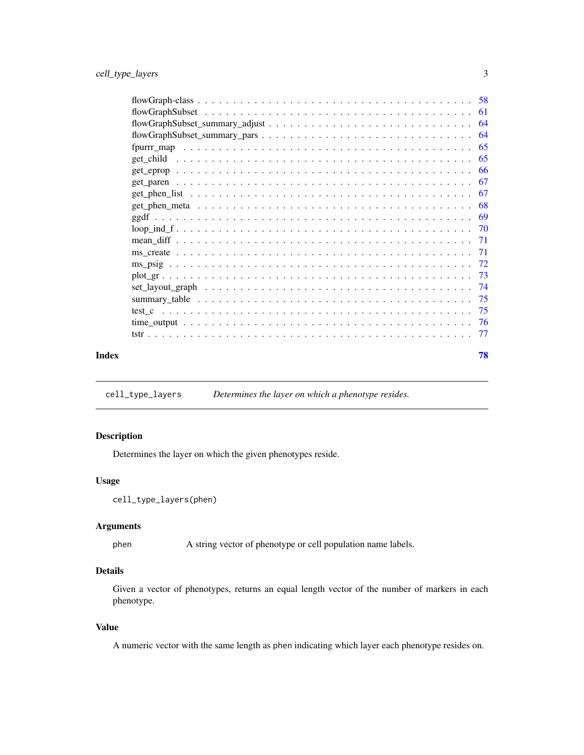flowGraph-class . . . . . . . . . . . . . . . . . . . . . . . . . . . . . . . . . . . . . 58
flowGraphSubset . . . . . . . . . . . . . . . . . . . . . . . . . . . . . . . . . . . . . 61
flowGraphSubset_summary_adjust . . . . . . . . . . . . . . . . . . . . . . . . . . . . 64
flowGraphSubset_summary_pars . . . . . . . . . . . . . . . . . . . . . . . . . . . . . 64
fpurrr_map . . . . . . . . . . . . . . . . . . . . . . . . . . . . . . . . . . . . . . . 65
get_child . . . . . . . . . . . . . . . . . . . . . . . . . . . . . . . . . . . . . . . . 65
get_eprop . . . . . . . . . . . . . . . . . . . . . . . . . . . . . . . . . . . . . . . . 66
get_paren . . . . . . . . . . . . . . . . . . . . . . . . . . . . . . . . . . . . . . . . 67
get_phen_list . . . . . . . . . . . . . . . . . . . . . . . . . . . . . . . . . . . . . . 67
get_phen_meta . . . . . . . . . . . . . . . . . . . . . . . . . . . . . . . . . . . . . . 68
ggdf . . . . . . . . . . . . . . . . . . . . . . . . . . . . . . . . . . . . . . . . . . . 69
loop_ind_f . . . . . . . . . . . . . . . . . . . . . . . . . . . . . . . . . . . . . . . . 70
mean_diff . . . . . . . . . . . . . . . . . . . . . . . . . . . . . . . . . . . . . . . . 71
ms_create . . . . . . . . . . . . . . . . . . . . . . . . . . . . . . . . . . . . . . . . 71
ms_psig . . . . . . . . . . . . . . . . . . . . . . . . . . . . . . . . . . . . . . . . . 72
plot_gr . . . . . . . . . . . . . . . . . . . . . . . . . . . . . . . . . . . . . . . . . 73
set_layout_graph . . . . . . . . . . . . . . . . . . . . . . . . . . . . . . . . . . . . 74
summary_table . . . . . . . . . . . . . . . . . . . . . . . . . . . . . . . . . . . . . . 75
test_c . . . . . . . . . . . . . . . . . . . . . . . . . . . . . . . . . . . . . . . . . . 75
time_output . . . . . . . . . . . . . . . . . . . . . . . . . . . . . . . . . . . . . . . 76
tstr . . . . . . . . . . . . . . . . . . . . . . . . . . . . . . . . . . . . . . . . . . . 77

**Index** **78**

---

`cell_type_layers` *Determines the layer on which a phenotype resides.*

---

## Description

Determines the layer on which the given phenotypes reside.

## Usage

```
cell_type_layers(phen)
```

## Arguments

`phen` A string vector of phenotype or cell population name labels.

## Details

Given a vector of phenotypes, returns an equal length vector of the number of markers in each phenotype.

## Value

A numeric vector with the same length as `phen` indicating which layer each phenotype resides on.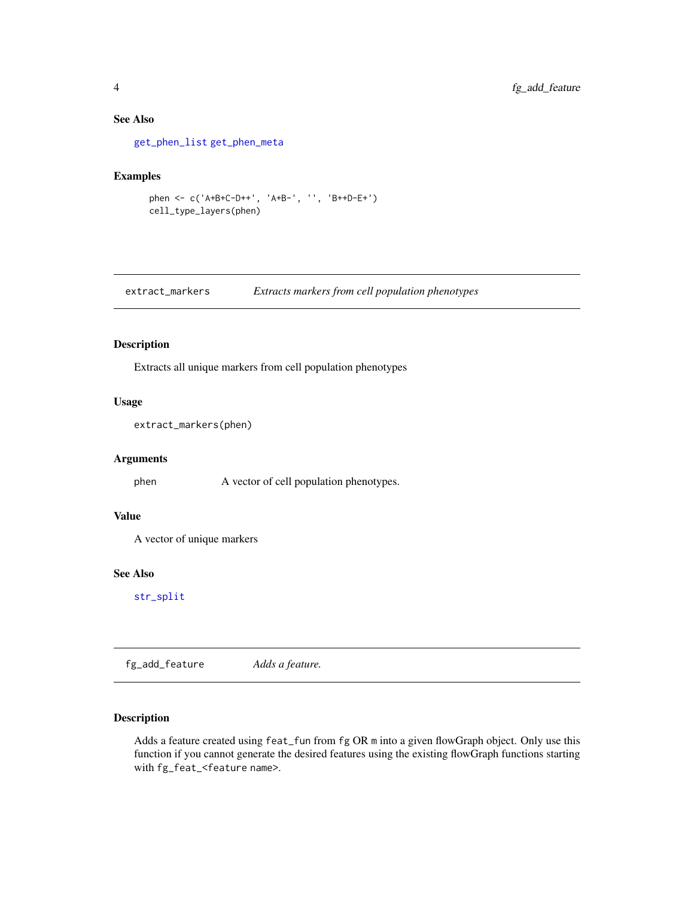### See Also

get_phen_list get_phen_meta

### Examples

```
phen <- c('A+B+C-D++', 'A+B-', '', 'B++D-E+')
cell_type_layers(phen)
```

---

## extract_markers — *Extracts markers from cell population phenotypes*

---

### Description

Extracts all unique markers from cell population phenotypes

### Usage

```
extract_markers(phen)
```

### Arguments

| | |
|---|---|
| phen | A vector of cell population phenotypes. |

### Value

A vector of unique markers

### See Also

str_split

---

## fg_add_feature — *Adds a feature.*

---

### Description

Adds a feature created using `feat_fun` from `fg` OR `m` into a given flowGraph object. Only use this function if you cannot generate the desired features using the existing flowGraph functions starting with `fg_feat_<feature name>`.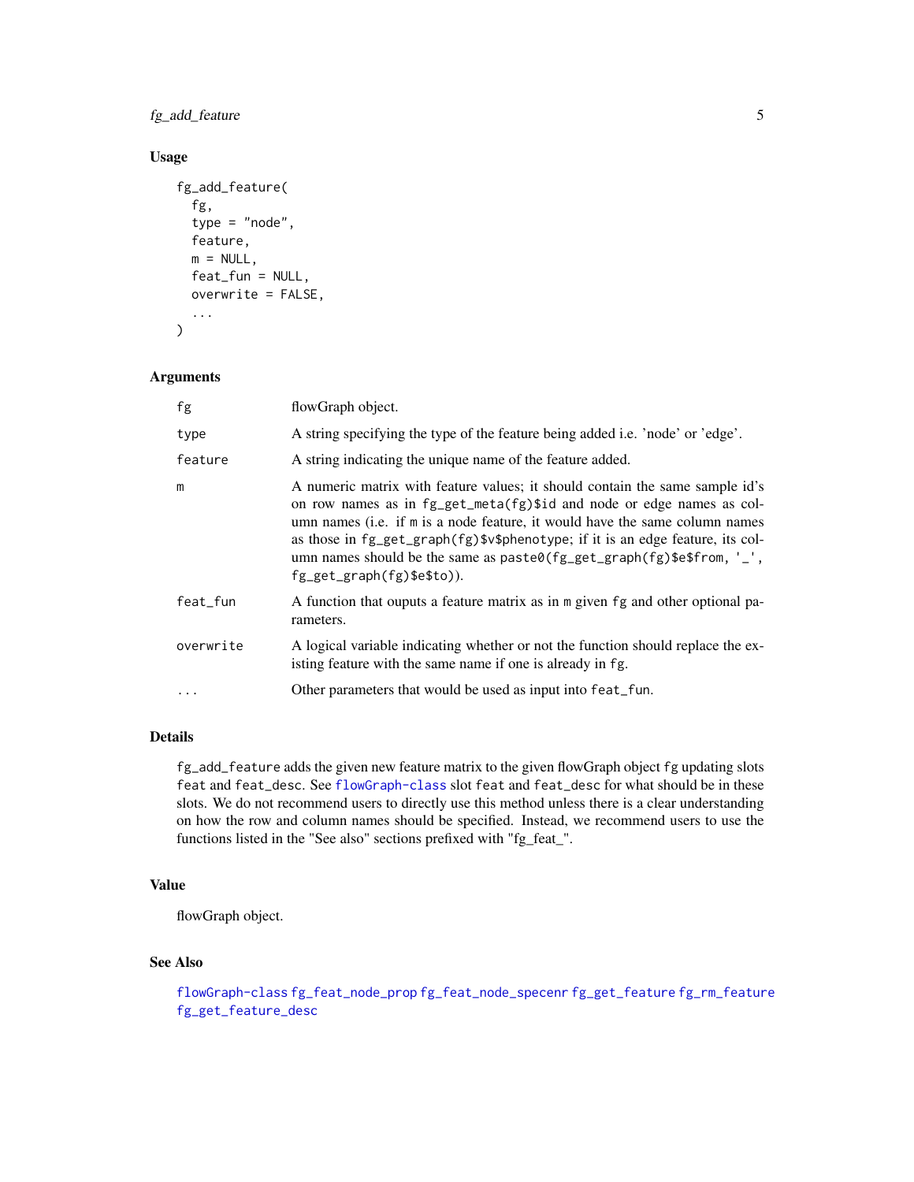## Usage

```
fg_add_feature(
  fg,
  type = "node",
  feature,
  m = NULL,
  feat_fun = NULL,
  overwrite = FALSE,
  ...
)
```

## Arguments

| | |
|---|---|
| `fg` | flowGraph object. |
| `type` | A string specifying the type of the feature being added i.e. 'node' or 'edge'. |
| `feature` | A string indicating the unique name of the feature added. |
| `m` | A numeric matrix with feature values; it should contain the same sample id's on row names as in `fg_get_meta(fg)$id` and node or edge names as column names (i.e. if `m` is a node feature, it would have the same column names as those in `fg_get_graph(fg)$v$phenotype`; if it is an edge feature, its column names should be the same as `paste0(fg_get_graph(fg)$e$from, '_', fg_get_graph(fg)$e$to)`). |
| `feat_fun` | A function that ouputs a feature matrix as in `m` given `fg` and other optional parameters. |
| `overwrite` | A logical variable indicating whether or not the function should replace the existing feature with the same name if one is already in `fg`. |
| `...` | Other parameters that would be used as input into `feat_fun`. |

## Details

`fg_add_feature` adds the given new feature matrix to the given flowGraph object `fg` updating slots `feat` and `feat_desc`. See `flowGraph-class` slot `feat` and `feat_desc` for what should be in these slots. We do not recommend users to directly use this method unless there is a clear understanding on how the row and column names should be specified. Instead, we recommend users to use the functions listed in the "See also" sections prefixed with "fg_feat_".

## Value

flowGraph object.

## See Also

`flowGraph-class` `fg_feat_node_prop` `fg_feat_node_specenr` `fg_get_feature` `fg_rm_feature` `fg_get_feature_desc`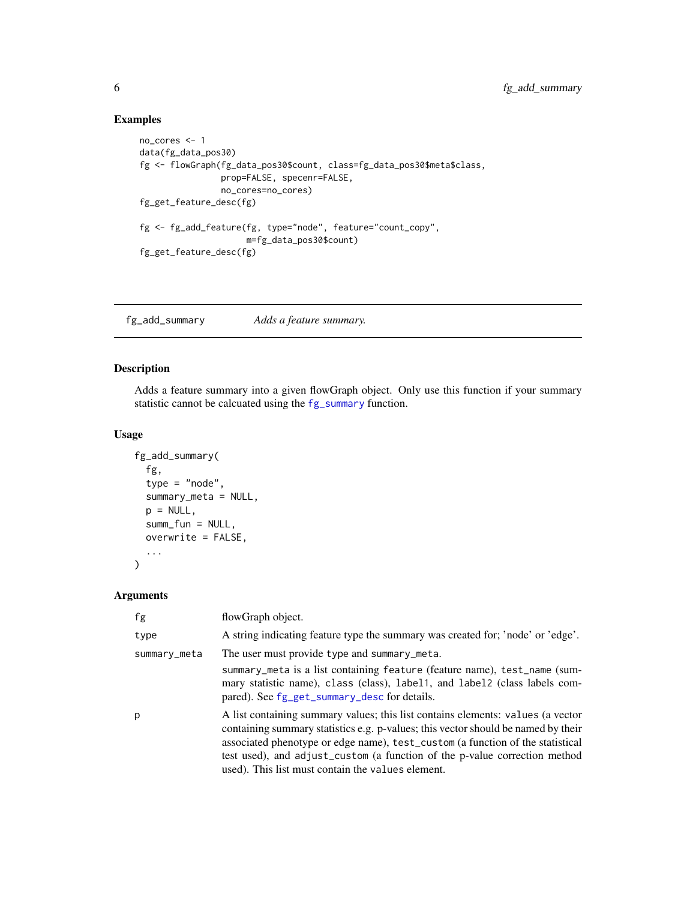### Examples

```
no_cores <- 1
data(fg_data_pos30)
fg <- flowGraph(fg_data_pos30$count, class=fg_data_pos30$meta$class,
                prop=FALSE, specenr=FALSE,
                no_cores=no_cores)
fg_get_feature_desc(fg)

fg <- fg_add_feature(fg, type="node", feature="count_copy",
                     m=fg_data_pos30$count)
fg_get_feature_desc(fg)
```

---

## fg_add_summary — *Adds a feature summary.*

### Description

Adds a feature summary into a given flowGraph object. Only use this function if your summary statistic cannot be calcuated using the `fg_summary` function.

### Usage

```
fg_add_summary(
  fg,
  type = "node",
  summary_meta = NULL,
  p = NULL,
  summ_fun = NULL,
  overwrite = FALSE,
  ...
)
```

### Arguments

| | |
|---|---|
| `fg` | flowGraph object. |
| `type` | A string indicating feature type the summary was created for; 'node' or 'edge'. |
| `summary_meta` | The user must provide `type` and `summary_meta`. `summary_meta` is a list containing `feature` (feature name), `test_name` (summary statistic name), `class` (class), `label1`, and `label2` (class labels compared). See `fg_get_summary_desc` for details. |
| `p` | A list containing summary values; this list contains elements: `values` (a vector containing summary statistics e.g. p-values; this vector should be named by their associated phenotype or edge name), `test_custom` (a function of the statistical test used), and `adjust_custom` (a function of the p-value correction method used). This list must contain the `values` element. |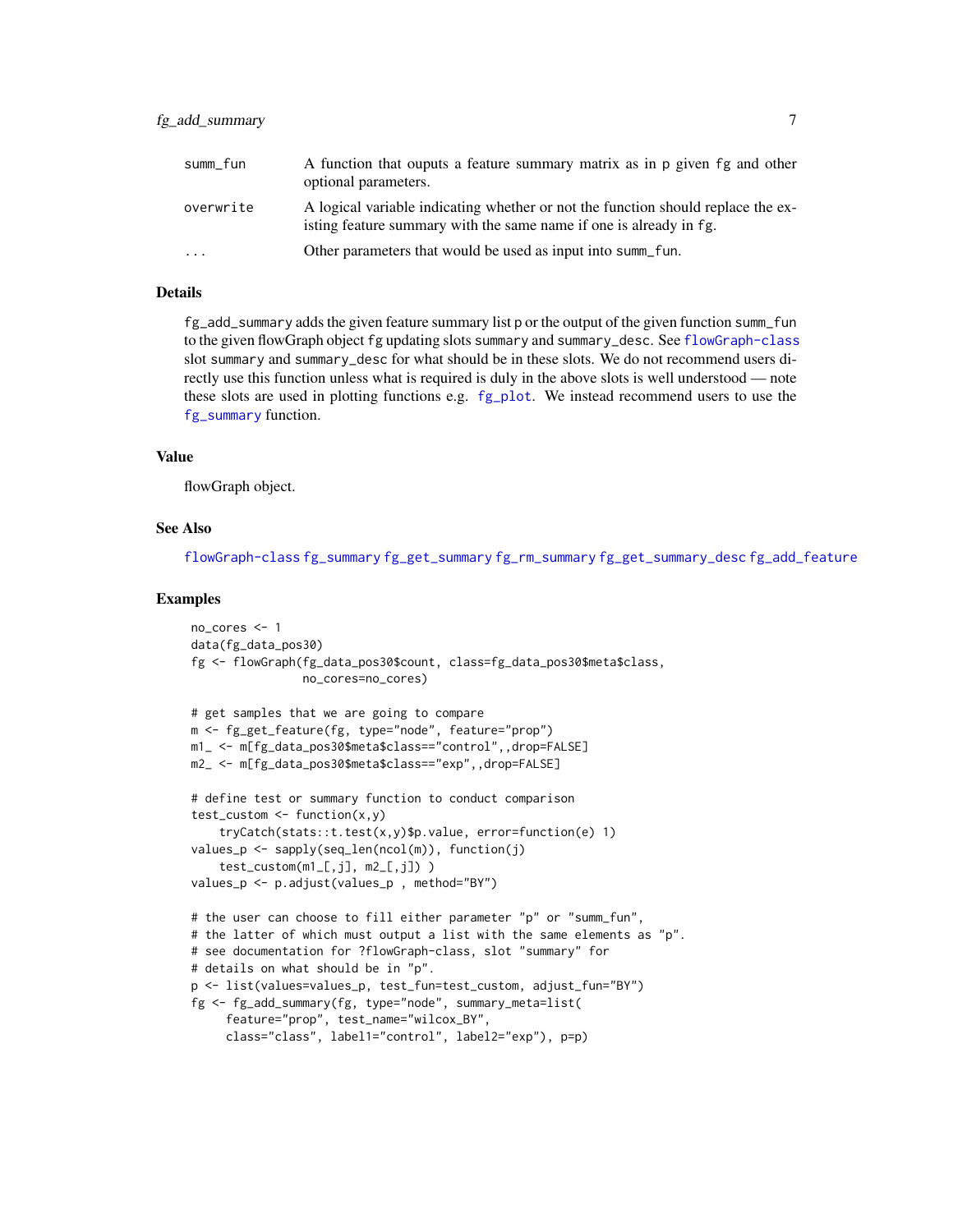| | |
|---|---|
| summ_fun | A function that ouputs a feature summary matrix as in p given fg and other optional parameters. |
| overwrite | A logical variable indicating whether or not the function should replace the existing feature summary with the same name if one is already in fg. |
| ... | Other parameters that would be used as input into summ_fun. |

### Details

fg_add_summary adds the given feature summary list p or the output of the given function summ_fun to the given flowGraph object fg updating slots summary and summary_desc. See flowGraph-class slot summary and summary_desc for what should be in these slots. We do not recommend users directly use this function unless what is required is duly in the above slots is well understood — note these slots are used in plotting functions e.g. fg_plot. We instead recommend users to use the fg_summary function.

### Value

flowGraph object.

### See Also

flowGraph-class fg_summary fg_get_summary fg_rm_summary fg_get_summary_desc fg_add_feature

### Examples

```
no_cores <- 1
data(fg_data_pos30)
fg <- flowGraph(fg_data_pos30$count, class=fg_data_pos30$meta$class,
                no_cores=no_cores)

# get samples that we are going to compare
m <- fg_get_feature(fg, type="node", feature="prop")
m1_ <- m[fg_data_pos30$meta$class=="control",,drop=FALSE]
m2_ <- m[fg_data_pos30$meta$class=="exp",,drop=FALSE]

# define test or summary function to conduct comparison
test_custom <- function(x,y)
    tryCatch(stats::t.test(x,y)$p.value, error=function(e) 1)
values_p <- sapply(seq_len(ncol(m)), function(j)
    test_custom(m1_[,j], m2_[,j]) )
values_p <- p.adjust(values_p , method="BY")

# the user can choose to fill either parameter "p" or "summ_fun",
# the latter of which must output a list with the same elements as "p".
# see documentation for ?flowGraph-class, slot "summary" for
# details on what should be in "p".
p <- list(values=values_p, test_fun=test_custom, adjust_fun="BY")
fg <- fg_add_summary(fg, type="node", summary_meta=list(
     feature="prop", test_name="wilcox_BY",
     class="class", label1="control", label2="exp"), p=p)
```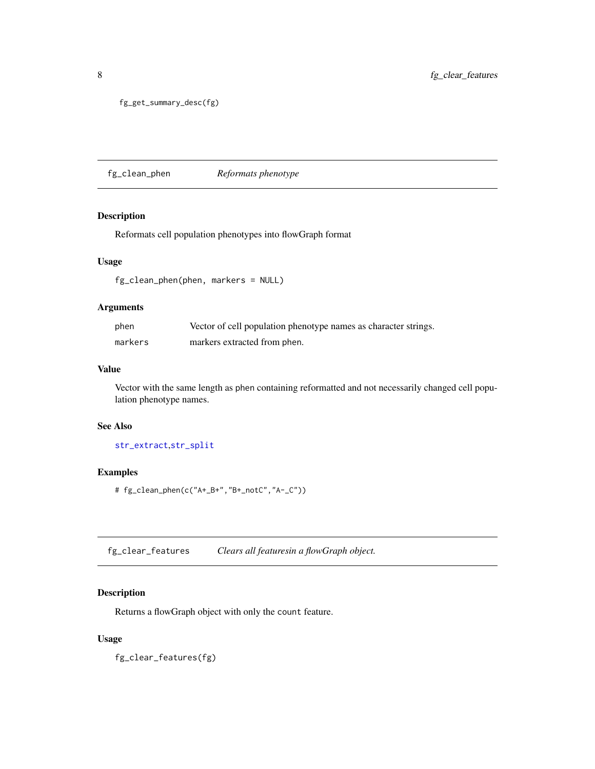```
fg_get_summary_desc(fg)
```

## fg_clean_phen *Reformats phenotype*

### Description

Reformats cell population phenotypes into flowGraph format

### Usage

```
fg_clean_phen(phen, markers = NULL)
```

### Arguments

| | |
|---|---|
| phen | Vector of cell population phenotype names as character strings. |
| markers | markers extracted from phen. |

### Value

Vector with the same length as phen containing reformatted and not necessarily changed cell population phenotype names.

### See Also

str_extract,str_split

### Examples

```
# fg_clean_phen(c("A+_B+","B+_notC","A-_C"))
```

## fg_clear_features *Clears all featuresin a flowGraph object.*

### Description

Returns a flowGraph object with only the count feature.

### Usage

```
fg_clear_features(fg)
```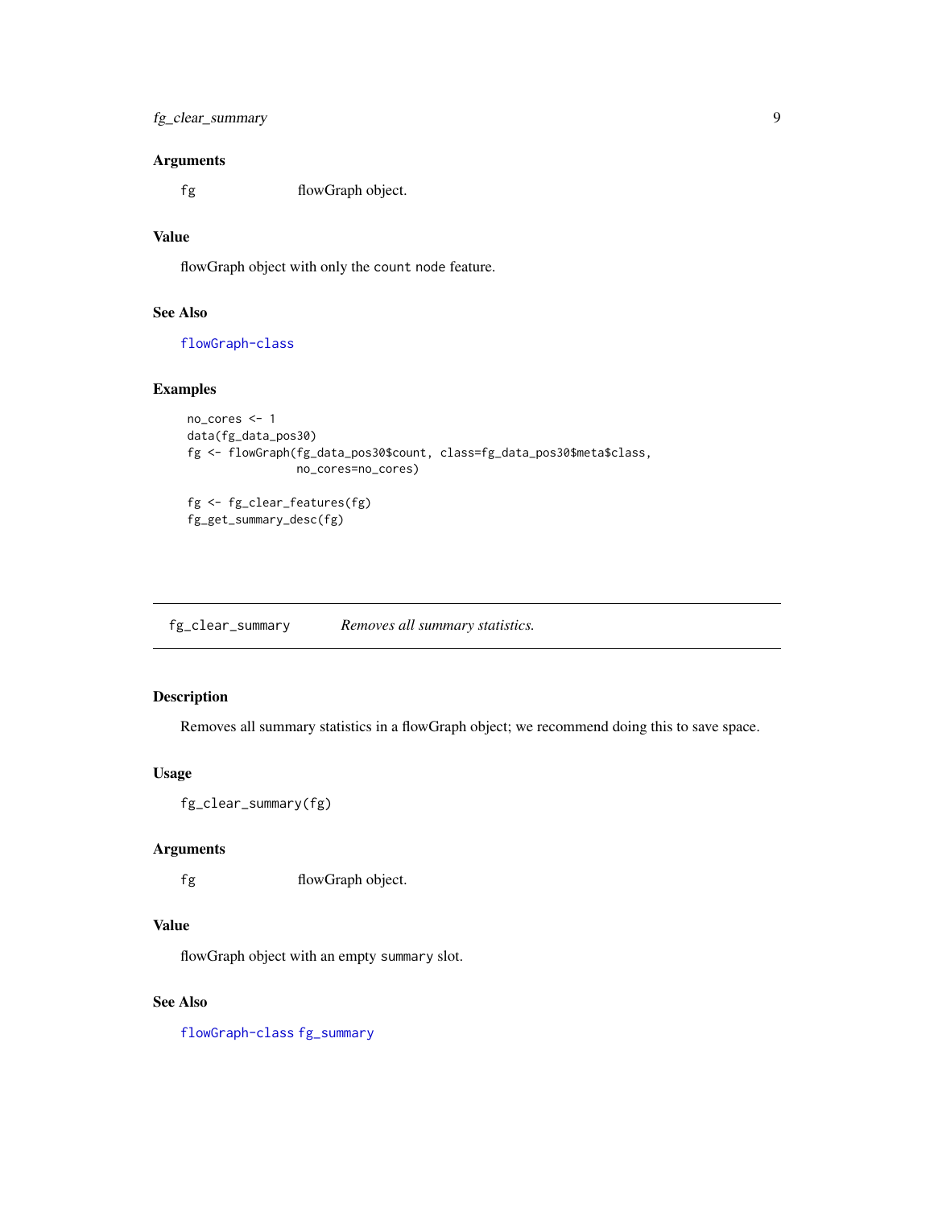### Arguments

| | |
|---|---|
| fg | flowGraph object. |

### Value

flowGraph object with only the `count` node feature.

### See Also

flowGraph-class

### Examples

```
no_cores <- 1
data(fg_data_pos30)
fg <- flowGraph(fg_data_pos30$count, class=fg_data_pos30$meta$class,
                no_cores=no_cores)

fg <- fg_clear_features(fg)
fg_get_summary_desc(fg)
```

---

## fg_clear_summary    *Removes all summary statistics.*

---

### Description

Removes all summary statistics in a flowGraph object; we recommend doing this to save space.

### Usage

```
fg_clear_summary(fg)
```

### Arguments

| | |
|---|---|
| fg | flowGraph object. |

### Value

flowGraph object with an empty `summary` slot.

### See Also

flowGraph-class fg_summary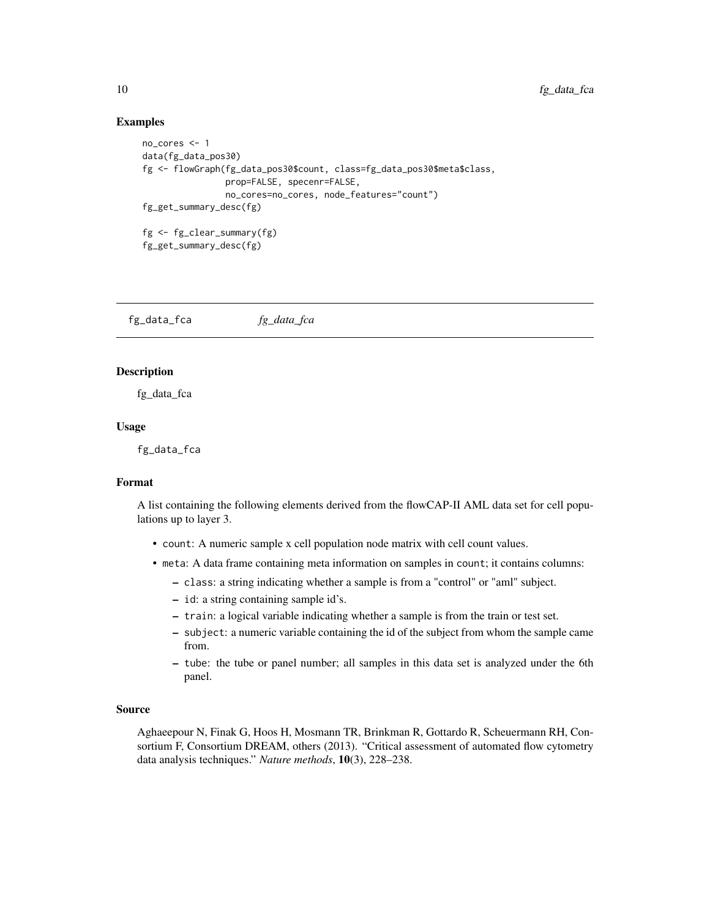### Examples

```
no_cores <- 1
data(fg_data_pos30)
fg <- flowGraph(fg_data_pos30$count, class=fg_data_pos30$meta$class,
                prop=FALSE, specenr=FALSE,
                no_cores=no_cores, node_features="count")
fg_get_summary_desc(fg)

fg <- fg_clear_summary(fg)
fg_get_summary_desc(fg)
```

---

## fg_data_fca    *fg_data_fca*

---

### Description

fg_data_fca

### Usage

```
fg_data_fca
```

### Format

A list containing the following elements derived from the flowCAP-II AML data set for cell populations up to layer 3.

- `count`: A numeric sample x cell population node matrix with cell count values.
- `meta`: A data frame containing meta information on samples in `count`; it contains columns:
  - `class`: a string indicating whether a sample is from a "control" or "aml" subject.
  - `id`: a string containing sample id's.
  - `train`: a logical variable indicating whether a sample is from the train or test set.
  - `subject`: a numeric variable containing the id of the subject from whom the sample came from.
  - `tube`: the tube or panel number; all samples in this data set is analyzed under the 6th panel.

### Source

Aghaeepour N, Finak G, Hoos H, Mosmann TR, Brinkman R, Gottardo R, Scheuermann RH, Consortium F, Consortium DREAM, others (2013). "Critical assessment of automated flow cytometry data analysis techniques." *Nature methods*, **10**(3), 228–238.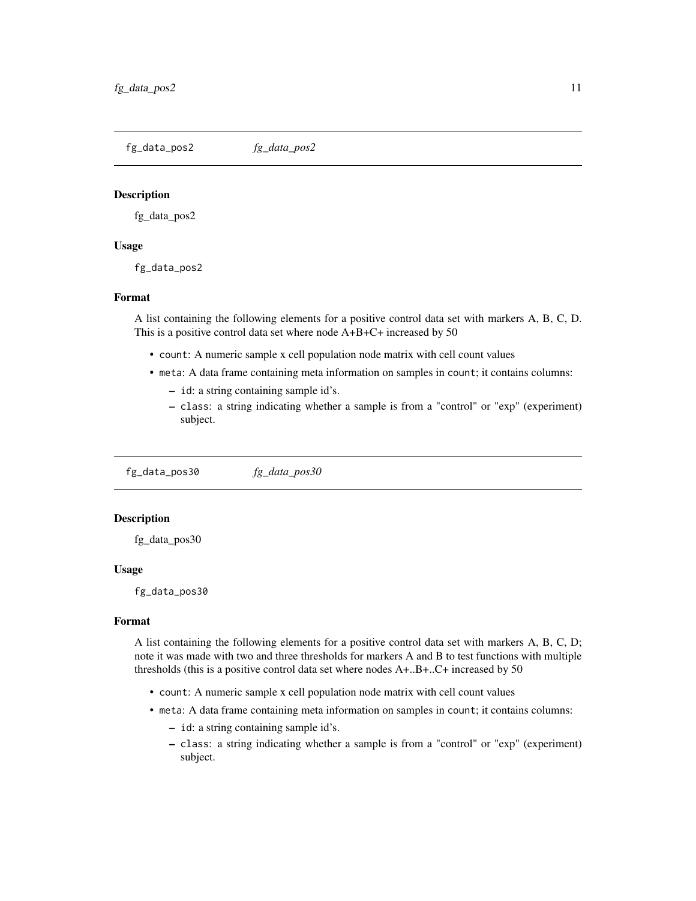## fg_data_pos2 *fg_data_pos2*

### Description

fg_data_pos2

### Usage

```
fg_data_pos2
```

### Format

A list containing the following elements for a positive control data set with markers A, B, C, D. This is a positive control data set where node A+B+C+ increased by 50

- `count`: A numeric sample x cell population node matrix with cell count values
- `meta`: A data frame containing meta information on samples in `count`; it contains columns:
  - `id`: a string containing sample id's.
  - `class`: a string indicating whether a sample is from a "control" or "exp" (experiment) subject.

## fg_data_pos30 *fg_data_pos30*

### Description

fg_data_pos30

### Usage

```
fg_data_pos30
```

### Format

A list containing the following elements for a positive control data set with markers A, B, C, D; note it was made with two and three thresholds for markers A and B to test functions with multiple thresholds (this is a positive control data set where nodes A+..B+..C+ increased by 50

- `count`: A numeric sample x cell population node matrix with cell count values
- `meta`: A data frame containing meta information on samples in `count`; it contains columns:
  - `id`: a string containing sample id's.
  - `class`: a string indicating whether a sample is from a "control" or "exp" (experiment) subject.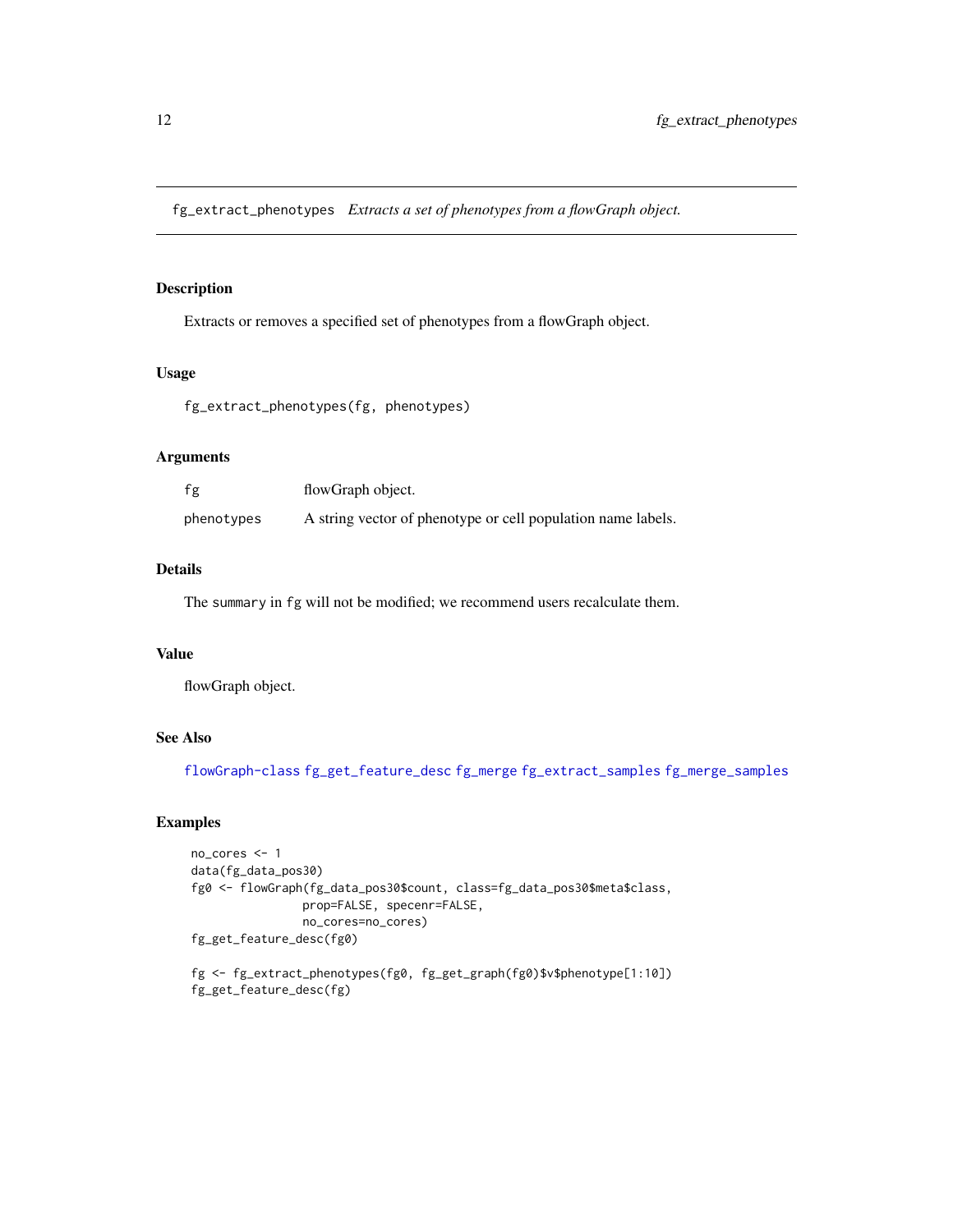fg_extract_phenotypes    *Extracts a set of phenotypes from a flowGraph object.*

## Description

Extracts or removes a specified set of phenotypes from a flowGraph object.

## Usage

```
fg_extract_phenotypes(fg, phenotypes)
```

## Arguments

| | |
|---|---|
| fg | flowGraph object. |
| phenotypes | A string vector of phenotype or cell population name labels. |

## Details

The summary in fg will not be modified; we recommend users recalculate them.

## Value

flowGraph object.

## See Also

flowGraph-class fg_get_feature_desc fg_merge fg_extract_samples fg_merge_samples

## Examples

```
no_cores <- 1
data(fg_data_pos30)
fg0 <- flowGraph(fg_data_pos30$count, class=fg_data_pos30$meta$class,
                 prop=FALSE, specenr=FALSE,
                 no_cores=no_cores)
fg_get_feature_desc(fg0)

fg <- fg_extract_phenotypes(fg0, fg_get_graph(fg0)$v$phenotype[1:10])
fg_get_feature_desc(fg)
```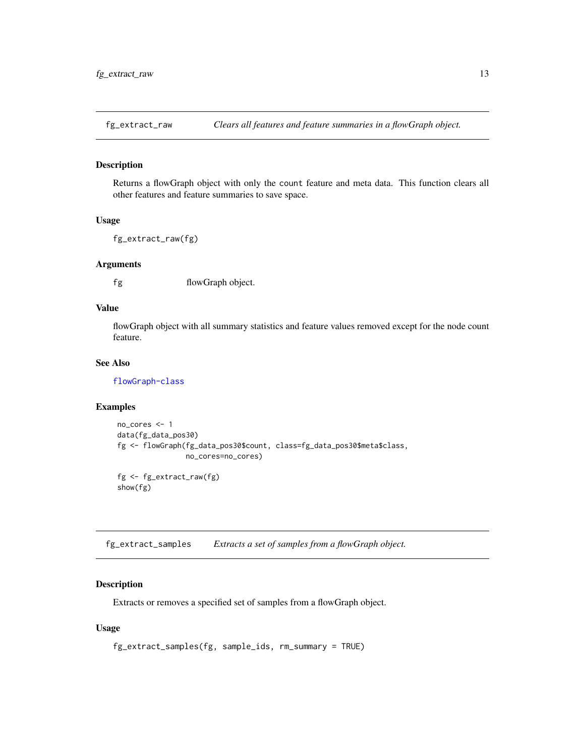## fg_extract_raw — *Clears all features and feature summaries in a flowGraph object.*

### Description

Returns a flowGraph object with only the `count` feature and meta data. This function clears all other features and feature summaries to save space.

### Usage

```
fg_extract_raw(fg)
```

### Arguments

| | |
|---|---|
| `fg` | flowGraph object. |

### Value

flowGraph object with all summary statistics and feature values removed except for the node count feature.

### See Also

flowGraph-class

### Examples

```
no_cores <- 1
data(fg_data_pos30)
fg <- flowGraph(fg_data_pos30$count, class=fg_data_pos30$meta$class,
                no_cores=no_cores)

fg <- fg_extract_raw(fg)
show(fg)
```

## fg_extract_samples — *Extracts a set of samples from a flowGraph object.*

### Description

Extracts or removes a specified set of samples from a flowGraph object.

### Usage

```
fg_extract_samples(fg, sample_ids, rm_summary = TRUE)
```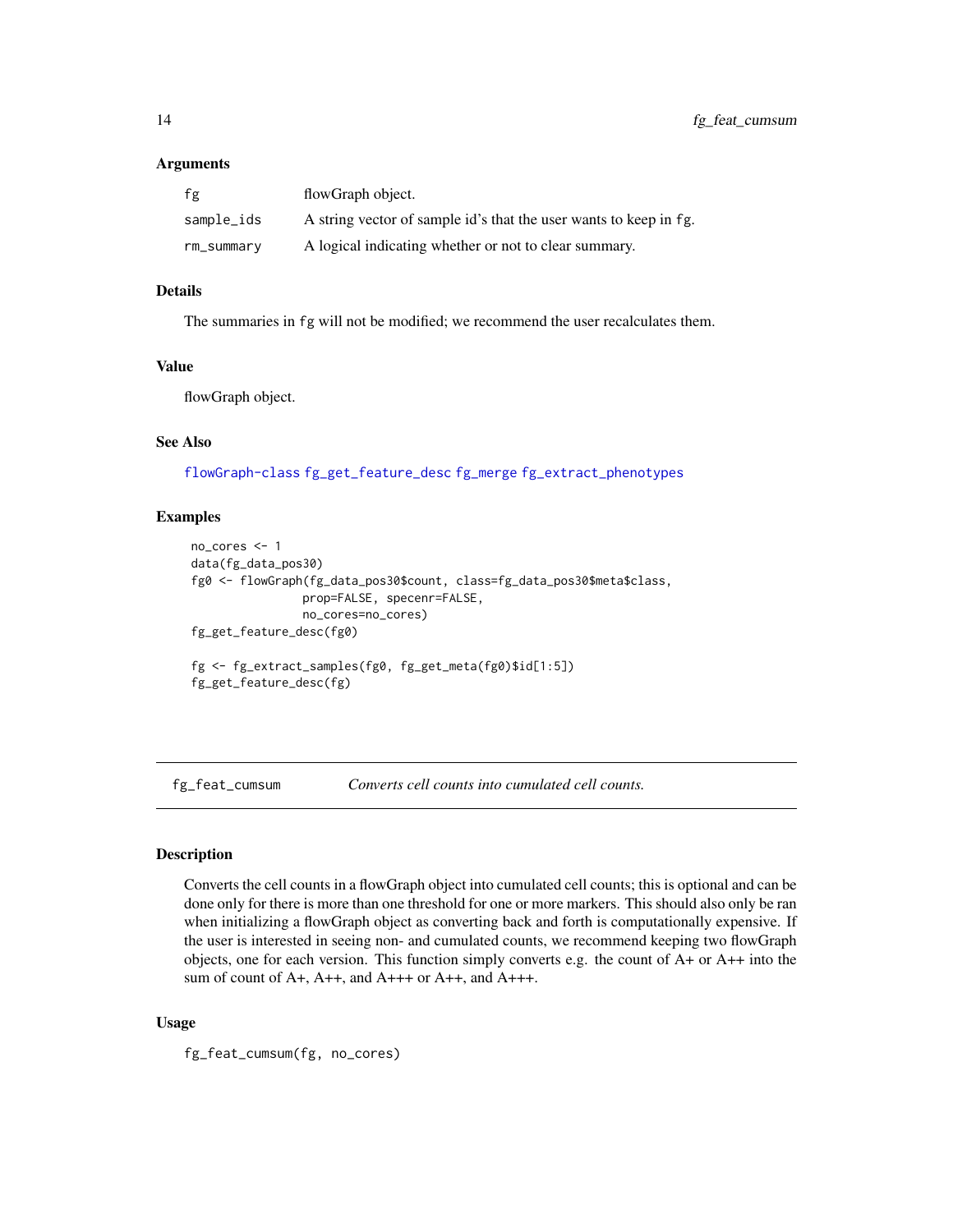### Arguments

| | |
|---|---|
| fg | flowGraph object. |
| sample_ids | A string vector of sample id's that the user wants to keep in fg. |
| rm_summary | A logical indicating whether or not to clear summary. |

### Details

The summaries in fg will not be modified; we recommend the user recalculates them.

### Value

flowGraph object.

### See Also

flowGraph-class fg_get_feature_desc fg_merge fg_extract_phenotypes

### Examples

```
no_cores <- 1
data(fg_data_pos30)
fg0 <- flowGraph(fg_data_pos30$count, class=fg_data_pos30$meta$class,
                 prop=FALSE, specenr=FALSE,
                 no_cores=no_cores)
fg_get_feature_desc(fg0)

fg <- fg_extract_samples(fg0, fg_get_meta(fg0)$id[1:5])
fg_get_feature_desc(fg)
```

---

## fg_feat_cumsum — *Converts cell counts into cumulated cell counts.*

### Description

Converts the cell counts in a flowGraph object into cumulated cell counts; this is optional and can be done only for there is more than one threshold for one or more markers. This should also only be ran when initializing a flowGraph object as converting back and forth is computationally expensive. If the user is interested in seeing non- and cumulated counts, we recommend keeping two flowGraph objects, one for each version. This function simply converts e.g. the count of A+ or A++ into the sum of count of A+, A++, and A+++ or A++, and A+++.

### Usage

```
fg_feat_cumsum(fg, no_cores)
```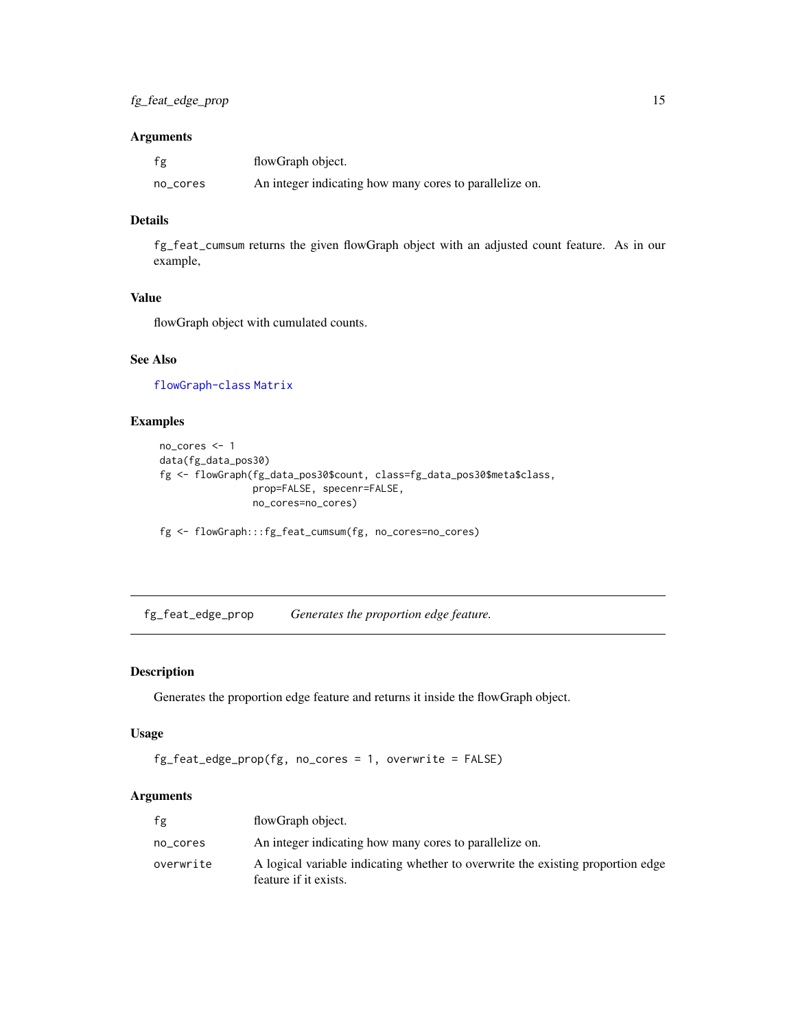### Arguments

| | |
|---|---|
| fg | flowGraph object. |
| no_cores | An integer indicating how many cores to parallelize on. |

### Details

`fg_feat_cumsum` returns the given flowGraph object with an adjusted count feature. As in our example,

### Value

flowGraph object with cumulated counts.

### See Also

`flowGraph-class` `Matrix`

### Examples

```
no_cores <- 1
data(fg_data_pos30)
fg <- flowGraph(fg_data_pos30$count, class=fg_data_pos30$meta$class,
                prop=FALSE, specenr=FALSE,
                no_cores=no_cores)

fg <- flowGraph:::fg_feat_cumsum(fg, no_cores=no_cores)
```

---

## fg_feat_edge_prop — *Generates the proportion edge feature.*

### Description

Generates the proportion edge feature and returns it inside the flowGraph object.

### Usage

```
fg_feat_edge_prop(fg, no_cores = 1, overwrite = FALSE)
```

### Arguments

| | |
|---|---|
| fg | flowGraph object. |
| no_cores | An integer indicating how many cores to parallelize on. |
| overwrite | A logical variable indicating whether to overwrite the existing proportion edge feature if it exists. |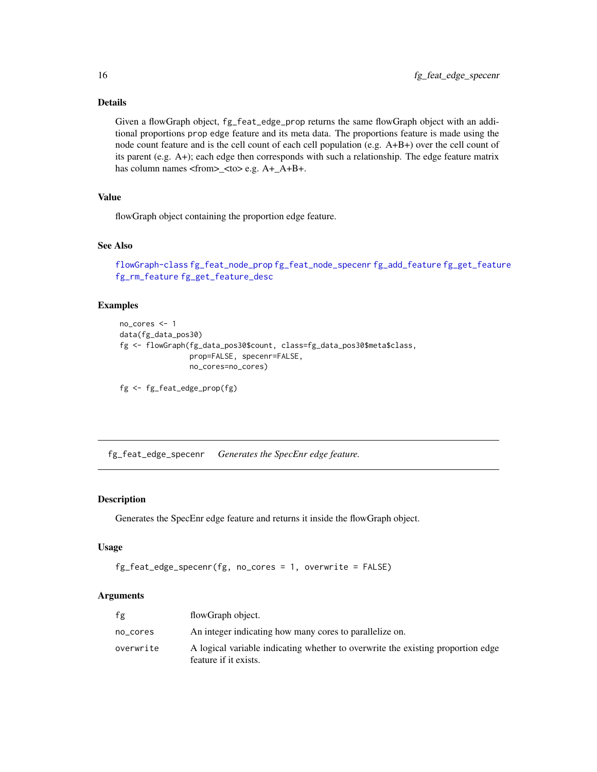### Details

Given a flowGraph object, `fg_feat_edge_prop` returns the same flowGraph object with an additional proportions `prop` edge feature and its meta data. The proportions feature is made using the node count feature and is the cell count of each cell population (e.g. A+B+) over the cell count of its parent (e.g. A+); each edge then corresponds with such a relationship. The edge feature matrix has column names <from>_<to> e.g. A+_A+B+.

### Value

flowGraph object containing the proportion edge feature.

### See Also

`flowGraph-class` `fg_feat_node_prop` `fg_feat_node_specenr` `fg_add_feature` `fg_get_feature` `fg_rm_feature` `fg_get_feature_desc`

### Examples

```
no_cores <- 1
data(fg_data_pos30)
fg <- flowGraph(fg_data_pos30$count, class=fg_data_pos30$meta$class,
                prop=FALSE, specenr=FALSE,
                no_cores=no_cores)

fg <- fg_feat_edge_prop(fg)
```

---

## fg_feat_edge_specenr *Generates the SpecEnr edge feature.*

### Description

Generates the SpecEnr edge feature and returns it inside the flowGraph object.

### Usage

```
fg_feat_edge_specenr(fg, no_cores = 1, overwrite = FALSE)
```

### Arguments

| | |
|---|---|
| `fg` | flowGraph object. |
| `no_cores` | An integer indicating how many cores to parallelize on. |
| `overwrite` | A logical variable indicating whether to overwrite the existing proportion edge feature if it exists. |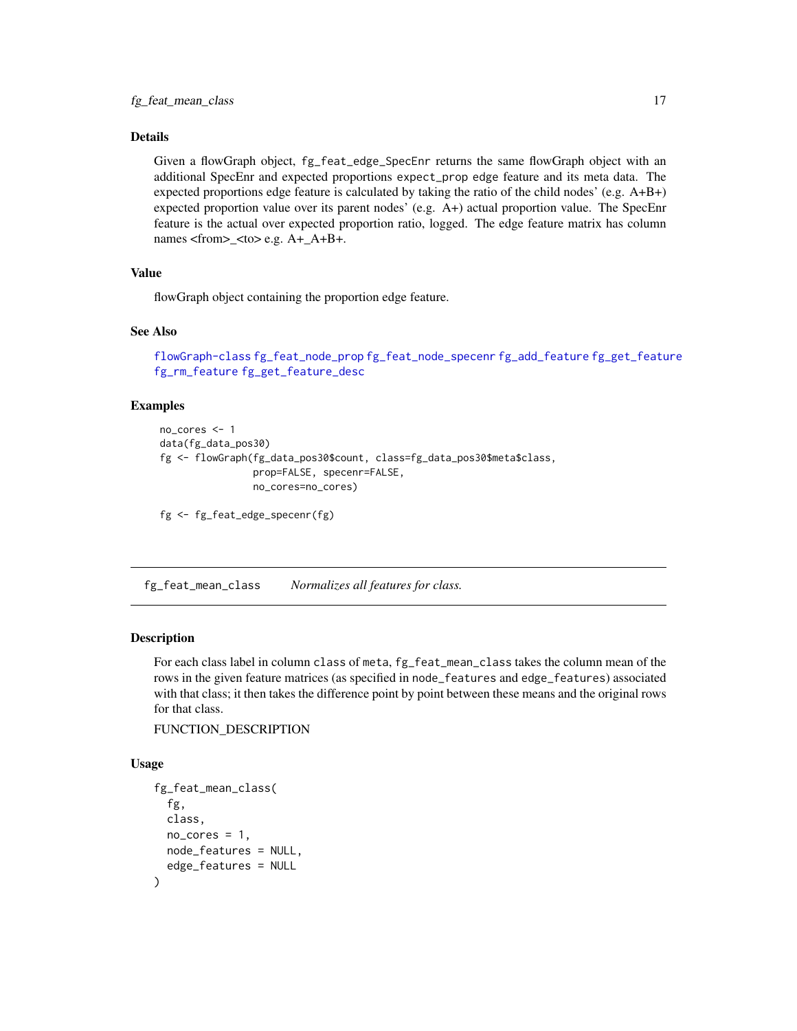## Details

Given a flowGraph object, `fg_feat_edge_SpecEnr` returns the same flowGraph object with an additional SpecEnr and expected proportions `expect_prop` edge feature and its meta data. The expected proportions edge feature is calculated by taking the ratio of the child nodes' (e.g. A+B+) expected proportion value over its parent nodes' (e.g. A+) actual proportion value. The SpecEnr feature is the actual over expected proportion ratio, logged. The edge feature matrix has column names <from>_<to> e.g. A+_A+B+.

## Value

flowGraph object containing the proportion edge feature.

## See Also

`flowGraph-class` `fg_feat_node_prop` `fg_feat_node_specenr` `fg_add_feature` `fg_get_feature` `fg_rm_feature` `fg_get_feature_desc`

## Examples

```
no_cores <- 1
data(fg_data_pos30)
fg <- flowGraph(fg_data_pos30$count, class=fg_data_pos30$meta$class,
                prop=FALSE, specenr=FALSE,
                no_cores=no_cores)

fg <- fg_feat_edge_specenr(fg)
```

---

# fg_feat_mean_class — *Normalizes all features for class.*

---

## Description

For each class label in column `class` of `meta`, `fg_feat_mean_class` takes the column mean of the rows in the given feature matrices (as specified in `node_features` and `edge_features`) associated with that class; it then takes the difference point by point between these means and the original rows for that class.

FUNCTION_DESCRIPTION

## Usage

```
fg_feat_mean_class(
  fg,
  class,
  no_cores = 1,
  node_features = NULL,
  edge_features = NULL
)
```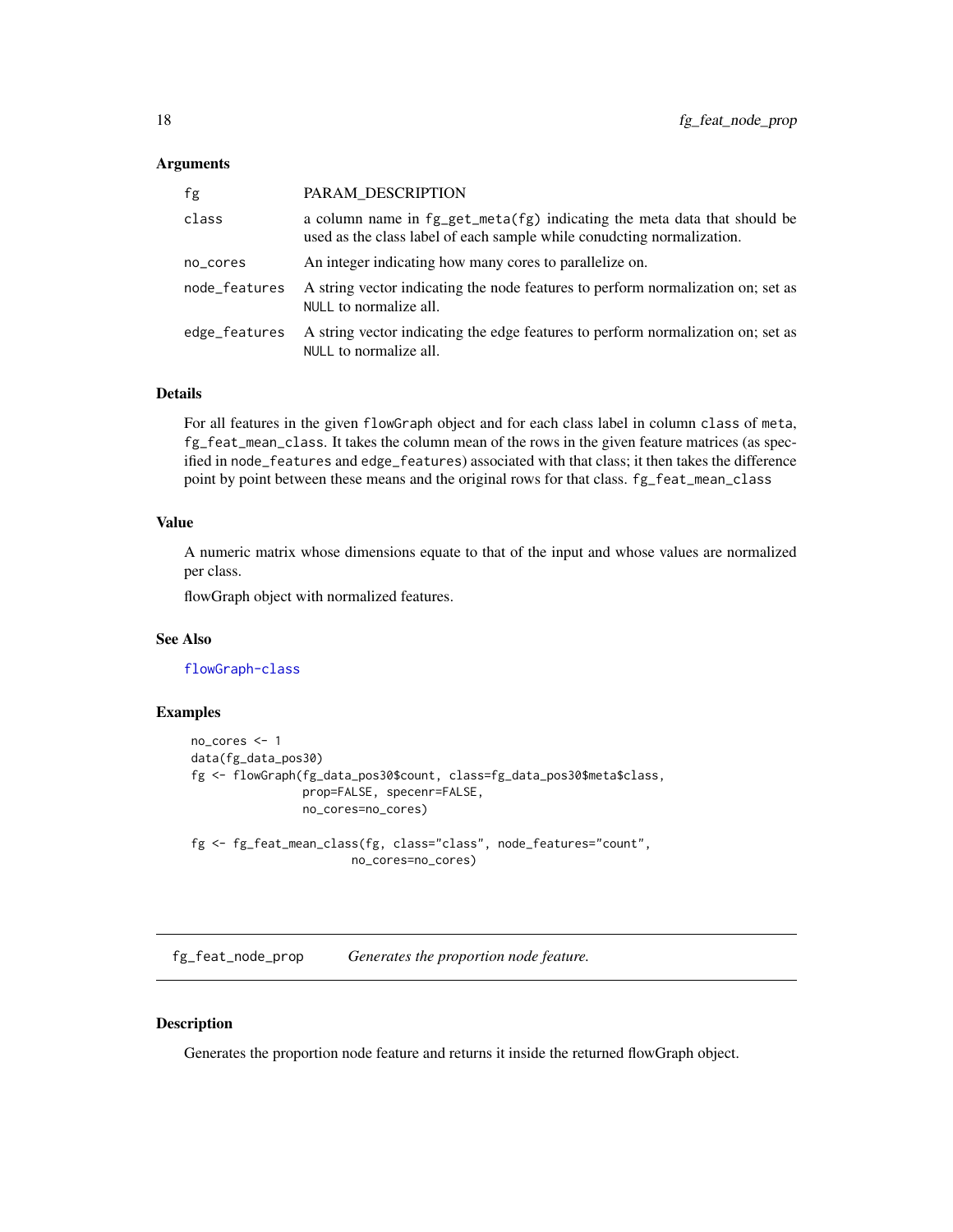### Arguments

| | |
|---|---|
| fg | PARAM_DESCRIPTION |
| class | a column name in `fg_get_meta(fg)` indicating the meta data that should be used as the class label of each sample while conudcting normalization. |
| no_cores | An integer indicating how many cores to parallelize on. |
| node_features | A string vector indicating the node features to perform normalization on; set as `NULL` to normalize all. |
| edge_features | A string vector indicating the edge features to perform normalization on; set as `NULL` to normalize all. |

### Details

For all features in the given `flowGraph` object and for each class label in column `class` of `meta`, `fg_feat_mean_class`. It takes the column mean of the rows in the given feature matrices (as specified in `node_features` and `edge_features`) associated with that class; it then takes the difference point by point between these means and the original rows for that class. `fg_feat_mean_class`

### Value

A numeric matrix whose dimensions equate to that of the input and whose values are normalized per class.

flowGraph object with normalized features.

### See Also

flowGraph-class

### Examples

```
no_cores <- 1
data(fg_data_pos30)
fg <- flowGraph(fg_data_pos30$count, class=fg_data_pos30$meta$class,
                prop=FALSE, specenr=FALSE,
                no_cores=no_cores)

fg <- fg_feat_mean_class(fg, class="class", node_features="count",
                         no_cores=no_cores)
```

---

## fg_feat_node_prop    *Generates the proportion node feature.*

---

### Description

Generates the proportion node feature and returns it inside the returned flowGraph object.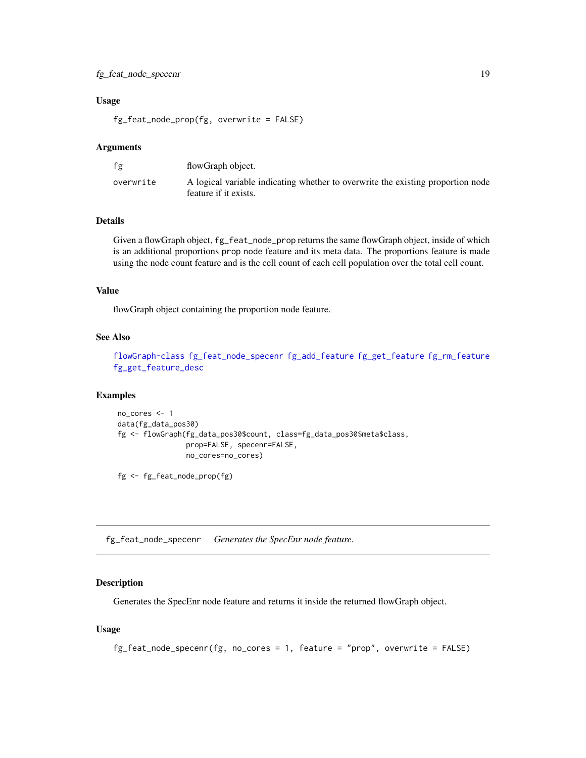### Usage

```
fg_feat_node_prop(fg, overwrite = FALSE)
```

### Arguments

| | |
|---|---|
| fg | flowGraph object. |
| overwrite | A logical variable indicating whether to overwrite the existing proportion node feature if it exists. |

### Details

Given a flowGraph object, `fg_feat_node_prop` returns the same flowGraph object, inside of which is an additional proportions `prop` node feature and its meta data. The proportions feature is made using the node count feature and is the cell count of each cell population over the total cell count.

### Value

flowGraph object containing the proportion node feature.

### See Also

flowGraph-class fg_feat_node_specenr fg_add_feature fg_get_feature fg_rm_feature fg_get_feature_desc

### Examples

```
no_cores <- 1
data(fg_data_pos30)
fg <- flowGraph(fg_data_pos30$count, class=fg_data_pos30$meta$class,
                prop=FALSE, specenr=FALSE,
                no_cores=no_cores)

fg <- fg_feat_node_prop(fg)
```

---

## fg_feat_node_specenr *Generates the SpecEnr node feature.*

### Description

Generates the SpecEnr node feature and returns it inside the returned flowGraph object.

### Usage

```
fg_feat_node_specenr(fg, no_cores = 1, feature = "prop", overwrite = FALSE)
```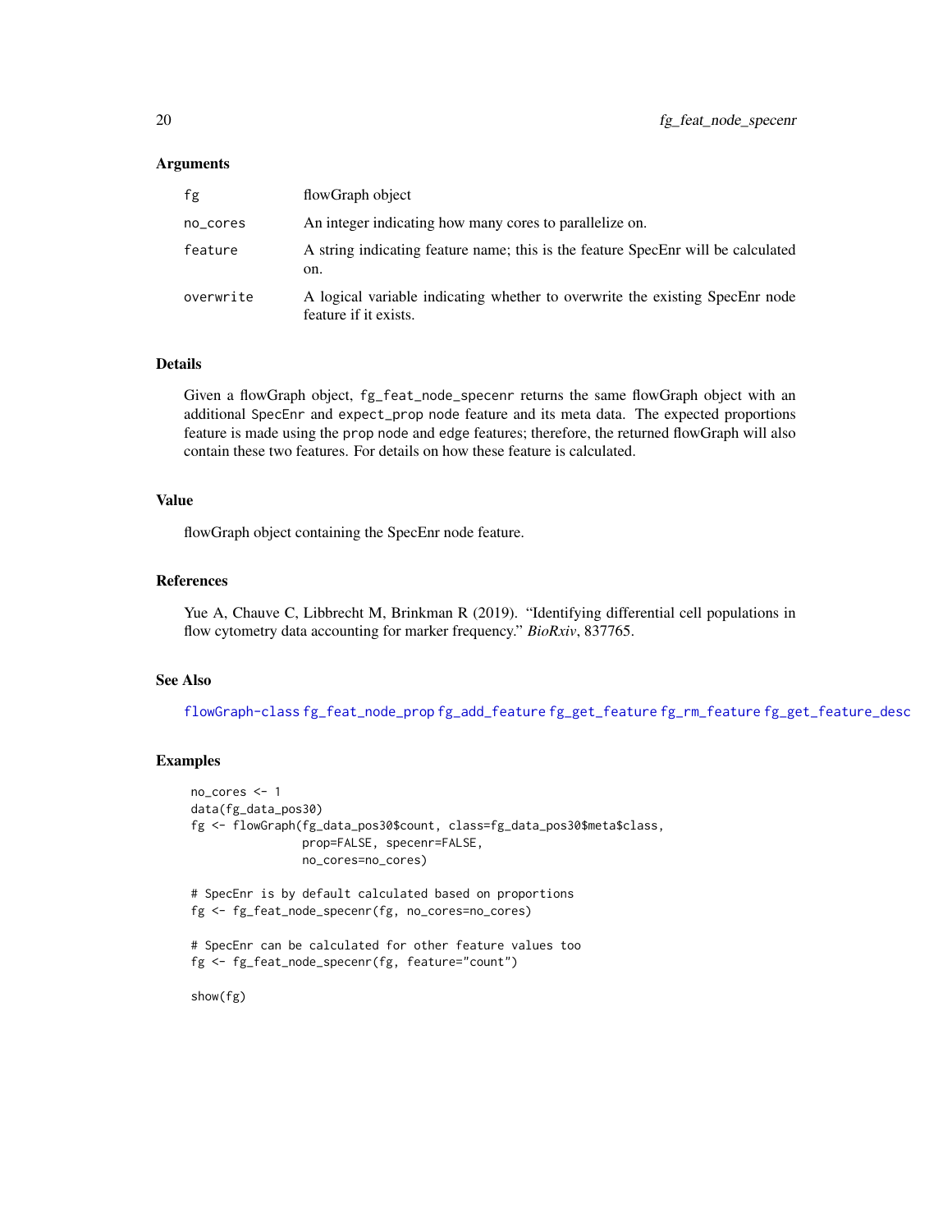### Arguments

| | |
|---|---|
| fg | flowGraph object |
| no_cores | An integer indicating how many cores to parallelize on. |
| feature | A string indicating feature name; this is the feature SpecEnr will be calculated on. |
| overwrite | A logical variable indicating whether to overwrite the existing SpecEnr node feature if it exists. |

### Details

Given a flowGraph object, `fg_feat_node_specenr` returns the same flowGraph object with an additional `SpecEnr` and `expect_prop` node feature and its meta data. The expected proportions feature is made using the `prop` node and edge features; therefore, the returned flowGraph will also contain these two features. For details on how these feature is calculated.

### Value

flowGraph object containing the SpecEnr node feature.

### References

Yue A, Chauve C, Libbrecht M, Brinkman R (2019). "Identifying differential cell populations in flow cytometry data accounting for marker frequency." *BioRxiv*, 837765.

### See Also

flowGraph-class fg_feat_node_prop fg_add_feature fg_get_feature fg_rm_feature fg_get_feature_desc

### Examples

```
no_cores <- 1
data(fg_data_pos30)
fg <- flowGraph(fg_data_pos30$count, class=fg_data_pos30$meta$class,
                prop=FALSE, specenr=FALSE,
                no_cores=no_cores)

# SpecEnr is by default calculated based on proportions
fg <- fg_feat_node_specenr(fg, no_cores=no_cores)

# SpecEnr can be calculated for other feature values too
fg <- fg_feat_node_specenr(fg, feature="count")

show(fg)
```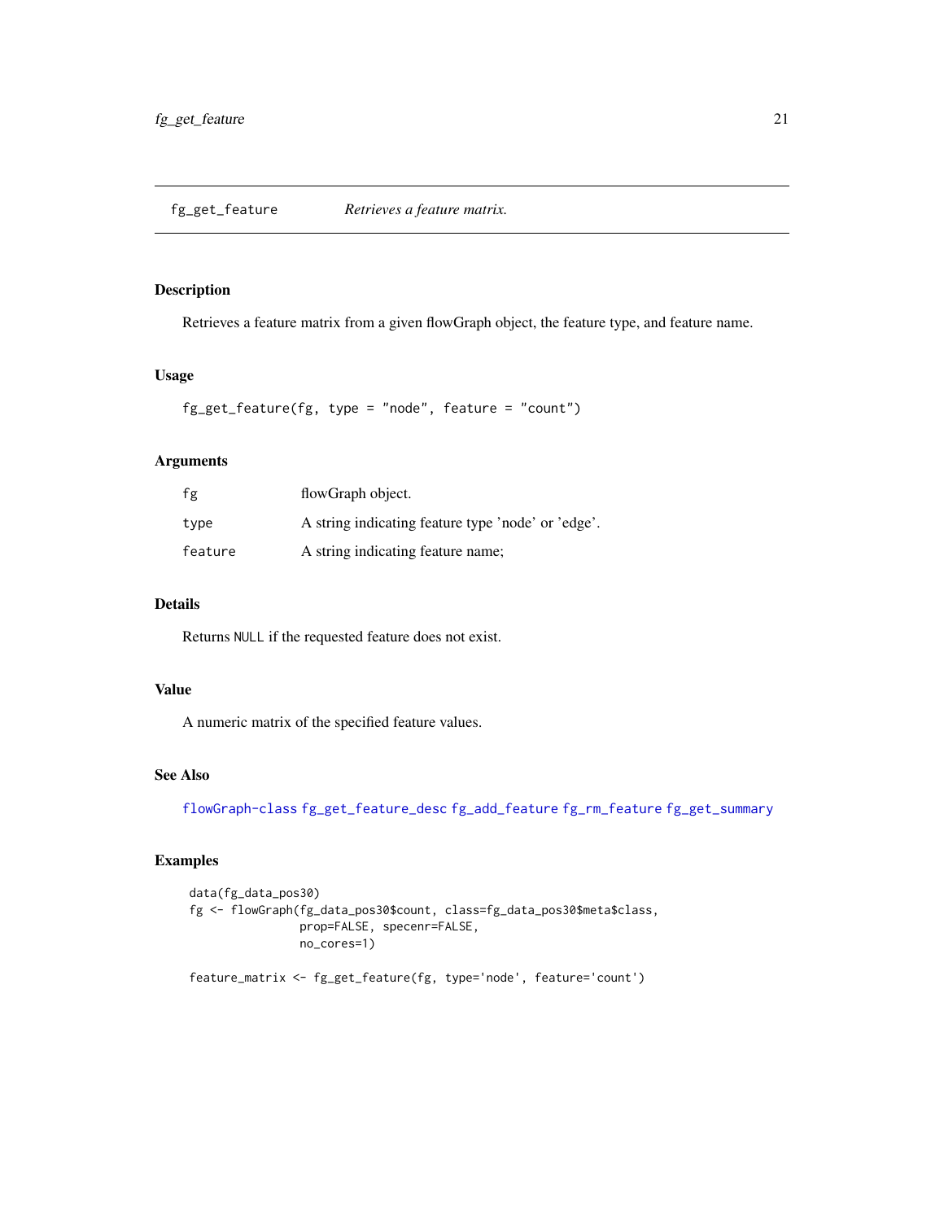## fg_get_feature — *Retrieves a feature matrix.*

### Description

Retrieves a feature matrix from a given flowGraph object, the feature type, and feature name.

### Usage

```
fg_get_feature(fg, type = "node", feature = "count")
```

### Arguments

| | |
|---|---|
| `fg` | flowGraph object. |
| `type` | A string indicating feature type 'node' or 'edge'. |
| `feature` | A string indicating feature name; |

### Details

Returns `NULL` if the requested feature does not exist.

### Value

A numeric matrix of the specified feature values.

### See Also

`flowGraph-class` `fg_get_feature_desc` `fg_add_feature` `fg_rm_feature` `fg_get_summary`

### Examples

```
data(fg_data_pos30)
fg <- flowGraph(fg_data_pos30$count, class=fg_data_pos30$meta$class,
                prop=FALSE, specenr=FALSE,
                no_cores=1)

feature_matrix <- fg_get_feature(fg, type='node', feature='count')
```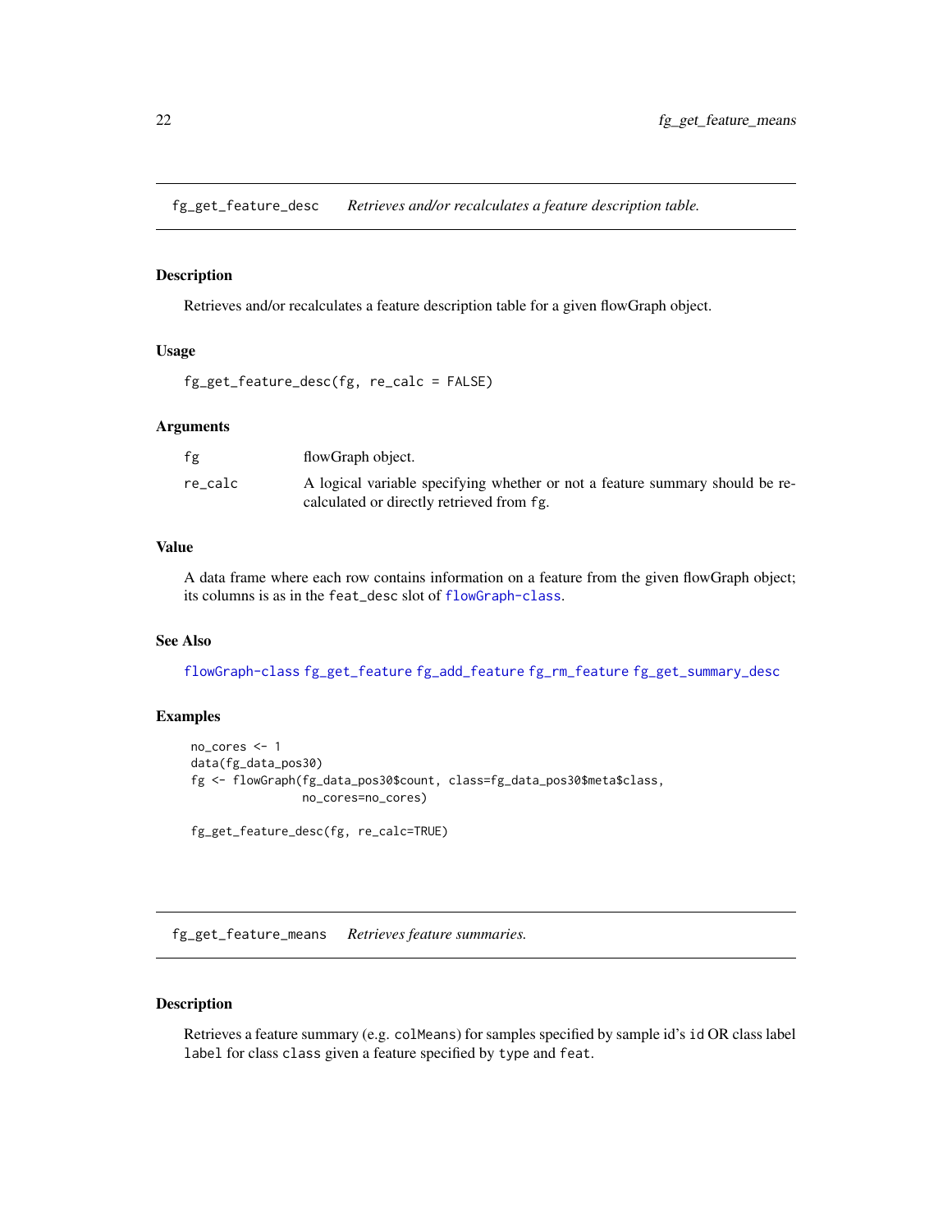## fg_get_feature_desc — *Retrieves and/or recalculates a feature description table.*

### Description

Retrieves and/or recalculates a feature description table for a given flowGraph object.

### Usage

```
fg_get_feature_desc(fg, re_calc = FALSE)
```

### Arguments

| | |
|---|---|
| fg | flowGraph object. |
| re_calc | A logical variable specifying whether or not a feature summary should be recalculated or directly retrieved from `fg`. |

### Value

A data frame where each row contains information on a feature from the given flowGraph object; its columns is as in the `feat_desc` slot of `flowGraph-class`.

### See Also

`flowGraph-class` `fg_get_feature` `fg_add_feature` `fg_rm_feature` `fg_get_summary_desc`

### Examples

```
no_cores <- 1
data(fg_data_pos30)
fg <- flowGraph(fg_data_pos30$count, class=fg_data_pos30$meta$class,
                no_cores=no_cores)

fg_get_feature_desc(fg, re_calc=TRUE)
```

## fg_get_feature_means — *Retrieves feature summaries.*

### Description

Retrieves a feature summary (e.g. `colMeans`) for samples specified by sample id's `id` OR class label `label` for class `class` given a feature specified by `type` and `feat`.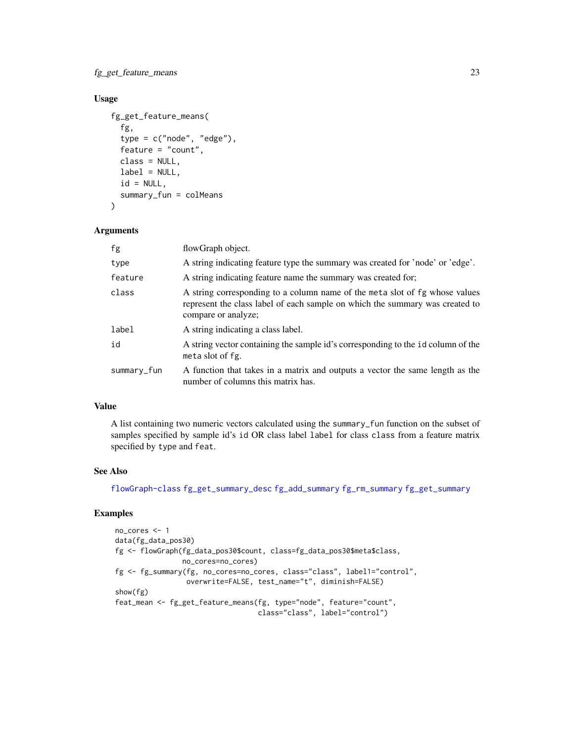### Usage

```
fg_get_feature_means(
  fg,
  type = c("node", "edge"),
  feature = "count",
  class = NULL,
  label = NULL,
  id = NULL,
  summary_fun = colMeans
)
```

### Arguments

| | |
|---|---|
| `fg` | flowGraph object. |
| `type` | A string indicating feature type the summary was created for 'node' or 'edge'. |
| `feature` | A string indicating feature name the summary was created for; |
| `class` | A string corresponding to a column name of the `meta` slot of `fg` whose values represent the class label of each sample on which the summary was created to compare or analyze; |
| `label` | A string indicating a class label. |
| `id` | A string vector containing the sample id's corresponding to the `id` column of the `meta` slot of `fg`. |
| `summary_fun` | A function that takes in a matrix and outputs a vector the same length as the number of columns this matrix has. |

### Value

A list containing two numeric vectors calculated using the `summary_fun` function on the subset of samples specified by sample id's `id` OR class label `label` for class `class` from a feature matrix specified by `type` and `feat`.

### See Also

flowGraph-class fg_get_summary_desc fg_add_summary fg_rm_summary fg_get_summary

### Examples

```
no_cores <- 1
data(fg_data_pos30)
fg <- flowGraph(fg_data_pos30$count, class=fg_data_pos30$meta$class,
                no_cores=no_cores)
fg <- fg_summary(fg, no_cores=no_cores, class="class", label1="control",
                 overwrite=FALSE, test_name="t", diminish=FALSE)
show(fg)
feat_mean <- fg_get_feature_means(fg, type="node", feature="count",
                                  class="class", label="control")
```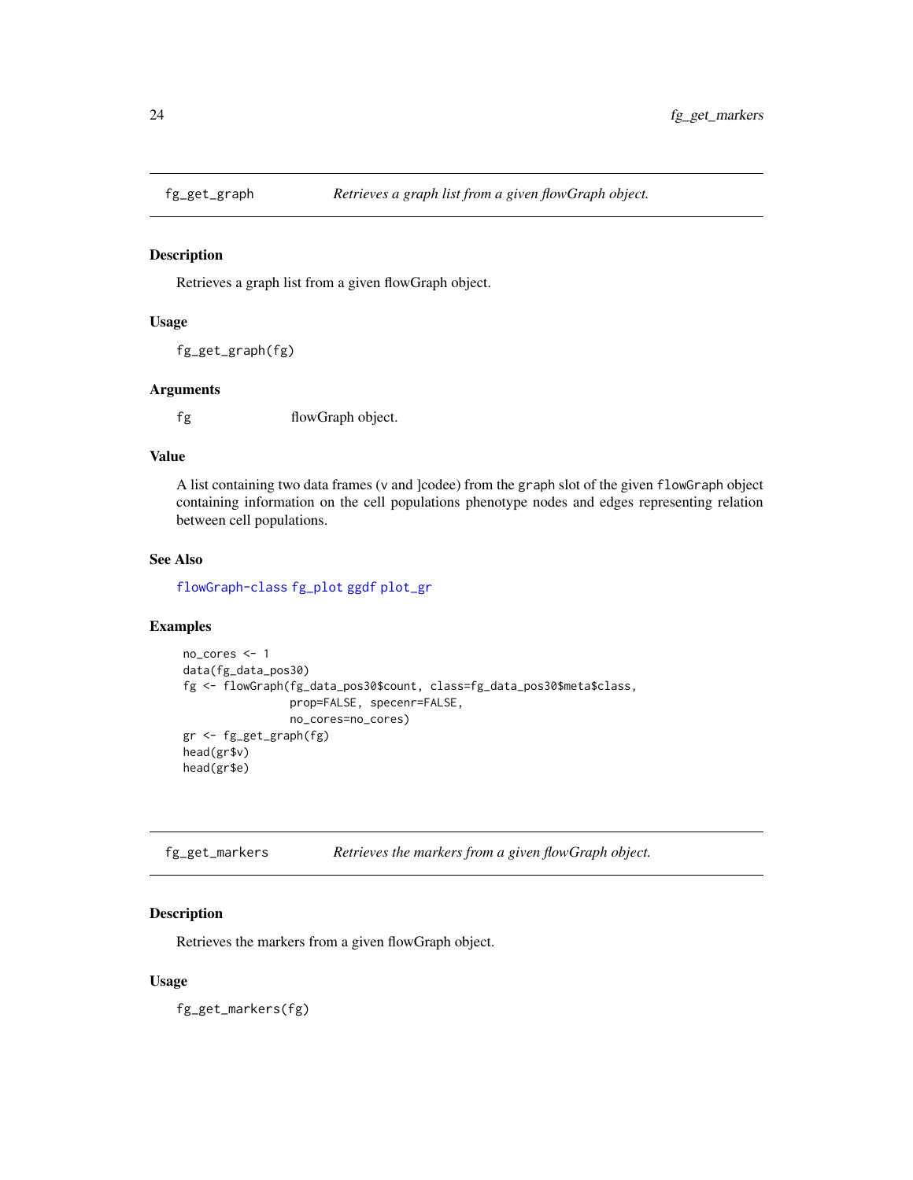## fg_get_graph — *Retrieves a graph list from a given flowGraph object.*

### Description

Retrieves a graph list from a given flowGraph object.

### Usage

```
fg_get_graph(fg)
```

### Arguments

| | |
|---|---|
| fg | flowGraph object. |

### Value

A list containing two data frames (v and ]codee) from the `graph` slot of the given `flowGraph` object containing information on the cell populations phenotype nodes and edges representing relation between cell populations.

### See Also

flowGraph-class fg_plot ggdf plot_gr

### Examples

```
no_cores <- 1
data(fg_data_pos30)
fg <- flowGraph(fg_data_pos30$count, class=fg_data_pos30$meta$class,
                prop=FALSE, specenr=FALSE,
                no_cores=no_cores)
gr <- fg_get_graph(fg)
head(gr$v)
head(gr$e)
```

## fg_get_markers — *Retrieves the markers from a given flowGraph object.*

### Description

Retrieves the markers from a given flowGraph object.

### Usage

```
fg_get_markers(fg)
```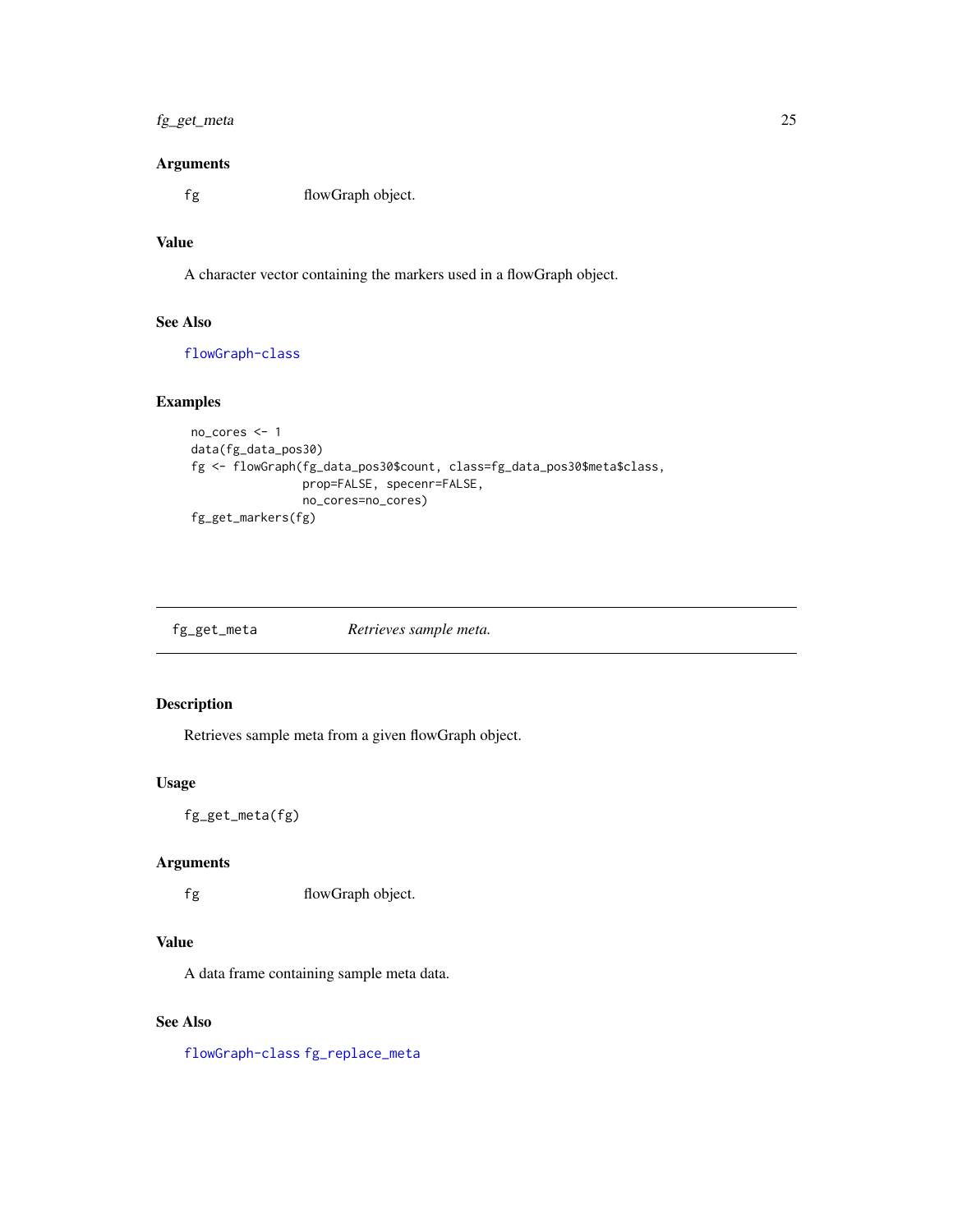### Arguments

fg flowGraph object.

### Value

A character vector containing the markers used in a flowGraph object.

### See Also

flowGraph-class

### Examples

```
no_cores <- 1
data(fg_data_pos30)
fg <- flowGraph(fg_data_pos30$count, class=fg_data_pos30$meta$class,
                prop=FALSE, specenr=FALSE,
                no_cores=no_cores)
fg_get_markers(fg)
```

---

## fg_get_meta *Retrieves sample meta.*

---

### Description

Retrieves sample meta from a given flowGraph object.

### Usage

```
fg_get_meta(fg)
```

### Arguments

fg flowGraph object.

### Value

A data frame containing sample meta data.

### See Also

flowGraph-class fg_replace_meta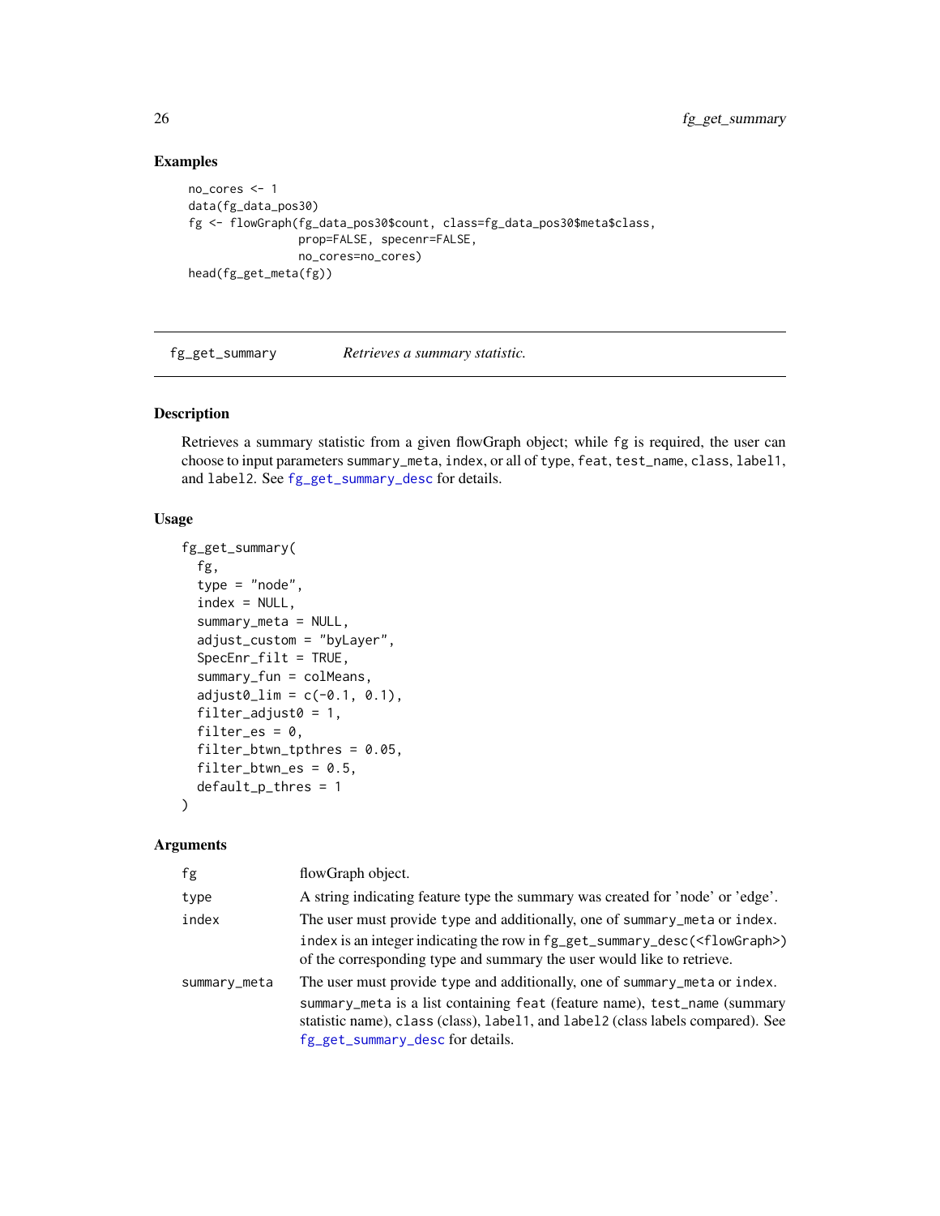## Examples

```
no_cores <- 1
data(fg_data_pos30)
fg <- flowGraph(fg_data_pos30$count, class=fg_data_pos30$meta$class,
                prop=FALSE, specenr=FALSE,
                no_cores=no_cores)
head(fg_get_meta(fg))
```

---

fg_get_summary *Retrieves a summary statistic.*

---

## Description

Retrieves a summary statistic from a given flowGraph object; while fg is required, the user can choose to input parameters summary_meta, index, or all of type, feat, test_name, class, label1, and label2. See fg_get_summary_desc for details.

## Usage

```
fg_get_summary(
  fg,
  type = "node",
  index = NULL,
  summary_meta = NULL,
  adjust_custom = "byLayer",
  SpecEnr_filt = TRUE,
  summary_fun = colMeans,
  adjust0_lim = c(-0.1, 0.1),
  filter_adjust0 = 1,
  filter_es = 0,
  filter_btwn_tpthres = 0.05,
  filter_btwn_es = 0.5,
  default_p_thres = 1
)
```

## Arguments

| | |
|---|---|
| fg | flowGraph object. |
| type | A string indicating feature type the summary was created for 'node' or 'edge'. |
| index | The user must provide type and additionally, one of summary_meta or index. index is an integer indicating the row in fg_get_summary_desc(<flowGraph>) of the corresponding type and summary the user would like to retrieve. |
| summary_meta | The user must provide type and additionally, one of summary_meta or index. summary_meta is a list containing feat (feature name), test_name (summary statistic name), class (class), label1, and label2 (class labels compared). See fg_get_summary_desc for details. |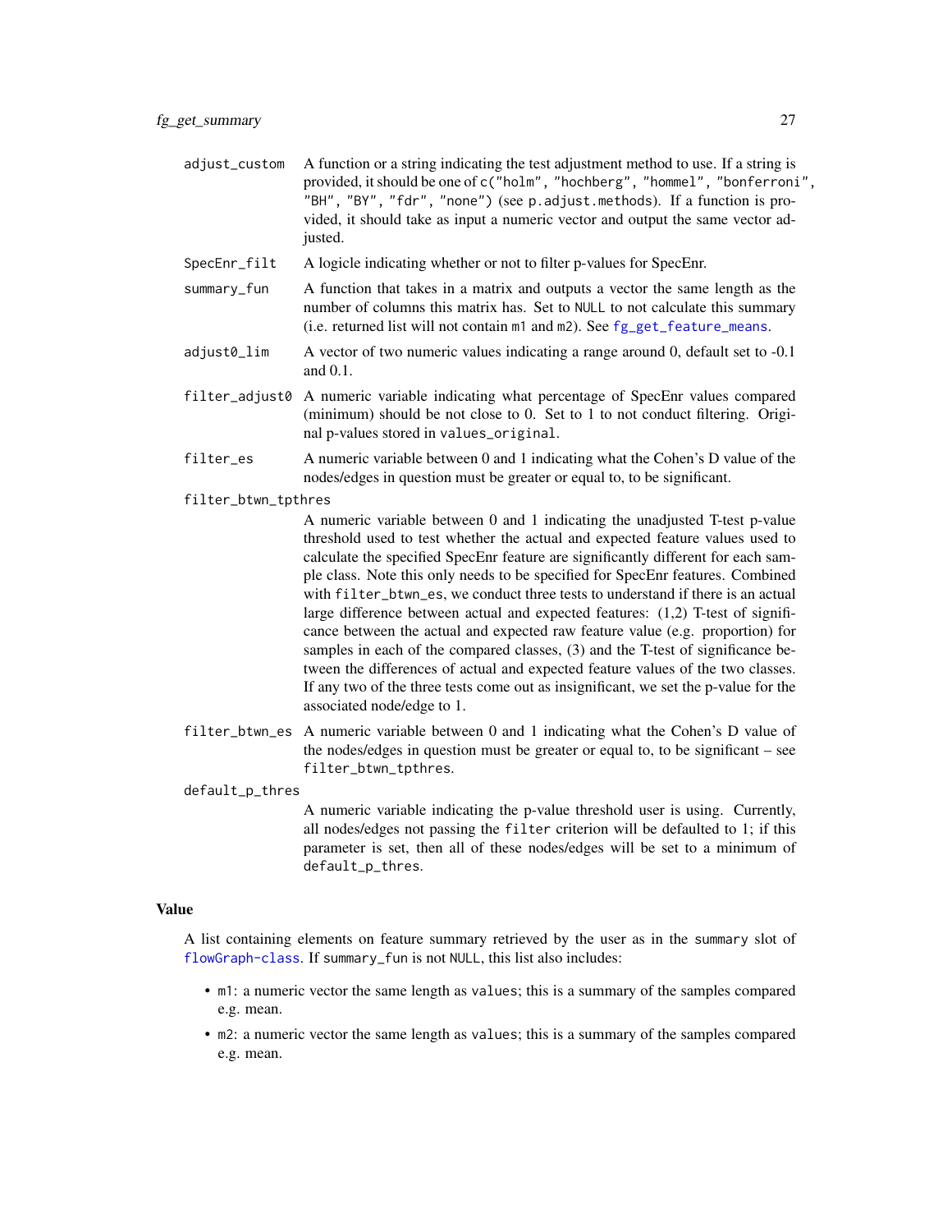`adjust_custom` A function or a string indicating the test adjustment method to use. If a string is provided, it should be one of `c("holm", "hochberg", "hommel", "bonferroni", "BH", "BY", "fdr", "none")` (see `p.adjust.methods`). If a function is provided, it should take as input a numeric vector and output the same vector adjusted.

`SpecEnr_filt` A logicle indicating whether or not to filter p-values for SpecEnr.

`summary_fun` A function that takes in a matrix and outputs a vector the same length as the number of columns this matrix has. Set to `NULL` to not calculate this summary (i.e. returned list will not contain `m1` and `m2`). See `fg_get_feature_means`.

`adjust0_lim` A vector of two numeric values indicating a range around 0, default set to -0.1 and 0.1.

`filter_adjust0` A numeric variable indicating what percentage of SpecEnr values compared (minimum) should be not close to 0. Set to 1 to not conduct filtering. Original p-values stored in `values_original`.

`filter_es` A numeric variable between 0 and 1 indicating what the Cohen's D value of the nodes/edges in question must be greater or equal to, to be significant.

`filter_btwn_tpthres` A numeric variable between 0 and 1 indicating the unadjusted T-test p-value threshold used to test whether the actual and expected feature values used to calculate the specified SpecEnr feature are significantly different for each sample class. Note this only needs to be specified for SpecEnr features. Combined with `filter_btwn_es`, we conduct three tests to understand if there is an actual large difference between actual and expected features: (1,2) T-test of significance between the actual and expected raw feature value (e.g. proportion) for samples in each of the compared classes, (3) and the T-test of significance between the differences of actual and expected feature values of the two classes. If any two of the three tests come out as insignificant, we set the p-value for the associated node/edge to 1.

`filter_btwn_es` A numeric variable between 0 and 1 indicating what the Cohen's D value of the nodes/edges in question must be greater or equal to, to be significant – see `filter_btwn_tpthres`.

`default_p_thres` A numeric variable indicating the p-value threshold user is using. Currently, all nodes/edges not passing the `filter` criterion will be defaulted to 1; if this parameter is set, then all of these nodes/edges will be set to a minimum of `default_p_thres`.

## Value

A list containing elements on feature summary retrieved by the user as in the `summary` slot of `flowGraph-class`. If `summary_fun` is not `NULL`, this list also includes:

- `m1`: a numeric vector the same length as `values`; this is a summary of the samples compared e.g. mean.
- `m2`: a numeric vector the same length as `values`; this is a summary of the samples compared e.g. mean.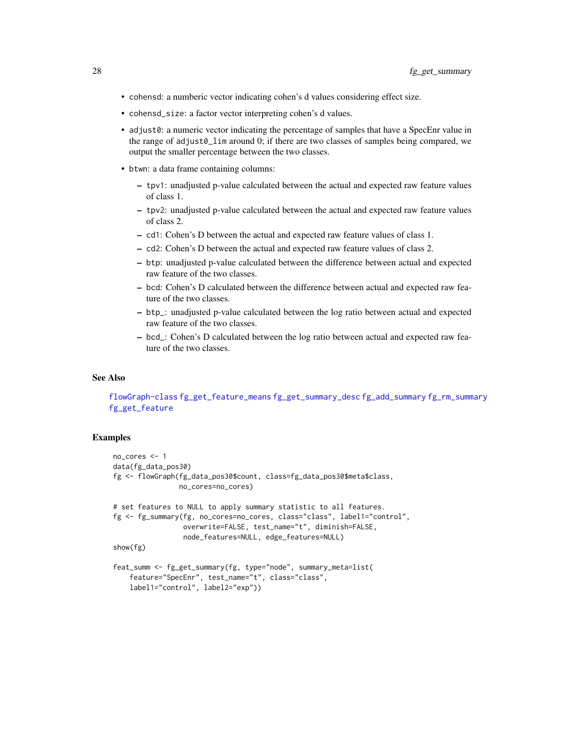- `cohensd`: a numberic vector indicating cohen's d values considering effect size.
- `cohensd_size`: a factor vector interpreting cohen's d values.
- `adjust0`: a numeric vector indicating the percentage of samples that have a SpecEnr value in the range of `adjust0_lim` around 0; if there are two classes of samples being compared, we output the smaller percentage between the two classes.
- `btwn`: a data frame containing columns:
  - `tpv1`: unadjusted p-value calculated between the actual and expected raw feature values of class 1.
  - `tpv2`: unadjusted p-value calculated between the actual and expected raw feature values of class 2.
  - `cd1`: Cohen's D between the actual and expected raw feature values of class 1.
  - `cd2`: Cohen's D between the actual and expected raw feature values of class 2.
  - `btp`: unadjusted p-value calculated between the difference between actual and expected raw feature of the two classes.
  - `bcd`: Cohen's D calculated between the difference between actual and expected raw feature of the two classes.
  - `btp_`: unadjusted p-value calculated between the log ratio between actual and expected raw feature of the two classes.
  - `bcd_`: Cohen's D calculated between the log ratio between actual and expected raw feature of the two classes.

### See Also

`flowGraph-class` `fg_get_feature_means` `fg_get_summary_desc` `fg_add_summary` `fg_rm_summary` `fg_get_feature`

### Examples

```
no_cores <- 1
data(fg_data_pos30)
fg <- flowGraph(fg_data_pos30$count, class=fg_data_pos30$meta$class,
                no_cores=no_cores)

# set features to NULL to apply summary statistic to all features.
fg <- fg_summary(fg, no_cores=no_cores, class="class", label1="control",
                 overwrite=FALSE, test_name="t", diminish=FALSE,
                 node_features=NULL, edge_features=NULL)
show(fg)

feat_summ <- fg_get_summary(fg, type="node", summary_meta=list(
    feature="SpecEnr", test_name="t", class="class",
    label1="control", label2="exp"))
```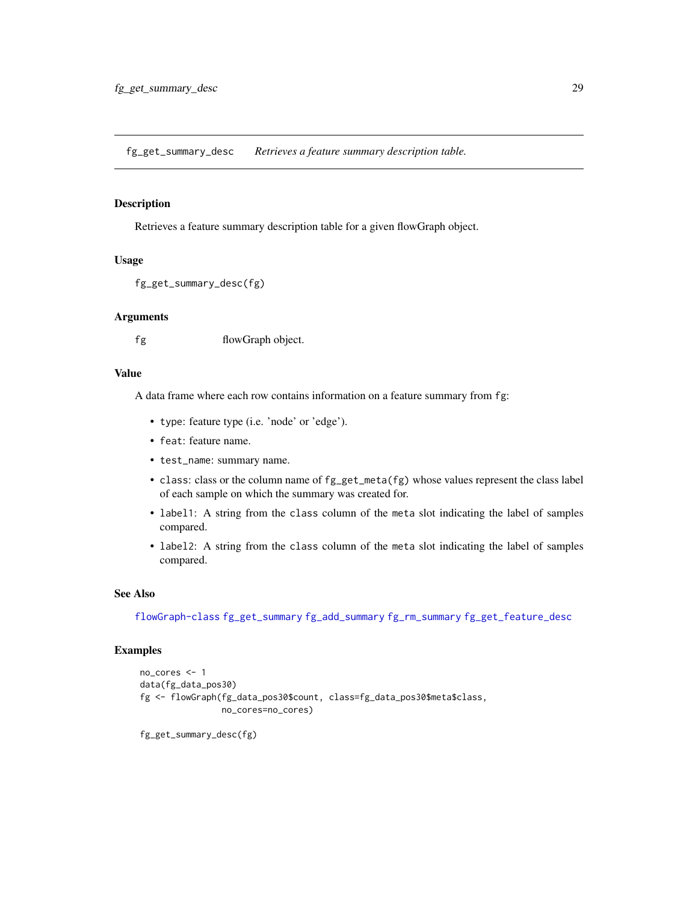## fg_get_summary_desc — *Retrieves a feature summary description table.*

### Description

Retrieves a feature summary description table for a given flowGraph object.

### Usage

```
fg_get_summary_desc(fg)
```

### Arguments

| | |
|---|---|
| fg | flowGraph object. |

### Value

A data frame where each row contains information on a feature summary from `fg`:

- `type`: feature type (i.e. 'node' or 'edge').
- `feat`: feature name.
- `test_name`: summary name.
- `class`: class or the column name of `fg_get_meta(fg)` whose values represent the class label of each sample on which the summary was created for.
- `label1`: A string from the `class` column of the `meta` slot indicating the label of samples compared.
- `label2`: A string from the `class` column of the `meta` slot indicating the label of samples compared.

### See Also

`flowGraph-class` `fg_get_summary` `fg_add_summary` `fg_rm_summary` `fg_get_feature_desc`

### Examples

```
no_cores <- 1
data(fg_data_pos30)
fg <- flowGraph(fg_data_pos30$count, class=fg_data_pos30$meta$class,
                no_cores=no_cores)

fg_get_summary_desc(fg)
```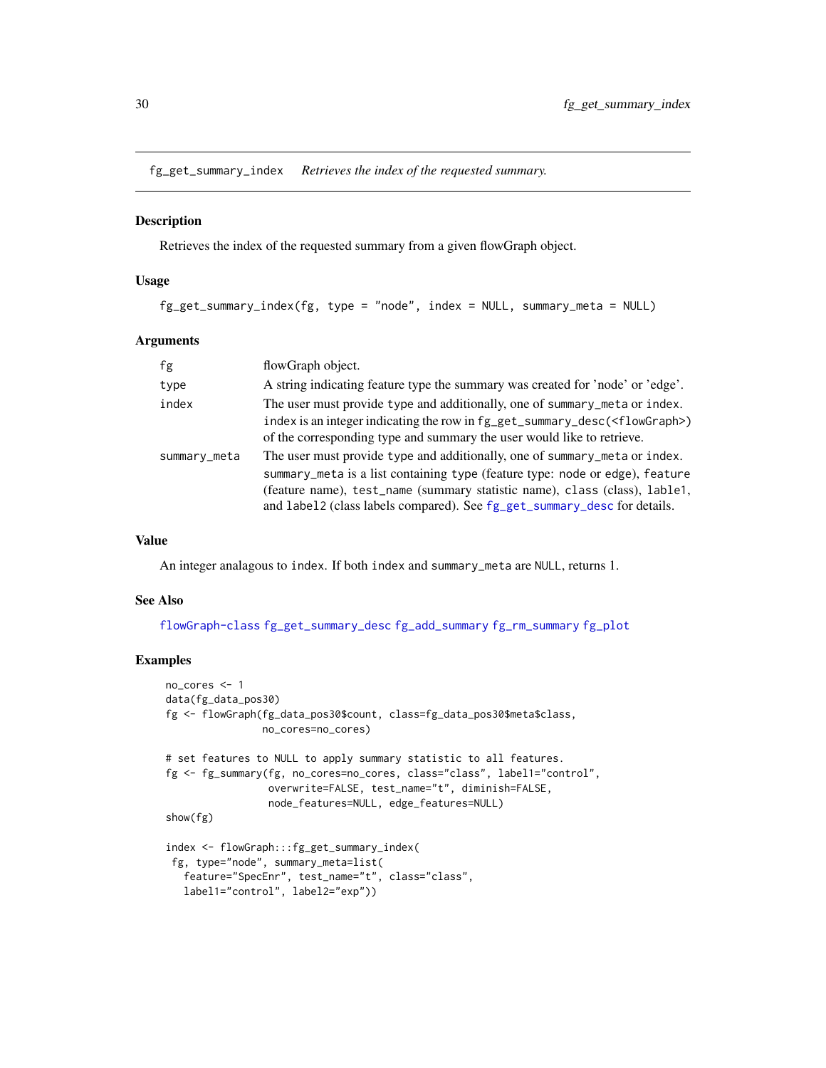fg_get_summary_index *Retrieves the index of the requested summary.*

## Description

Retrieves the index of the requested summary from a given flowGraph object.

## Usage

```
fg_get_summary_index(fg, type = "node", index = NULL, summary_meta = NULL)
```

## Arguments

| | |
|---|---|
| fg | flowGraph object. |
| type | A string indicating feature type the summary was created for 'node' or 'edge'. |
| index | The user must provide type and additionally, one of summary_meta or index. index is an integer indicating the row in fg_get_summary_desc(<flowGraph>) of the corresponding type and summary the user would like to retrieve. |
| summary_meta | The user must provide type and additionally, one of summary_meta or index. summary_meta is a list containing type (feature type: node or edge), feature (feature name), test_name (summary statistic name), class (class), lable1, and label2 (class labels compared). See fg_get_summary_desc for details. |

## Value

An integer analagous to index. If both index and summary_meta are NULL, returns 1.

## See Also

flowGraph-class fg_get_summary_desc fg_add_summary fg_rm_summary fg_plot

## Examples

```
no_cores <- 1
data(fg_data_pos30)
fg <- flowGraph(fg_data_pos30$count, class=fg_data_pos30$meta$class,
                no_cores=no_cores)

# set features to NULL to apply summary statistic to all features.
fg <- fg_summary(fg, no_cores=no_cores, class="class", label1="control",
                 overwrite=FALSE, test_name="t", diminish=FALSE,
                 node_features=NULL, edge_features=NULL)
show(fg)

index <- flowGraph:::fg_get_summary_index(
 fg, type="node", summary_meta=list(
   feature="SpecEnr", test_name="t", class="class",
   label1="control", label2="exp"))
```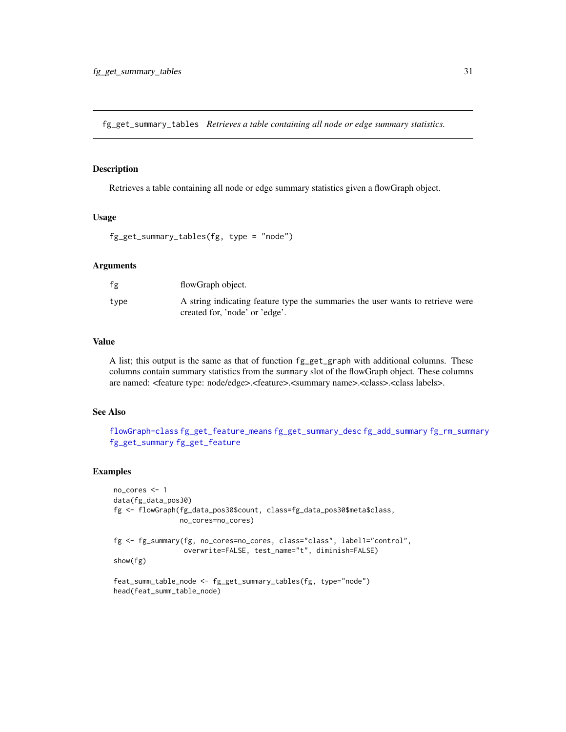## fg_get_summary_tables *Retrieves a table containing all node or edge summary statistics.*

### Description

Retrieves a table containing all node or edge summary statistics given a flowGraph object.

### Usage

```
fg_get_summary_tables(fg, type = "node")
```

### Arguments

| | |
|---|---|
| fg | flowGraph object. |
| type | A string indicating feature type the summaries the user wants to retrieve were created for, 'node' or 'edge'. |

### Value

A list; this output is the same as that of function `fg_get_graph` with additional columns. These columns contain summary statistics from the `summary` slot of the flowGraph object. These columns are named: <feature type: node/edge>.<feature>.<summary name>.<class>.<class labels>.

### See Also

flowGraph-class fg_get_feature_means fg_get_summary_desc fg_add_summary fg_rm_summary fg_get_summary fg_get_feature

### Examples

```
no_cores <- 1
data(fg_data_pos30)
fg <- flowGraph(fg_data_pos30$count, class=fg_data_pos30$meta$class,
                no_cores=no_cores)

fg <- fg_summary(fg, no_cores=no_cores, class="class", label1="control",
                 overwrite=FALSE, test_name="t", diminish=FALSE)
show(fg)

feat_summ_table_node <- fg_get_summary_tables(fg, type="node")
head(feat_summ_table_node)
```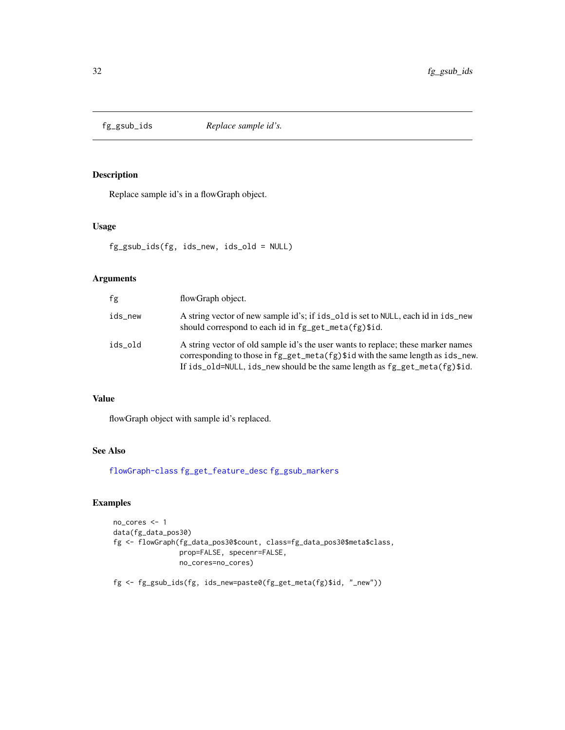## fg_gsub_ids    *Replace sample id's.*

### Description

Replace sample id's in a flowGraph object.

### Usage

```
fg_gsub_ids(fg, ids_new, ids_old = NULL)
```

### Arguments

| | |
|---|---|
| fg | flowGraph object. |
| ids_new | A string vector of new sample id's; if `ids_old` is set to `NULL`, each id in `ids_new` should correspond to each id in `fg_get_meta(fg)$id`. |
| ids_old | A string vector of old sample id's the user wants to replace; these marker names corresponding to those in `fg_get_meta(fg)$id` with the same length as `ids_new`. If `ids_old=NULL`, `ids_new` should be the same length as `fg_get_meta(fg)$id`. |

### Value

flowGraph object with sample id's replaced.

### See Also

flowGraph-class fg_get_feature_desc fg_gsub_markers

### Examples

```
no_cores <- 1
data(fg_data_pos30)
fg <- flowGraph(fg_data_pos30$count, class=fg_data_pos30$meta$class,
                prop=FALSE, specenr=FALSE,
                no_cores=no_cores)

fg <- fg_gsub_ids(fg, ids_new=paste0(fg_get_meta(fg)$id, "_new"))
```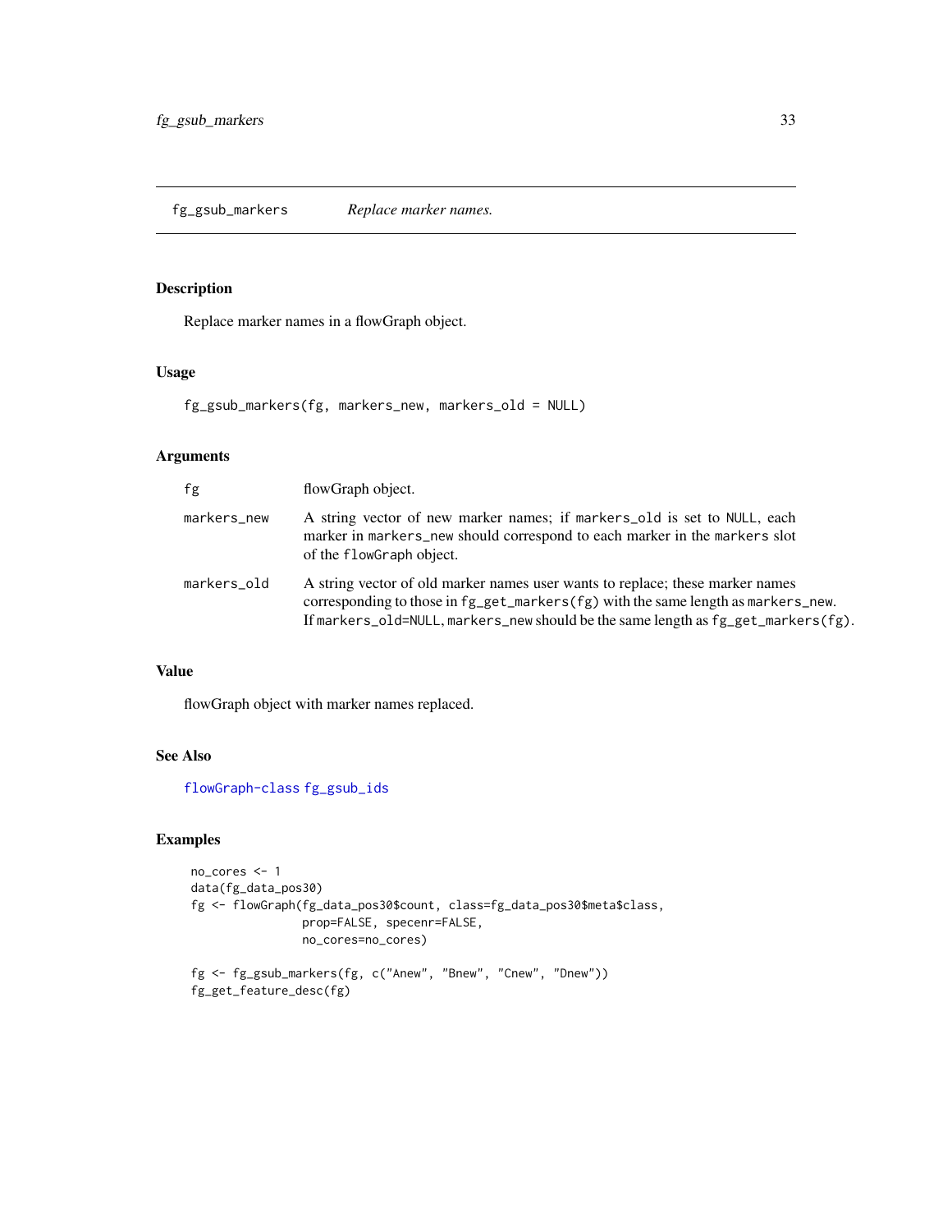## fg_gsub_markers *Replace marker names.*

### Description

Replace marker names in a flowGraph object.

### Usage

```
fg_gsub_markers(fg, markers_new, markers_old = NULL)
```

### Arguments

| | |
|---|---|
| fg | flowGraph object. |
| markers_new | A string vector of new marker names; if `markers_old` is set to `NULL`, each marker in `markers_new` should correspond to each marker in the `markers` slot of the `flowGraph` object. |
| markers_old | A string vector of old marker names user wants to replace; these marker names corresponding to those in `fg_get_markers(fg)` with the same length as `markers_new`. If `markers_old=NULL`, `markers_new` should be the same length as `fg_get_markers(fg)`. |

### Value

flowGraph object with marker names replaced.

### See Also

flowGraph-class fg_gsub_ids

### Examples

```
no_cores <- 1
data(fg_data_pos30)
fg <- flowGraph(fg_data_pos30$count, class=fg_data_pos30$meta$class,
                prop=FALSE, specenr=FALSE,
                no_cores=no_cores)

fg <- fg_gsub_markers(fg, c("Anew", "Bnew", "Cnew", "Dnew"))
fg_get_feature_desc(fg)
```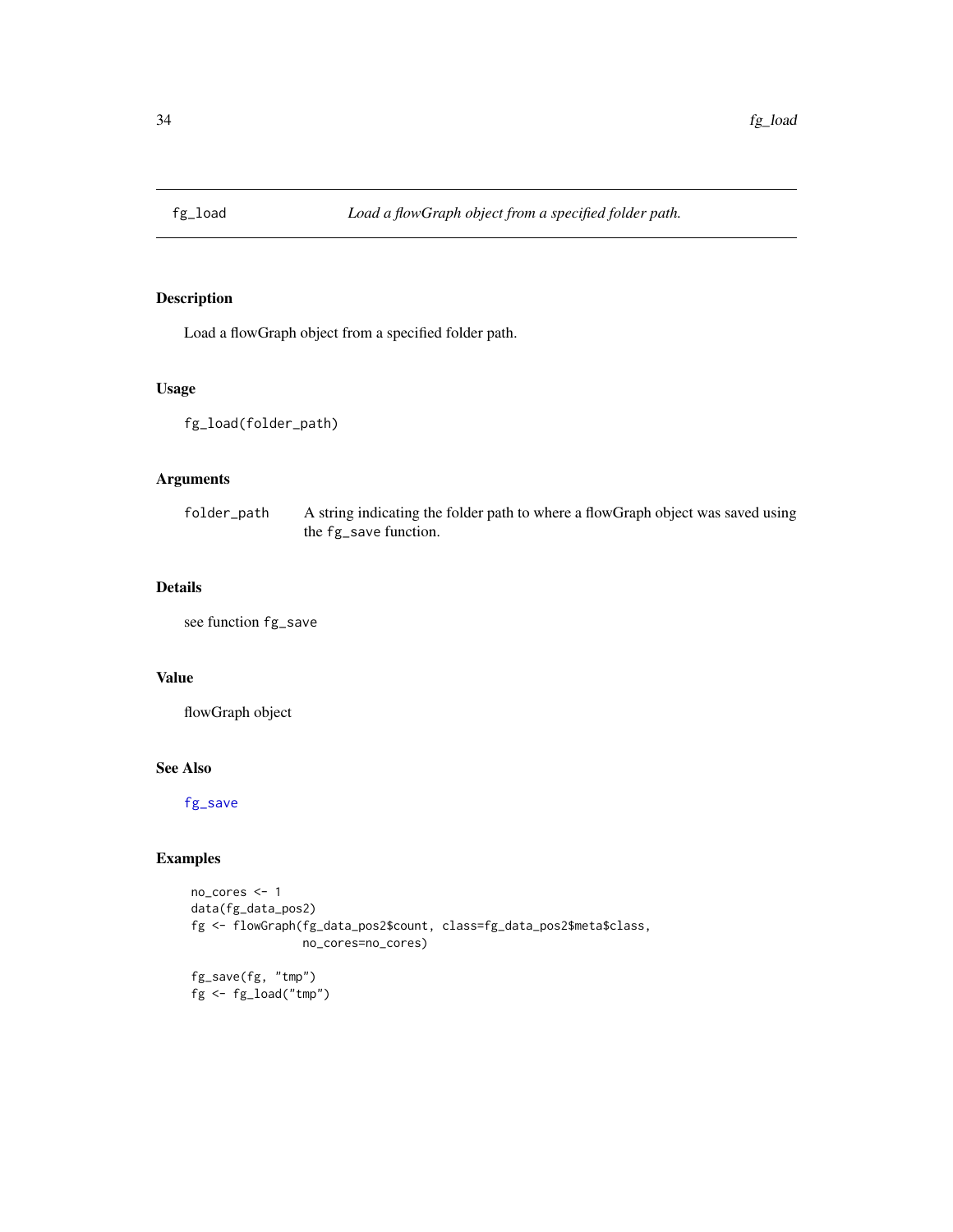# fg_load

*Load a flowGraph object from a specified folder path.*

## Description

Load a flowGraph object from a specified folder path.

## Usage

```
fg_load(folder_path)
```

## Arguments

| | |
|---|---|
| folder_path | A string indicating the folder path to where a flowGraph object was saved using the fg_save function. |

## Details

see function fg_save

## Value

flowGraph object

## See Also

fg_save

## Examples

```
no_cores <- 1
data(fg_data_pos2)
fg <- flowGraph(fg_data_pos2$count, class=fg_data_pos2$meta$class,
                no_cores=no_cores)

fg_save(fg, "tmp")
fg <- fg_load("tmp")
```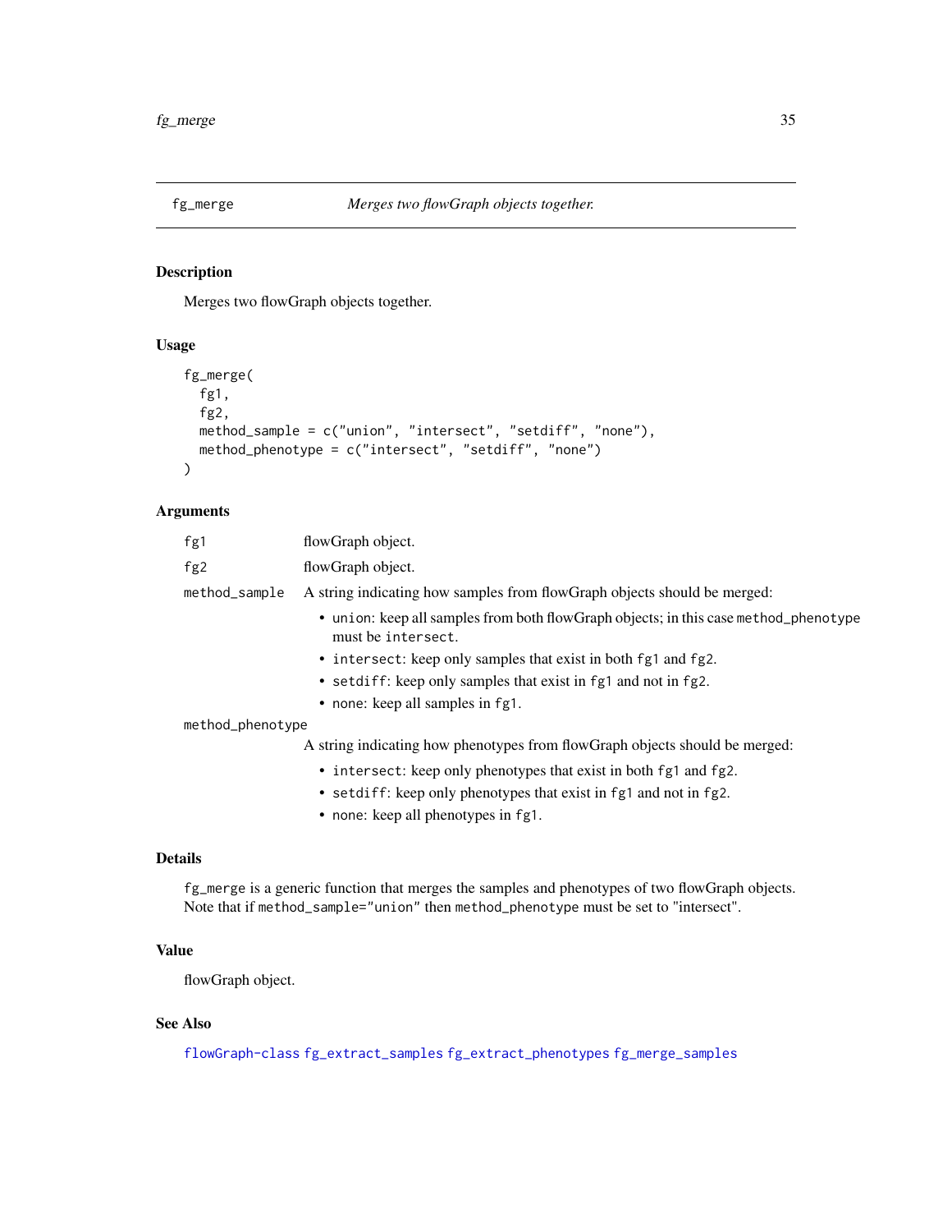## fg_merge *Merges two flowGraph objects together.*

### Description

Merges two flowGraph objects together.

### Usage

```
fg_merge(
  fg1,
  fg2,
  method_sample = c("union", "intersect", "setdiff", "none"),
  method_phenotype = c("intersect", "setdiff", "none")
)
```

### Arguments

- `fg1` flowGraph object.
- `fg2` flowGraph object.
- `method_sample` A string indicating how samples from flowGraph objects should be merged:
  - `union`: keep all samples from both flowGraph objects; in this case `method_phenotype` must be `intersect`.
  - `intersect`: keep only samples that exist in both `fg1` and `fg2`.
  - `setdiff`: keep only samples that exist in `fg1` and not in `fg2`.
  - `none`: keep all samples in `fg1`.
- `method_phenotype` A string indicating how phenotypes from flowGraph objects should be merged:
  - `intersect`: keep only phenotypes that exist in both `fg1` and `fg2`.
  - `setdiff`: keep only phenotypes that exist in `fg1` and not in `fg2`.
  - `none`: keep all phenotypes in `fg1`.

### Details

`fg_merge` is a generic function that merges the samples and phenotypes of two flowGraph objects. Note that if `method_sample="union"` then `method_phenotype` must be set to "intersect".

### Value

flowGraph object.

### See Also

flowGraph-class fg_extract_samples fg_extract_phenotypes fg_merge_samples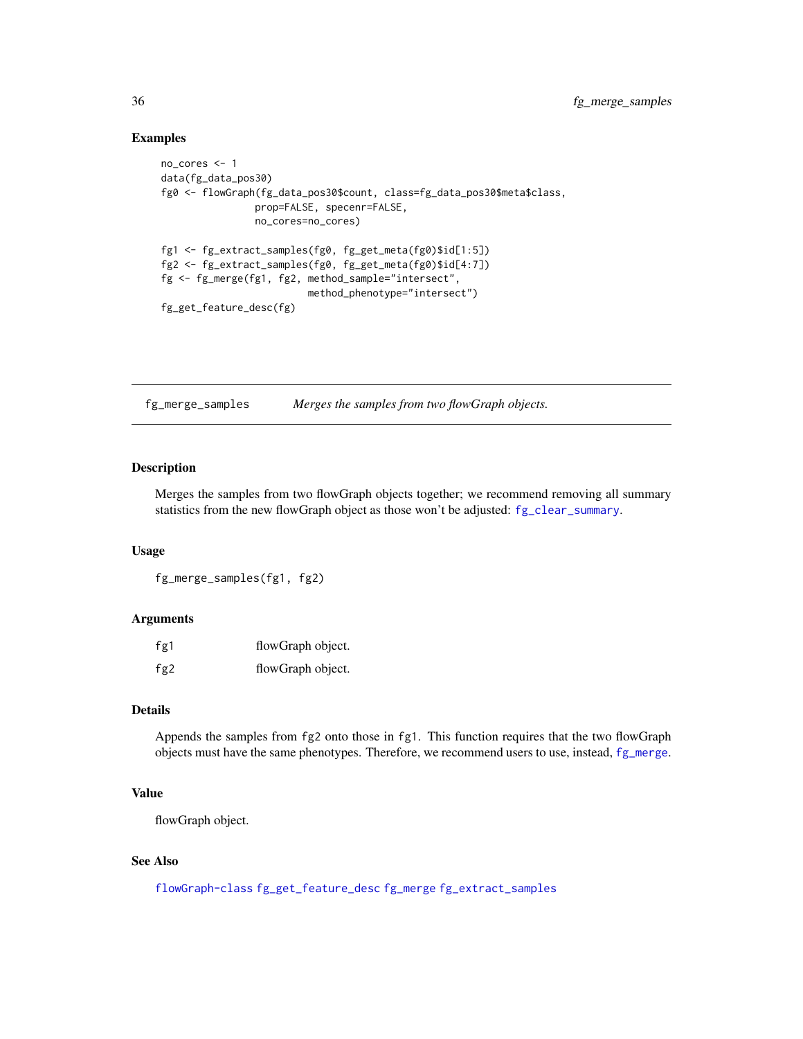### Examples

```
no_cores <- 1
data(fg_data_pos30)
fg0 <- flowGraph(fg_data_pos30$count, class=fg_data_pos30$meta$class,
                 prop=FALSE, specenr=FALSE,
                 no_cores=no_cores)

fg1 <- fg_extract_samples(fg0, fg_get_meta(fg0)$id[1:5])
fg2 <- fg_extract_samples(fg0, fg_get_meta(fg0)$id[4:7])
fg <- fg_merge(fg1, fg2, method_sample="intersect",
                         method_phenotype="intersect")
fg_get_feature_desc(fg)
```

---

## fg_merge_samples — *Merges the samples from two flowGraph objects.*

---

### Description

Merges the samples from two flowGraph objects together; we recommend removing all summary statistics from the new flowGraph object as those won't be adjusted: `fg_clear_summary`.

### Usage

```
fg_merge_samples(fg1, fg2)
```

### Arguments

| | |
|---|---|
| `fg1` | flowGraph object. |
| `fg2` | flowGraph object. |

### Details

Appends the samples from `fg2` onto those in `fg1`. This function requires that the two flowGraph objects must have the same phenotypes. Therefore, we recommend users to use, instead, `fg_merge`.

### Value

flowGraph object.

### See Also

`flowGraph-class` `fg_get_feature_desc` `fg_merge` `fg_extract_samples`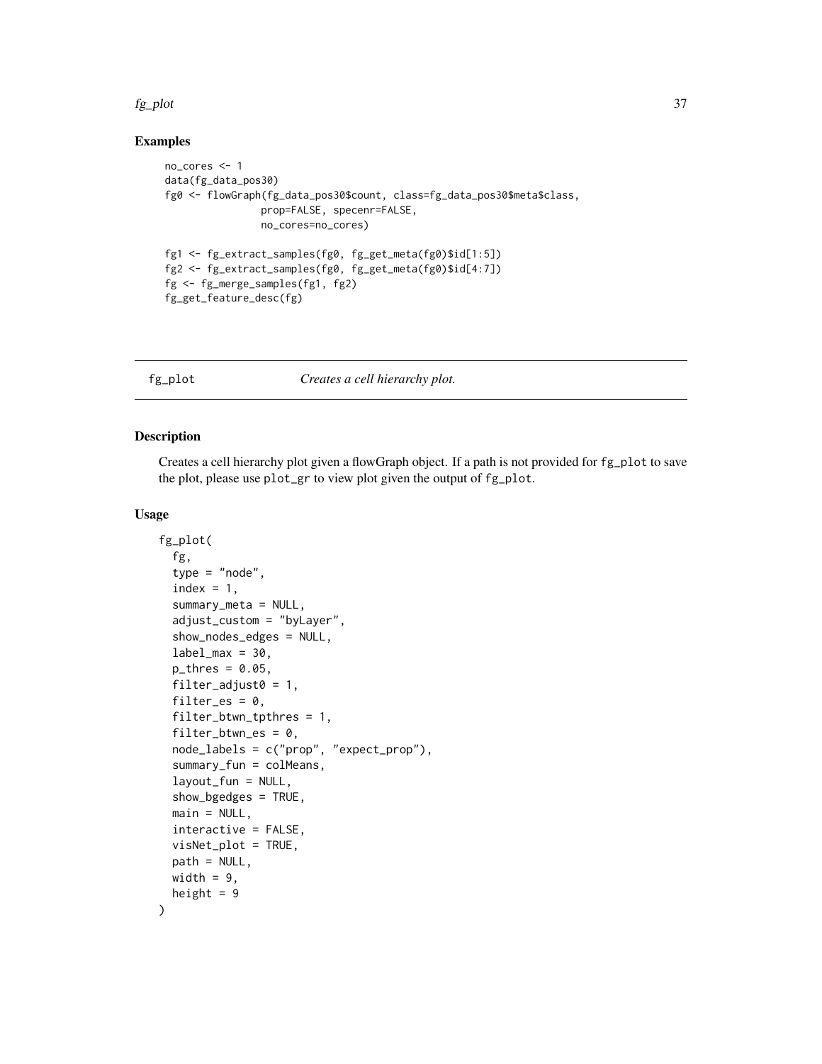## Examples

```
no_cores <- 1
data(fg_data_pos30)
fg0 <- flowGraph(fg_data_pos30$count, class=fg_data_pos30$meta$class,
                 prop=FALSE, specenr=FALSE,
                 no_cores=no_cores)

fg1 <- fg_extract_samples(fg0, fg_get_meta(fg0)$id[1:5])
fg2 <- fg_extract_samples(fg0, fg_get_meta(fg0)$id[4:7])
fg <- fg_merge_samples(fg1, fg2)
fg_get_feature_desc(fg)
```

---

# fg_plot *Creates a cell hierarchy plot.*

## Description

Creates a cell hierarchy plot given a flowGraph object. If a path is not provided for `fg_plot` to save the plot, please use `plot_gr` to view plot given the output of `fg_plot`.

## Usage

```
fg_plot(
  fg,
  type = "node",
  index = 1,
  summary_meta = NULL,
  adjust_custom = "byLayer",
  show_nodes_edges = NULL,
  label_max = 30,
  p_thres = 0.05,
  filter_adjust0 = 1,
  filter_es = 0,
  filter_btwn_tpthres = 1,
  filter_btwn_es = 0,
  node_labels = c("prop", "expect_prop"),
  summary_fun = colMeans,
  layout_fun = NULL,
  show_bgedges = TRUE,
  main = NULL,
  interactive = FALSE,
  visNet_plot = TRUE,
  path = NULL,
  width = 9,
  height = 9
)
```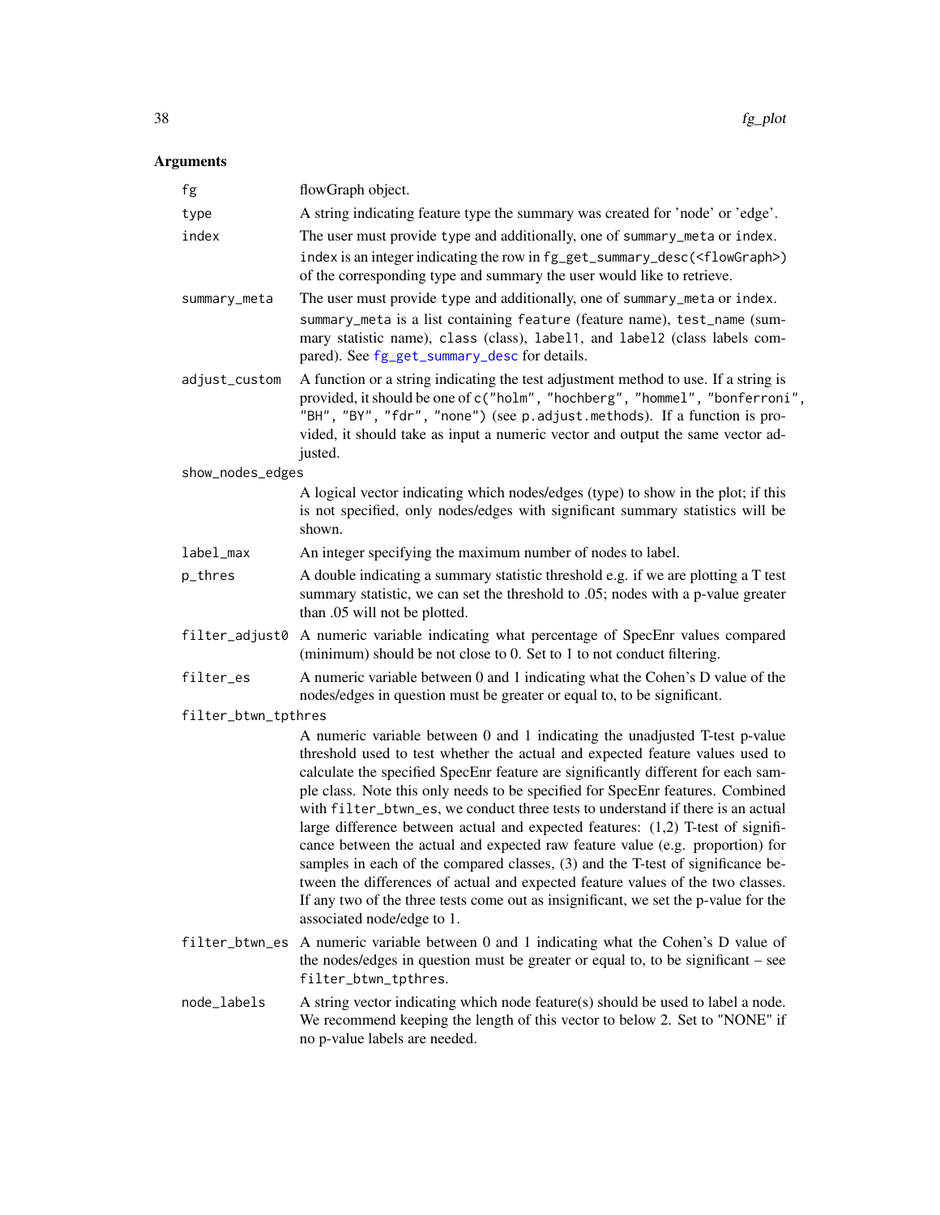## Arguments

| | |
|---|---|
| `fg` | flowGraph object. |
| `type` | A string indicating feature type the summary was created for 'node' or 'edge'. |
| `index` | The user must provide `type` and additionally, one of `summary_meta` or `index`. `index` is an integer indicating the row in `fg_get_summary_desc(<flowGraph>)` of the corresponding type and summary the user would like to retrieve. |
| `summary_meta` | The user must provide `type` and additionally, one of `summary_meta` or `index`. `summary_meta` is a list containing `feature` (feature name), `test_name` (summary statistic name), `class` (class), `label1`, and `label2` (class labels compared). See `fg_get_summary_desc` for details. |
| `adjust_custom` | A function or a string indicating the test adjustment method to use. If a string is provided, it should be one of `c("holm", "hochberg", "hommel", "bonferroni", "BH", "BY", "fdr", "none")` (see `p.adjust.methods`). If a function is provided, it should take as input a numeric vector and output the same vector adjusted. |
| `show_nodes_edges` | A logical vector indicating which nodes/edges (type) to show in the plot; if this is not specified, only nodes/edges with significant summary statistics will be shown. |
| `label_max` | An integer specifying the maximum number of nodes to label. |
| `p_thres` | A double indicating a summary statistic threshold e.g. if we are plotting a T test summary statistic, we can set the threshold to .05; nodes with a p-value greater than .05 will not be plotted. |
| `filter_adjust0` | A numeric variable indicating what percentage of SpecEnr values compared (minimum) should be not close to 0. Set to 1 to not conduct filtering. |
| `filter_es` | A numeric variable between 0 and 1 indicating what the Cohen's D value of the nodes/edges in question must be greater or equal to, to be significant. |
| `filter_btwn_tpthres` | A numeric variable between 0 and 1 indicating the unadjusted T-test p-value threshold used to test whether the actual and expected feature values used to calculate the specified SpecEnr feature are significantly different for each sample class. Note this only needs to be specified for SpecEnr features. Combined with `filter_btwn_es`, we conduct three tests to understand if there is an actual large difference between actual and expected features: (1,2) T-test of significance between the actual and expected raw feature value (e.g. proportion) for samples in each of the compared classes, (3) and the T-test of significance between the differences of actual and expected feature values of the two classes. If any two of the three tests come out as insignificant, we set the p-value for the associated node/edge to 1. |
| `filter_btwn_es` | A numeric variable between 0 and 1 indicating what the Cohen's D value of the nodes/edges in question must be greater or equal to, to be significant – see `filter_btwn_tpthres`. |
| `node_labels` | A string vector indicating which node feature(s) should be used to label a node. We recommend keeping the length of this vector to below 2. Set to "NONE" if no p-value labels are needed. |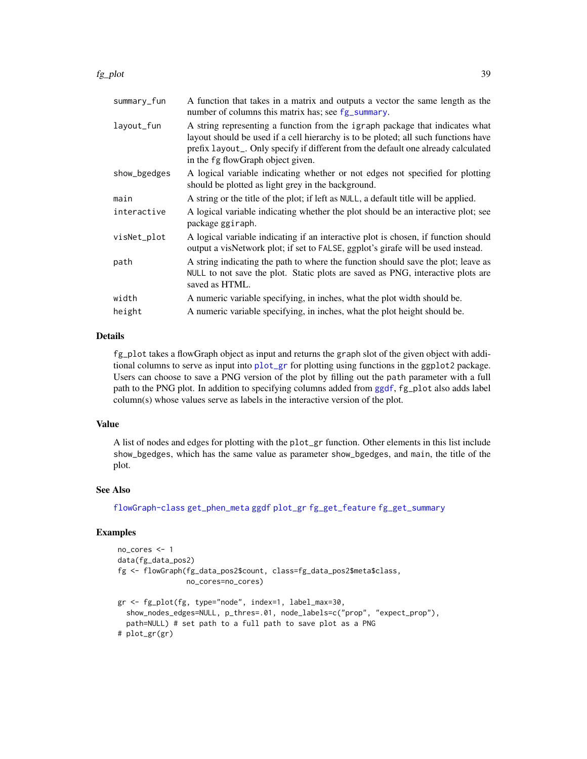| | |
|---|---|
| summary_fun | A function that takes in a matrix and outputs a vector the same length as the number of columns this matrix has; see fg_summary. |
| layout_fun | A string representing a function from the igraph package that indicates what layout should be used if a cell hierarchy is to be ploted; all such functions have prefix layout_. Only specify if different from the default one already calculated in the fg flowGraph object given. |
| show_bgedges | A logical variable indicating whether or not edges not specified for plotting should be plotted as light grey in the background. |
| main | A string or the title of the plot; if left as NULL, a default title will be applied. |
| interactive | A logical variable indicating whether the plot should be an interactive plot; see package ggiraph. |
| visNet_plot | A logical variable indicating if an interactive plot is chosen, if function should output a visNetwork plot; if set to FALSE, ggplot's girafe will be used instead. |
| path | A string indicating the path to where the function should save the plot; leave as NULL to not save the plot. Static plots are saved as PNG, interactive plots are saved as HTML. |
| width | A numeric variable specifying, in inches, what the plot width should be. |
| height | A numeric variable specifying, in inches, what the plot height should be. |

## Details

fg_plot takes a flowGraph object as input and returns the graph slot of the given object with additional columns to serve as input into plot_gr for plotting using functions in the ggplot2 package. Users can choose to save a PNG version of the plot by filling out the path parameter with a full path to the PNG plot. In addition to specifying columns added from ggdf, fg_plot also adds label column(s) whose values serve as labels in the interactive version of the plot.

## Value

A list of nodes and edges for plotting with the plot_gr function. Other elements in this list include show_bgedges, which has the same value as parameter show_bgedges, and main, the title of the plot.

## See Also

flowGraph-class get_phen_meta ggdf plot_gr fg_get_feature fg_get_summary

## Examples

```
no_cores <- 1
data(fg_data_pos2)
fg <- flowGraph(fg_data_pos2$count, class=fg_data_pos2$meta$class,
                no_cores=no_cores)

gr <- fg_plot(fg, type="node", index=1, label_max=30,
  show_nodes_edges=NULL, p_thres=.01, node_labels=c("prop", "expect_prop"),
  path=NULL) # set path to a full path to save plot as a PNG
# plot_gr(gr)
```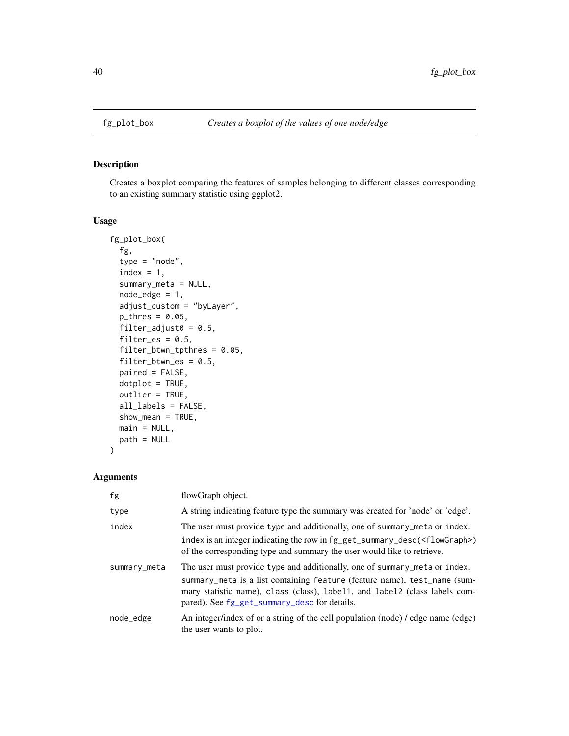# fg_plot_box — *Creates a boxplot of the values of one node/edge*

## Description

Creates a boxplot comparing the features of samples belonging to different classes corresponding to an existing summary statistic using ggplot2.

## Usage

```
fg_plot_box(
  fg,
  type = "node",
  index = 1,
  summary_meta = NULL,
  node_edge = 1,
  adjust_custom = "byLayer",
  p_thres = 0.05,
  filter_adjust0 = 0.5,
  filter_es = 0.5,
  filter_btwn_tpthres = 0.05,
  filter_btwn_es = 0.5,
  paired = FALSE,
  dotplot = TRUE,
  outlier = TRUE,
  all_labels = FALSE,
  show_mean = TRUE,
  main = NULL,
  path = NULL
)
```

## Arguments

| | |
|---|---|
| `fg` | flowGraph object. |
| `type` | A string indicating feature type the summary was created for 'node' or 'edge'. |
| `index` | The user must provide `type` and additionally, one of `summary_meta` or `index`. `index` is an integer indicating the row in `fg_get_summary_desc(<flowGraph>)` of the corresponding type and summary the user would like to retrieve. |
| `summary_meta` | The user must provide `type` and additionally, one of `summary_meta` or `index`. `summary_meta` is a list containing `feature` (feature name), `test_name` (summary statistic name), `class` (class), `label1`, and `label2` (class labels compared). See `fg_get_summary_desc` for details. |
| `node_edge` | An integer/index of or a string of the cell population (node) / edge name (edge) the user wants to plot. |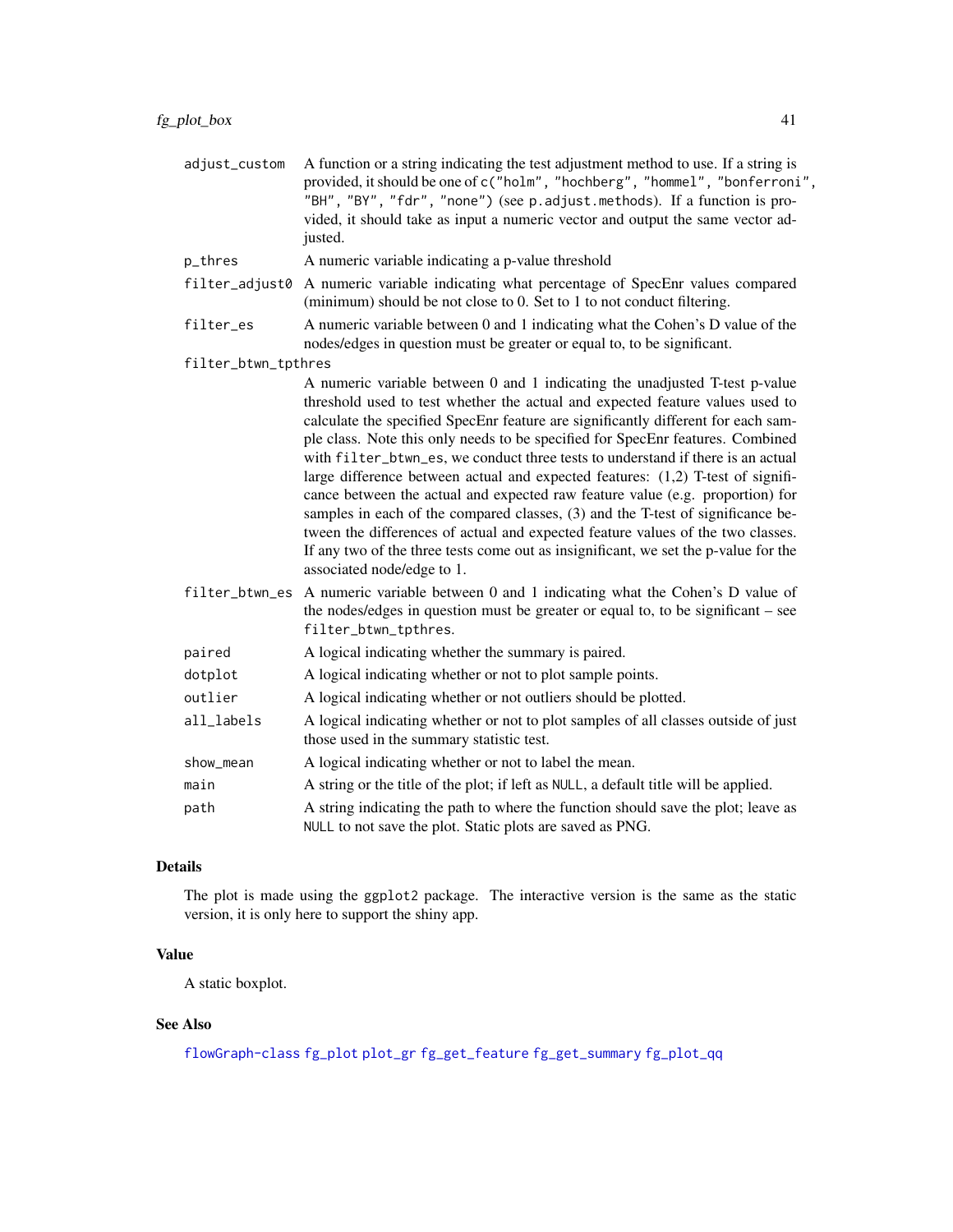| | |
|---|---|
| `adjust_custom` | A function or a string indicating the test adjustment method to use. If a string is provided, it should be one of `c("holm", "hochberg", "hommel", "bonferroni", "BH", "BY", "fdr", "none")` (see `p.adjust.methods`). If a function is provided, it should take as input a numeric vector and output the same vector adjusted. |
| `p_thres` | A numeric variable indicating a p-value threshold |
| `filter_adjust0` | A numeric variable indicating what percentage of SpecEnr values compared (minimum) should be not close to 0. Set to 1 to not conduct filtering. |
| `filter_es` | A numeric variable between 0 and 1 indicating what the Cohen's D value of the nodes/edges in question must be greater or equal to, to be significant. |
| `filter_btwn_tpthres` | A numeric variable between 0 and 1 indicating the unadjusted T-test p-value threshold used to test whether the actual and expected feature values used to calculate the specified SpecEnr feature are significantly different for each sample class. Note this only needs to be specified for SpecEnr features. Combined with `filter_btwn_es`, we conduct three tests to understand if there is an actual large difference between actual and expected features: (1,2) T-test of significance between the actual and expected raw feature value (e.g. proportion) for samples in each of the compared classes, (3) and the T-test of significance between the differences of actual and expected feature values of the two classes. If any two of the three tests come out as insignificant, we set the p-value for the associated node/edge to 1. |
| `filter_btwn_es` | A numeric variable between 0 and 1 indicating what the Cohen's D value of the nodes/edges in question must be greater or equal to, to be significant – see `filter_btwn_tpthres`. |
| `paired` | A logical indicating whether the summary is paired. |
| `dotplot` | A logical indicating whether or not to plot sample points. |
| `outlier` | A logical indicating whether or not outliers should be plotted. |
| `all_labels` | A logical indicating whether or not to plot samples of all classes outside of just those used in the summary statistic test. |
| `show_mean` | A logical indicating whether or not to label the mean. |
| `main` | A string or the title of the plot; if left as `NULL`, a default title will be applied. |
| `path` | A string indicating the path to where the function should save the plot; leave as `NULL` to not save the plot. Static plots are saved as PNG. |

## Details

The plot is made using the `ggplot2` package. The interactive version is the same as the static version, it is only here to support the shiny app.

## Value

A static boxplot.

## See Also

flowGraph-class fg_plot plot_gr fg_get_feature fg_get_summary fg_plot_qq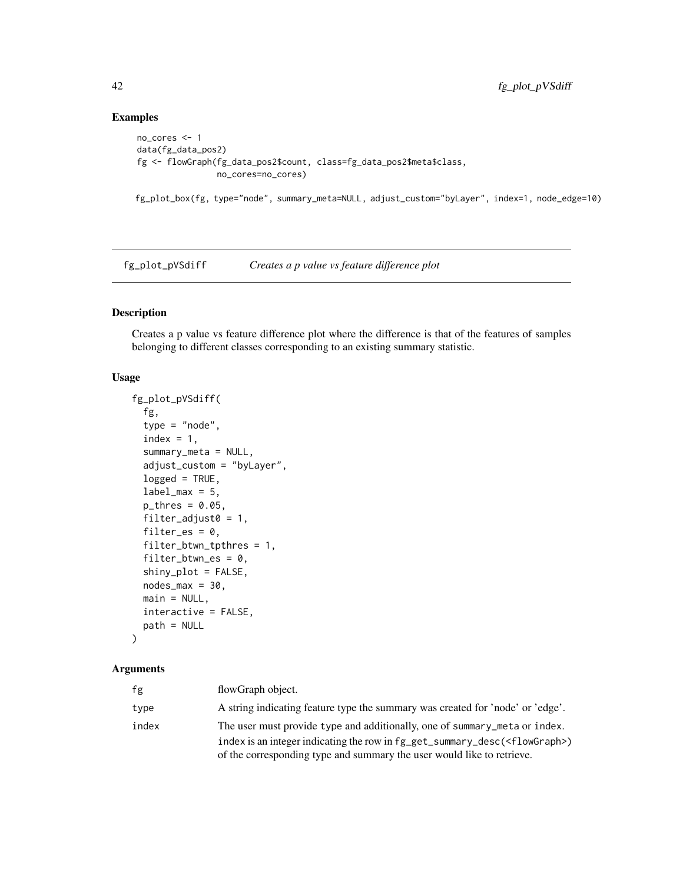## Examples

```
no_cores <- 1
data(fg_data_pos2)
fg <- flowGraph(fg_data_pos2$count, class=fg_data_pos2$meta$class,
                no_cores=no_cores)

fg_plot_box(fg, type="node", summary_meta=NULL, adjust_custom="byLayer", index=1, node_edge=10)
```

# fg_plot_pVSdiff    *Creates a p value vs feature difference plot*

## Description

Creates a p value vs feature difference plot where the difference is that of the features of samples belonging to different classes corresponding to an existing summary statistic.

## Usage

```
fg_plot_pVSdiff(
  fg,
  type = "node",
  index = 1,
  summary_meta = NULL,
  adjust_custom = "byLayer",
  logged = TRUE,
  label_max = 5,
  p_thres = 0.05,
  filter_adjust0 = 1,
  filter_es = 0,
  filter_btwn_tpthres = 1,
  filter_btwn_es = 0,
  shiny_plot = FALSE,
  nodes_max = 30,
  main = NULL,
  interactive = FALSE,
  path = NULL
)
```

## Arguments

| | |
|---|---|
| fg | flowGraph object. |
| type | A string indicating feature type the summary was created for 'node' or 'edge'. |
| index | The user must provide type and additionally, one of summary_meta or index. index is an integer indicating the row in fg_get_summary_desc(<flowGraph>) of the corresponding type and summary the user would like to retrieve. |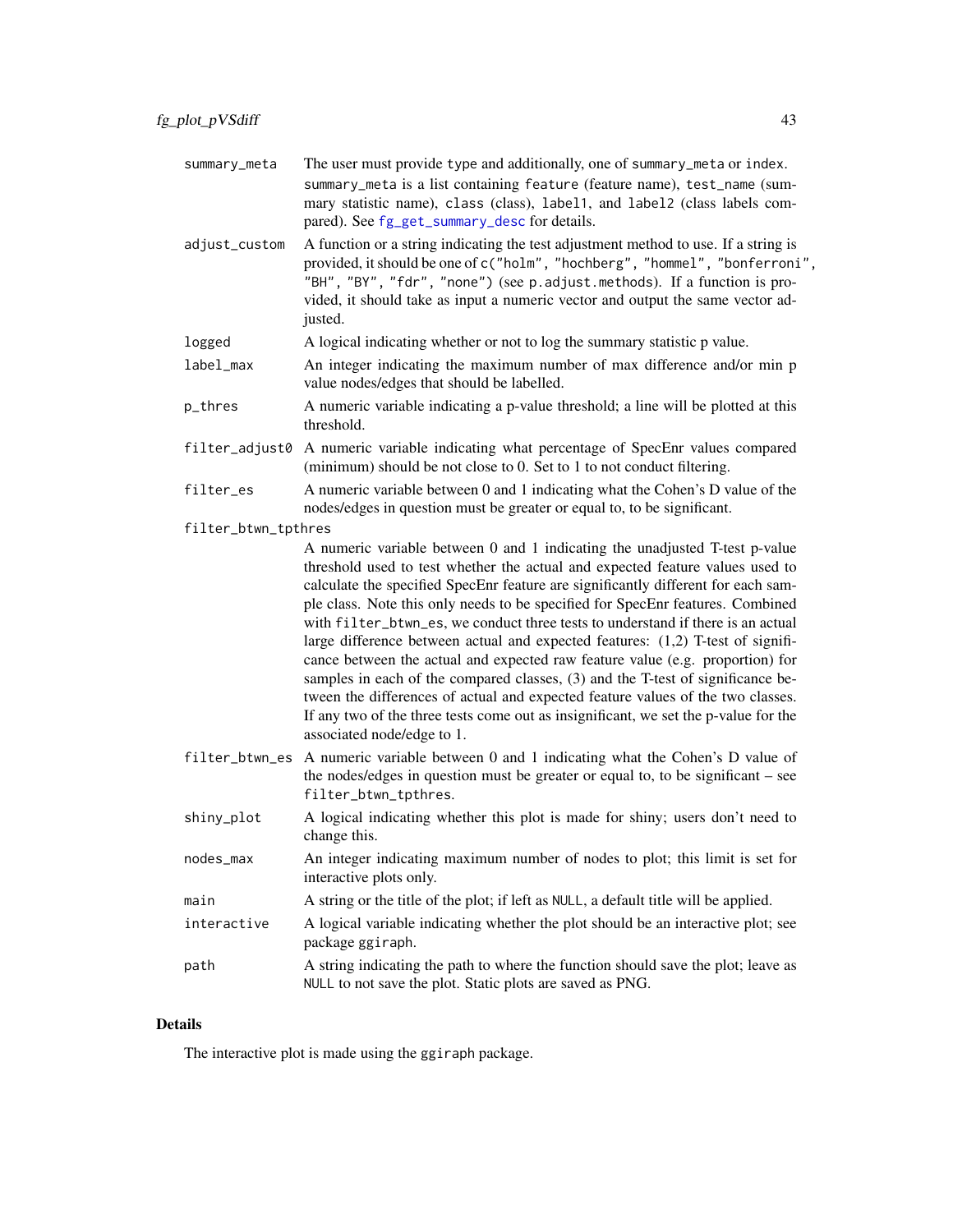| | |
|---|---|
| summary_meta | The user must provide type and additionally, one of summary_meta or index. summary_meta is a list containing feature (feature name), test_name (summary statistic name), class (class), label1, and label2 (class labels compared). See fg_get_summary_desc for details. |
| adjust_custom | A function or a string indicating the test adjustment method to use. If a string is provided, it should be one of c("holm", "hochberg", "hommel", "bonferroni", "BH", "BY", "fdr", "none") (see p.adjust.methods). If a function is provided, it should take as input a numeric vector and output the same vector adjusted. |
| logged | A logical indicating whether or not to log the summary statistic p value. |
| label_max | An integer indicating the maximum number of max difference and/or min p value nodes/edges that should be labelled. |
| p_thres | A numeric variable indicating a p-value threshold; a line will be plotted at this threshold. |
| filter_adjust0 | A numeric variable indicating what percentage of SpecEnr values compared (minimum) should be not close to 0. Set to 1 to not conduct filtering. |
| filter_es | A numeric variable between 0 and 1 indicating what the Cohen's D value of the nodes/edges in question must be greater or equal to, to be significant. |
| filter_btwn_tpthres | A numeric variable between 0 and 1 indicating the unadjusted T-test p-value threshold used to test whether the actual and expected feature values used to calculate the specified SpecEnr feature are significantly different for each sample class. Note this only needs to be specified for SpecEnr features. Combined with filter_btwn_es, we conduct three tests to understand if there is an actual large difference between actual and expected features: (1,2) T-test of significance between the actual and expected raw feature value (e.g. proportion) for samples in each of the compared classes, (3) and the T-test of significance between the differences of actual and expected feature values of the two classes. If any two of the three tests come out as insignificant, we set the p-value for the associated node/edge to 1. |
| filter_btwn_es | A numeric variable between 0 and 1 indicating what the Cohen's D value of the nodes/edges in question must be greater or equal to, to be significant – see filter_btwn_tpthres. |
| shiny_plot | A logical indicating whether this plot is made for shiny; users don't need to change this. |
| nodes_max | An integer indicating maximum number of nodes to plot; this limit is set for interactive plots only. |
| main | A string or the title of the plot; if left as NULL, a default title will be applied. |
| interactive | A logical variable indicating whether the plot should be an interactive plot; see package ggiraph. |
| path | A string indicating the path to where the function should save the plot; leave as NULL to not save the plot. Static plots are saved as PNG. |

## Details

The interactive plot is made using the ggiraph package.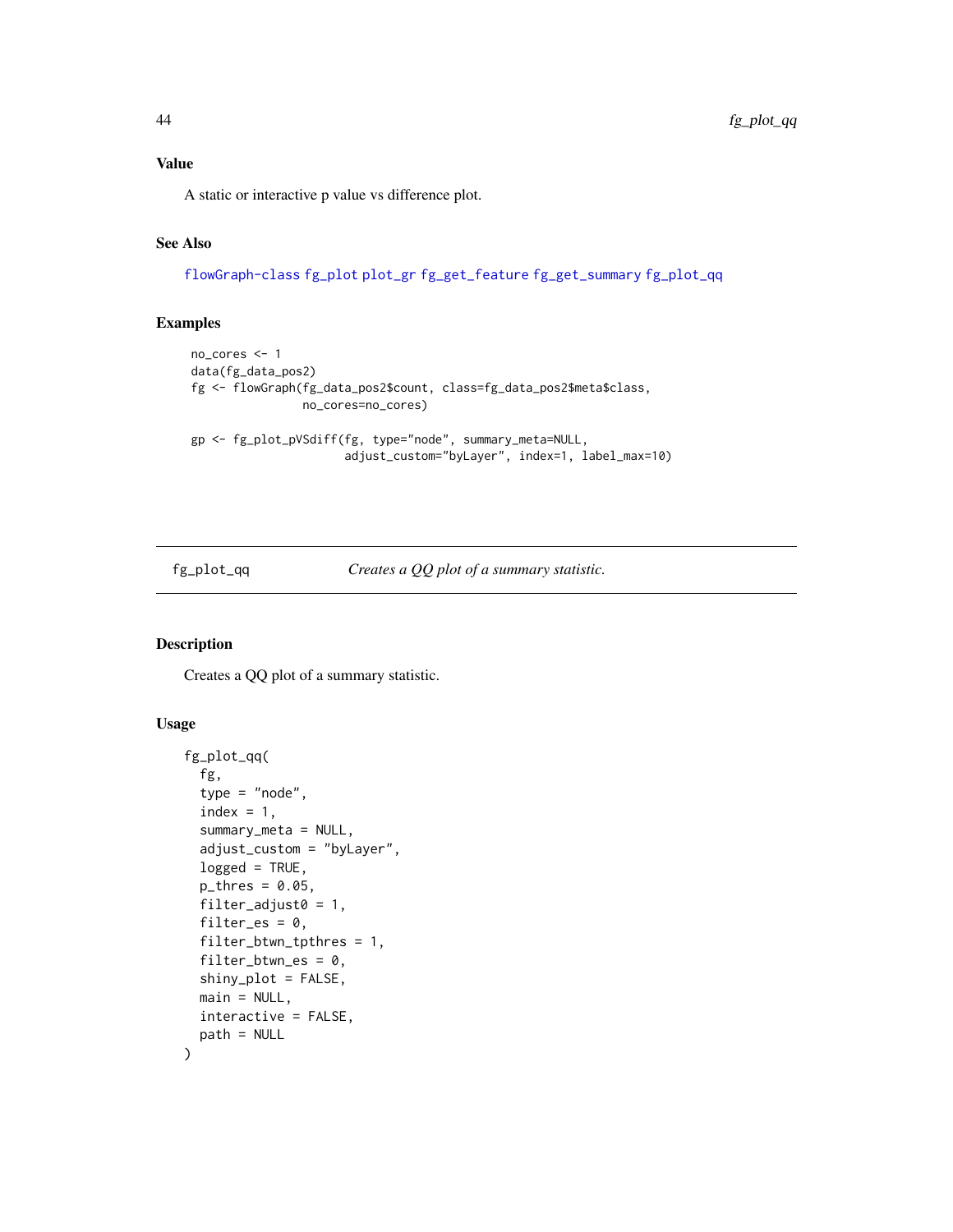### Value

A static or interactive p value vs difference plot.

### See Also

flowGraph-class fg_plot plot_gr fg_get_feature fg_get_summary fg_plot_qq

### Examples

```
no_cores <- 1
data(fg_data_pos2)
fg <- flowGraph(fg_data_pos2$count, class=fg_data_pos2$meta$class,
                no_cores=no_cores)

gp <- fg_plot_pVSdiff(fg, type="node", summary_meta=NULL,
                      adjust_custom="byLayer", index=1, label_max=10)
```

---

## fg_plot_qq    *Creates a QQ plot of a summary statistic.*

### Description

Creates a QQ plot of a summary statistic.

### Usage

```
fg_plot_qq(
  fg,
  type = "node",
  index = 1,
  summary_meta = NULL,
  adjust_custom = "byLayer",
  logged = TRUE,
  p_thres = 0.05,
  filter_adjust0 = 1,
  filter_es = 0,
  filter_btwn_tpthres = 1,
  filter_btwn_es = 0,
  shiny_plot = FALSE,
  main = NULL,
  interactive = FALSE,
  path = NULL
)
```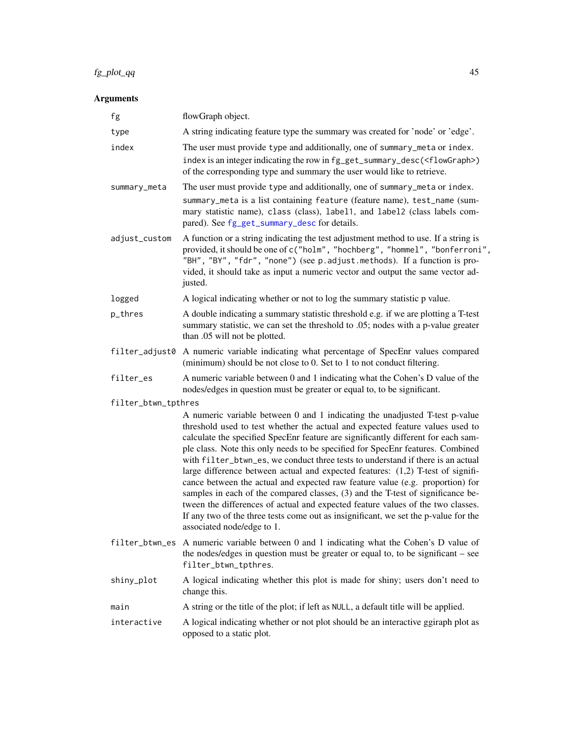## Arguments

| | |
|---|---|
| `fg` | flowGraph object. |
| `type` | A string indicating feature type the summary was created for 'node' or 'edge'. |
| `index` | The user must provide `type` and additionally, one of `summary_meta` or `index`. `index` is an integer indicating the row in `fg_get_summary_desc(<flowGraph>)` of the corresponding type and summary the user would like to retrieve. |
| `summary_meta` | The user must provide `type` and additionally, one of `summary_meta` or `index`. `summary_meta` is a list containing `feature` (feature name), `test_name` (summary statistic name), `class` (class), `label1`, and `label2` (class labels compared). See `fg_get_summary_desc` for details. |
| `adjust_custom` | A function or a string indicating the test adjustment method to use. If a string is provided, it should be one of `c("holm", "hochberg", "hommel", "bonferroni", "BH", "BY", "fdr", "none")` (see `p.adjust.methods`). If a function is provided, it should take as input a numeric vector and output the same vector adjusted. |
| `logged` | A logical indicating whether or not to log the summary statistic p value. |
| `p_thres` | A double indicating a summary statistic threshold e.g. if we are plotting a T-test summary statistic, we can set the threshold to .05; nodes with a p-value greater than .05 will not be plotted. |
| `filter_adjust0` | A numeric variable indicating what percentage of SpecEnr values compared (minimum) should be not close to 0. Set to 1 to not conduct filtering. |
| `filter_es` | A numeric variable between 0 and 1 indicating what the Cohen's D value of the nodes/edges in question must be greater or equal to, to be significant. |
| `filter_btwn_tpthres` | A numeric variable between 0 and 1 indicating the unadjusted T-test p-value threshold used to test whether the actual and expected feature values used to calculate the specified SpecEnr feature are significantly different for each sample class. Note this only needs to be specified for SpecEnr features. Combined with `filter_btwn_es`, we conduct three tests to understand if there is an actual large difference between actual and expected features: (1,2) T-test of significance between the actual and expected raw feature value (e.g. proportion) for samples in each of the compared classes, (3) and the T-test of significance between the differences of actual and expected feature values of the two classes. If any two of the three tests come out as insignificant, we set the p-value for the associated node/edge to 1. |
| `filter_btwn_es` | A numeric variable between 0 and 1 indicating what the Cohen's D value of the nodes/edges in question must be greater or equal to, to be significant – see `filter_btwn_tpthres`. |
| `shiny_plot` | A logical indicating whether this plot is made for shiny; users don't need to change this. |
| `main` | A string or the title of the plot; if left as `NULL`, a default title will be applied. |
| `interactive` | A logical indicating whether or not plot should be an interactive ggiraph plot as opposed to a static plot. |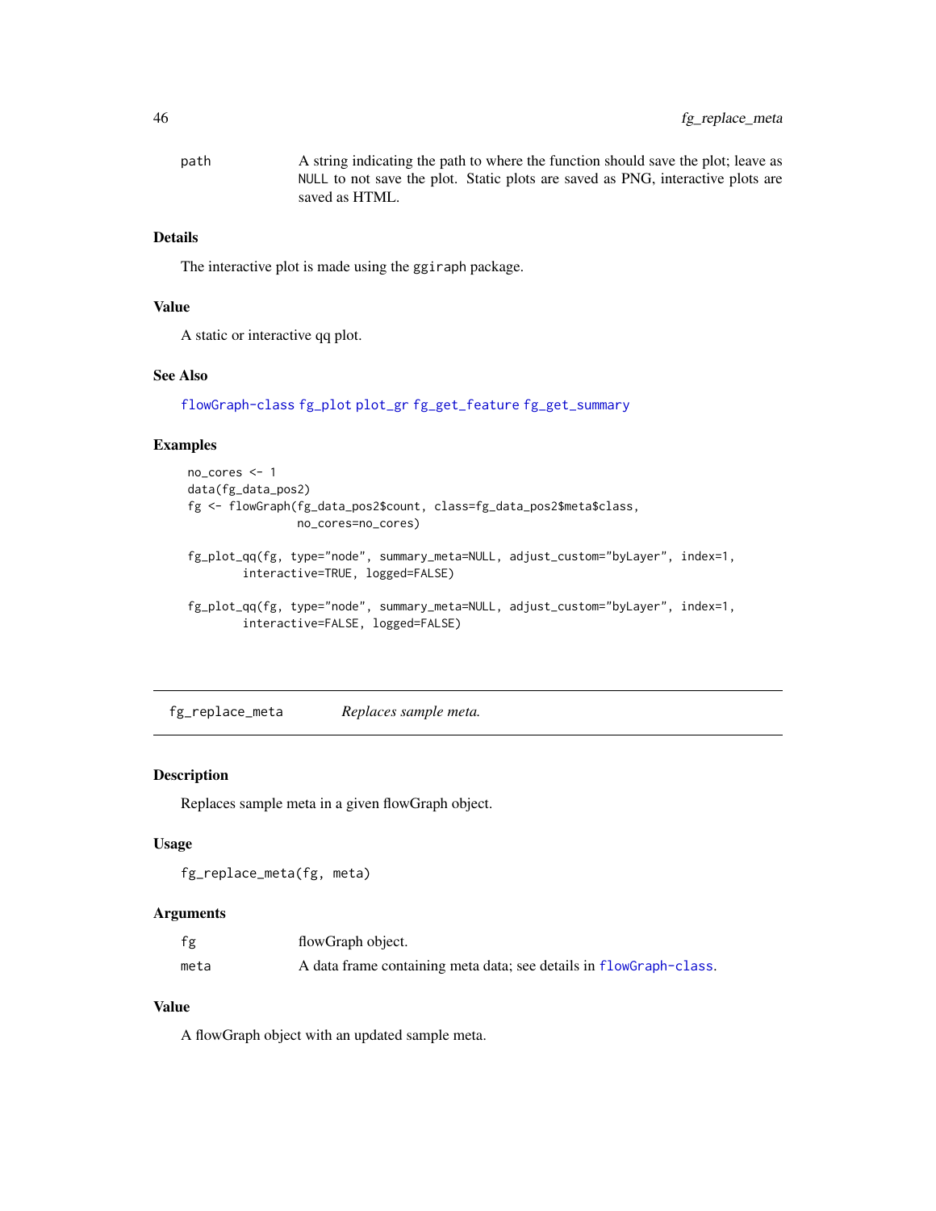| | |
|---|---|
| path | A string indicating the path to where the function should save the plot; leave as NULL to not save the plot. Static plots are saved as PNG, interactive plots are saved as HTML. |

### Details

The interactive plot is made using the ggiraph package.

### Value

A static or interactive qq plot.

### See Also

flowGraph-class fg_plot plot_gr fg_get_feature fg_get_summary

### Examples

```
no_cores <- 1
data(fg_data_pos2)
fg <- flowGraph(fg_data_pos2$count, class=fg_data_pos2$meta$class,
                no_cores=no_cores)

fg_plot_qq(fg, type="node", summary_meta=NULL, adjust_custom="byLayer", index=1,
        interactive=TRUE, logged=FALSE)

fg_plot_qq(fg, type="node", summary_meta=NULL, adjust_custom="byLayer", index=1,
        interactive=FALSE, logged=FALSE)
```

## fg_replace_meta *Replaces sample meta.*

### Description

Replaces sample meta in a given flowGraph object.

### Usage

```
fg_replace_meta(fg, meta)
```

### Arguments

| | |
|---|---|
| fg | flowGraph object. |
| meta | A data frame containing meta data; see details in flowGraph-class. |

### Value

A flowGraph object with an updated sample meta.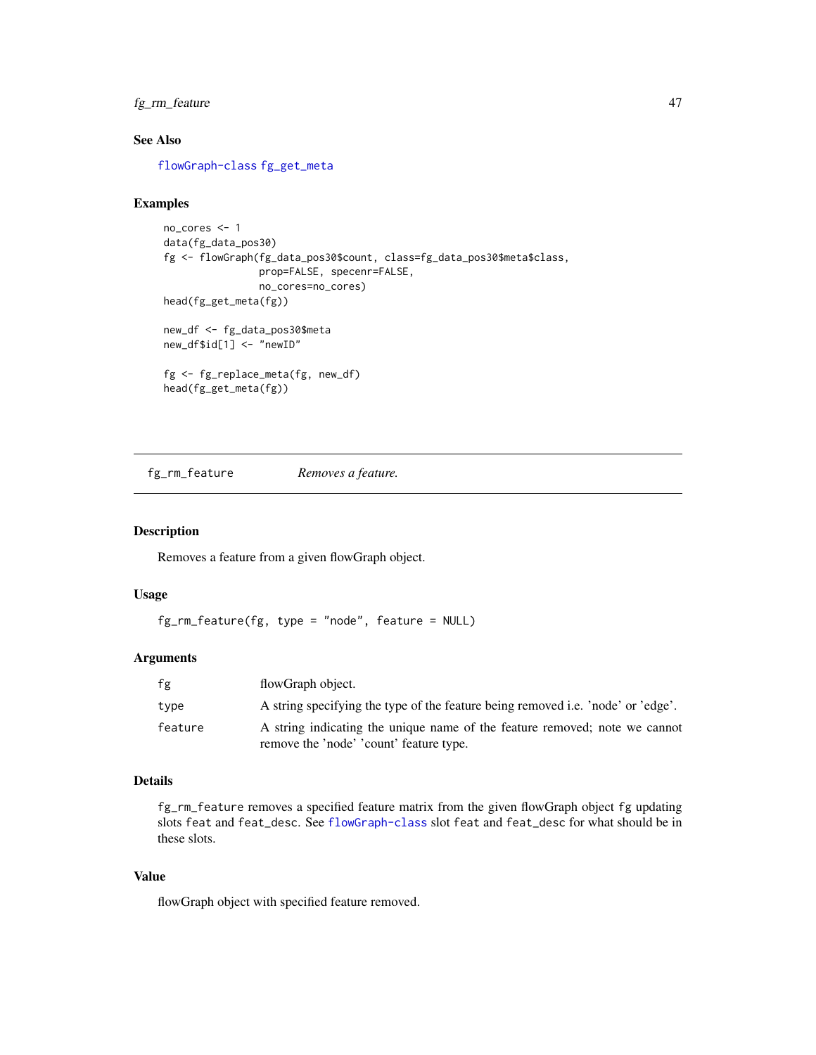### See Also

flowGraph-class fg_get_meta

### Examples

```
no_cores <- 1
data(fg_data_pos30)
fg <- flowGraph(fg_data_pos30$count, class=fg_data_pos30$meta$class,
                prop=FALSE, specenr=FALSE,
                no_cores=no_cores)
head(fg_get_meta(fg))

new_df <- fg_data_pos30$meta
new_df$id[1] <- "newID"

fg <- fg_replace_meta(fg, new_df)
head(fg_get_meta(fg))
```

---

## fg_rm_feature — *Removes a feature.*

### Description

Removes a feature from a given flowGraph object.

### Usage

```
fg_rm_feature(fg, type = "node", feature = NULL)
```

### Arguments

| | |
|---|---|
| `fg` | flowGraph object. |
| `type` | A string specifying the type of the feature being removed i.e. 'node' or 'edge'. |
| `feature` | A string indicating the unique name of the feature removed; note we cannot remove the 'node' 'count' feature type. |

### Details

`fg_rm_feature` removes a specified feature matrix from the given flowGraph object `fg` updating slots `feat` and `feat_desc`. See `flowGraph-class` slot `feat` and `feat_desc` for what should be in these slots.

### Value

flowGraph object with specified feature removed.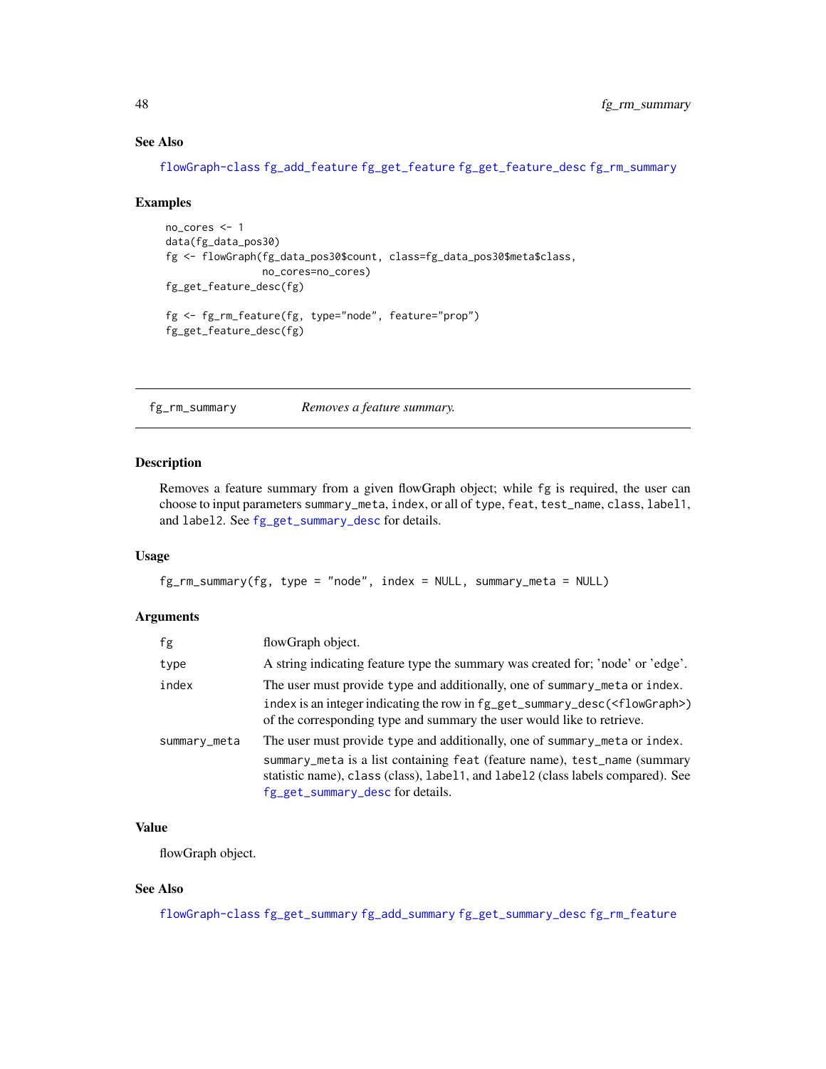### See Also

flowGraph-class fg_add_feature fg_get_feature fg_get_feature_desc fg_rm_summary

### Examples

```
no_cores <- 1
data(fg_data_pos30)
fg <- flowGraph(fg_data_pos30$count, class=fg_data_pos30$meta$class,
                no_cores=no_cores)
fg_get_feature_desc(fg)

fg <- fg_rm_feature(fg, type="node", feature="prop")
fg_get_feature_desc(fg)
```

---

## fg_rm_summary — *Removes a feature summary.*

---

### Description

Removes a feature summary from a given flowGraph object; while fg is required, the user can choose to input parameters summary_meta, index, or all of type, feat, test_name, class, label1, and label2. See fg_get_summary_desc for details.

### Usage

```
fg_rm_summary(fg, type = "node", index = NULL, summary_meta = NULL)
```

### Arguments

| | |
|---|---|
| fg | flowGraph object. |
| type | A string indicating feature type the summary was created for; 'node' or 'edge'. |
| index | The user must provide type and additionally, one of summary_meta or index. index is an integer indicating the row in fg_get_summary_desc(<flowGraph>) of the corresponding type and summary the user would like to retrieve. |
| summary_meta | The user must provide type and additionally, one of summary_meta or index. summary_meta is a list containing feat (feature name), test_name (summary statistic name), class (class), label1, and label2 (class labels compared). See fg_get_summary_desc for details. |

### Value

flowGraph object.

### See Also

flowGraph-class fg_get_summary fg_add_summary fg_get_summary_desc fg_rm_feature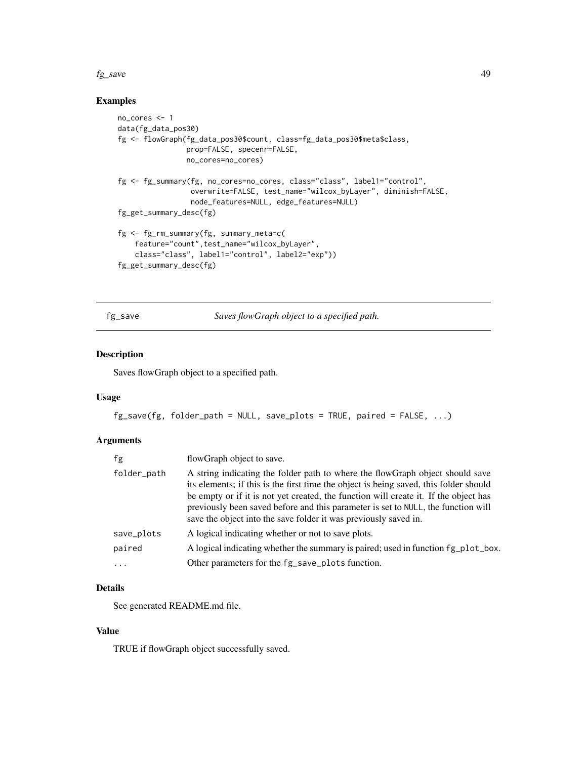## Examples

```
no_cores <- 1
data(fg_data_pos30)
fg <- flowGraph(fg_data_pos30$count, class=fg_data_pos30$meta$class,
                prop=FALSE, specenr=FALSE,
                no_cores=no_cores)

fg <- fg_summary(fg, no_cores=no_cores, class="class", label1="control",
                 overwrite=FALSE, test_name="wilcox_byLayer", diminish=FALSE,
                 node_features=NULL, edge_features=NULL)
fg_get_summary_desc(fg)

fg <- fg_rm_summary(fg, summary_meta=c(
    feature="count",test_name="wilcox_byLayer",
    class="class", label1="control", label2="exp"))
fg_get_summary_desc(fg)
```

---

# fg_save — *Saves flowGraph object to a specified path.*

## Description

Saves flowGraph object to a specified path.

## Usage

```
fg_save(fg, folder_path = NULL, save_plots = TRUE, paired = FALSE, ...)
```

## Arguments

| | |
|---|---|
| `fg` | flowGraph object to save. |
| `folder_path` | A string indicating the folder path to where the flowGraph object should save its elements; if this is the first time the object is being saved, this folder should be empty or if it is not yet created, the function will create it. If the object has previously been saved before and this parameter is set to `NULL`, the function will save the object into the save folder it was previously saved in. |
| `save_plots` | A logical indicating whether or not to save plots. |
| `paired` | A logical indicating whether the summary is paired; used in function `fg_plot_box`. |
| `...` | Other parameters for the `fg_save_plots` function. |

## Details

See generated README.md file.

## Value

TRUE if flowGraph object successfully saved.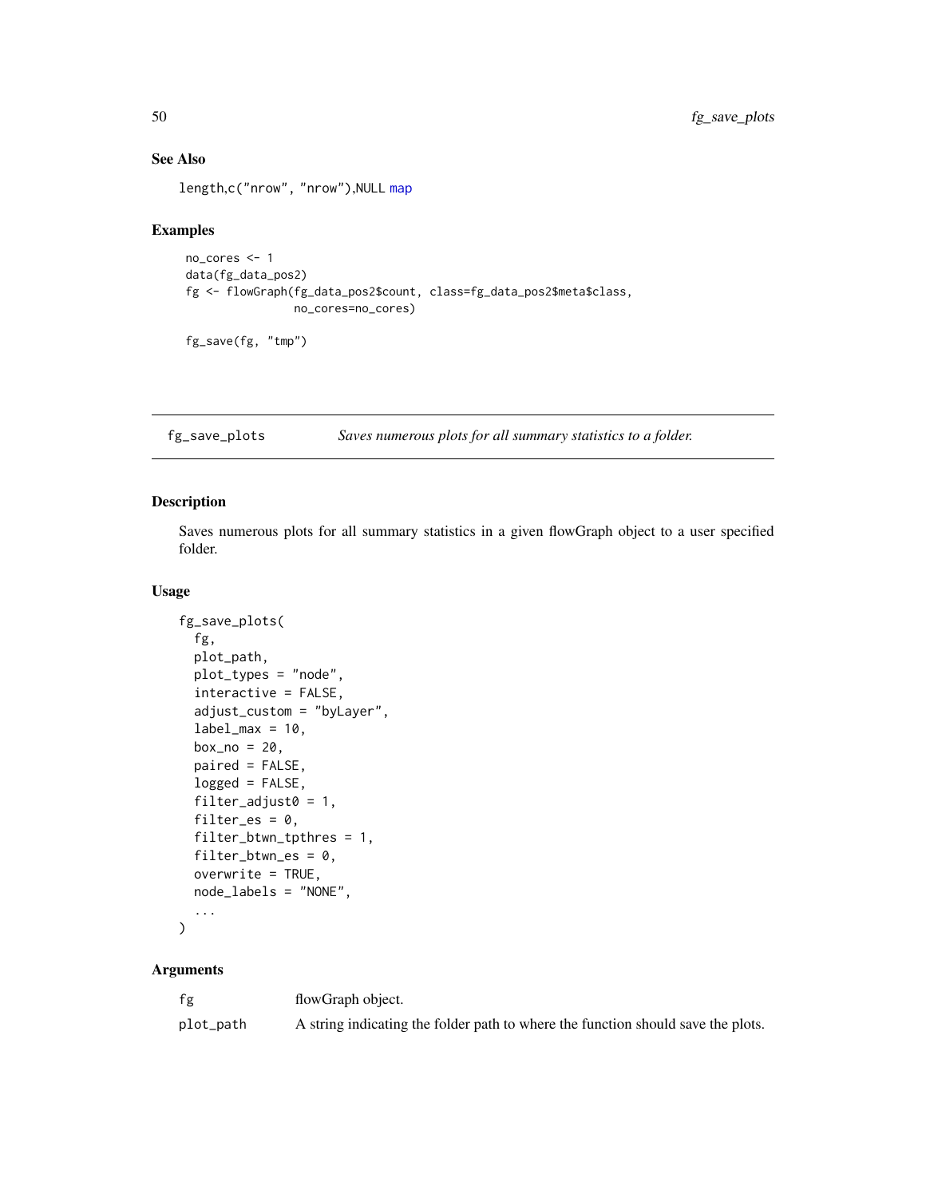### See Also

length,c("nrow", "nrow"),NULL map

### Examples

```
 no_cores <- 1
 data(fg_data_pos2)
 fg <- flowGraph(fg_data_pos2$count, class=fg_data_pos2$meta$class,
                 no_cores=no_cores)

 fg_save(fg, "tmp")
```

---

## fg_save_plots — *Saves numerous plots for all summary statistics to a folder.*

---

### Description

Saves numerous plots for all summary statistics in a given flowGraph object to a user specified folder.

### Usage

```
fg_save_plots(
  fg,
  plot_path,
  plot_types = "node",
  interactive = FALSE,
  adjust_custom = "byLayer",
  label_max = 10,
  box_no = 20,
  paired = FALSE,
  logged = FALSE,
  filter_adjust0 = 1,
  filter_es = 0,
  filter_btwn_tpthres = 1,
  filter_btwn_es = 0,
  overwrite = TRUE,
  node_labels = "NONE",
  ...
)
```

### Arguments

| | |
|---|---|
| fg | flowGraph object. |
| plot_path | A string indicating the folder path to where the function should save the plots. |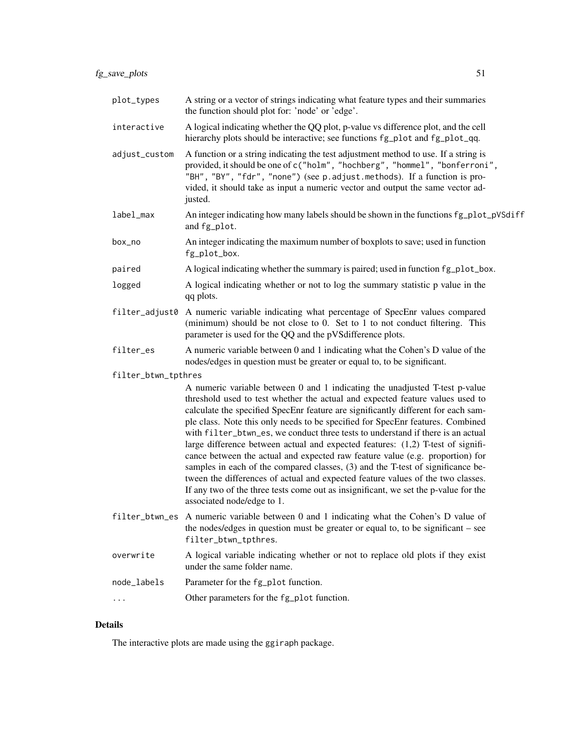| | |
|---|---|
| plot_types | A string or a vector of strings indicating what feature types and their summaries the function should plot for: 'node' or 'edge'. |
| interactive | A logical indicating whether the QQ plot, p-value vs difference plot, and the cell hierarchy plots should be interactive; see functions fg_plot and fg_plot_qq. |
| adjust_custom | A function or a string indicating the test adjustment method to use. If a string is provided, it should be one of c("holm", "hochberg", "hommel", "bonferroni", "BH", "BY", "fdr", "none") (see p.adjust.methods). If a function is provided, it should take as input a numeric vector and output the same vector adjusted. |
| label_max | An integer indicating how many labels should be shown in the functions fg_plot_pVSdiff and fg_plot. |
| box_no | An integer indicating the maximum number of boxplots to save; used in function fg_plot_box. |
| paired | A logical indicating whether the summary is paired; used in function fg_plot_box. |
| logged | A logical indicating whether or not to log the summary statistic p value in the qq plots. |
| filter_adjust0 | A numeric variable indicating what percentage of SpecEnr values compared (minimum) should be not close to 0. Set to 1 to not conduct filtering. This parameter is used for the QQ and the pVSdifference plots. |
| filter_es | A numeric variable between 0 and 1 indicating what the Cohen's D value of the nodes/edges in question must be greater or equal to, to be significant. |
| filter_btwn_tpthres | A numeric variable between 0 and 1 indicating the unadjusted T-test p-value threshold used to test whether the actual and expected feature values used to calculate the specified SpecEnr feature are significantly different for each sample class. Note this only needs to be specified for SpecEnr features. Combined with filter_btwn_es, we conduct three tests to understand if there is an actual large difference between actual and expected features: (1,2) T-test of significance between the actual and expected raw feature value (e.g. proportion) for samples in each of the compared classes, (3) and the T-test of significance between the differences of actual and expected feature values of the two classes. If any two of the three tests come out as insignificant, we set the p-value for the associated node/edge to 1. |
| filter_btwn_es | A numeric variable between 0 and 1 indicating what the Cohen's D value of the nodes/edges in question must be greater or equal to, to be significant – see filter_btwn_tpthres. |
| overwrite | A logical variable indicating whether or not to replace old plots if they exist under the same folder name. |
| node_labels | Parameter for the fg_plot function. |
| ... | Other parameters for the fg_plot function. |

## Details

The interactive plots are made using the ggiraph package.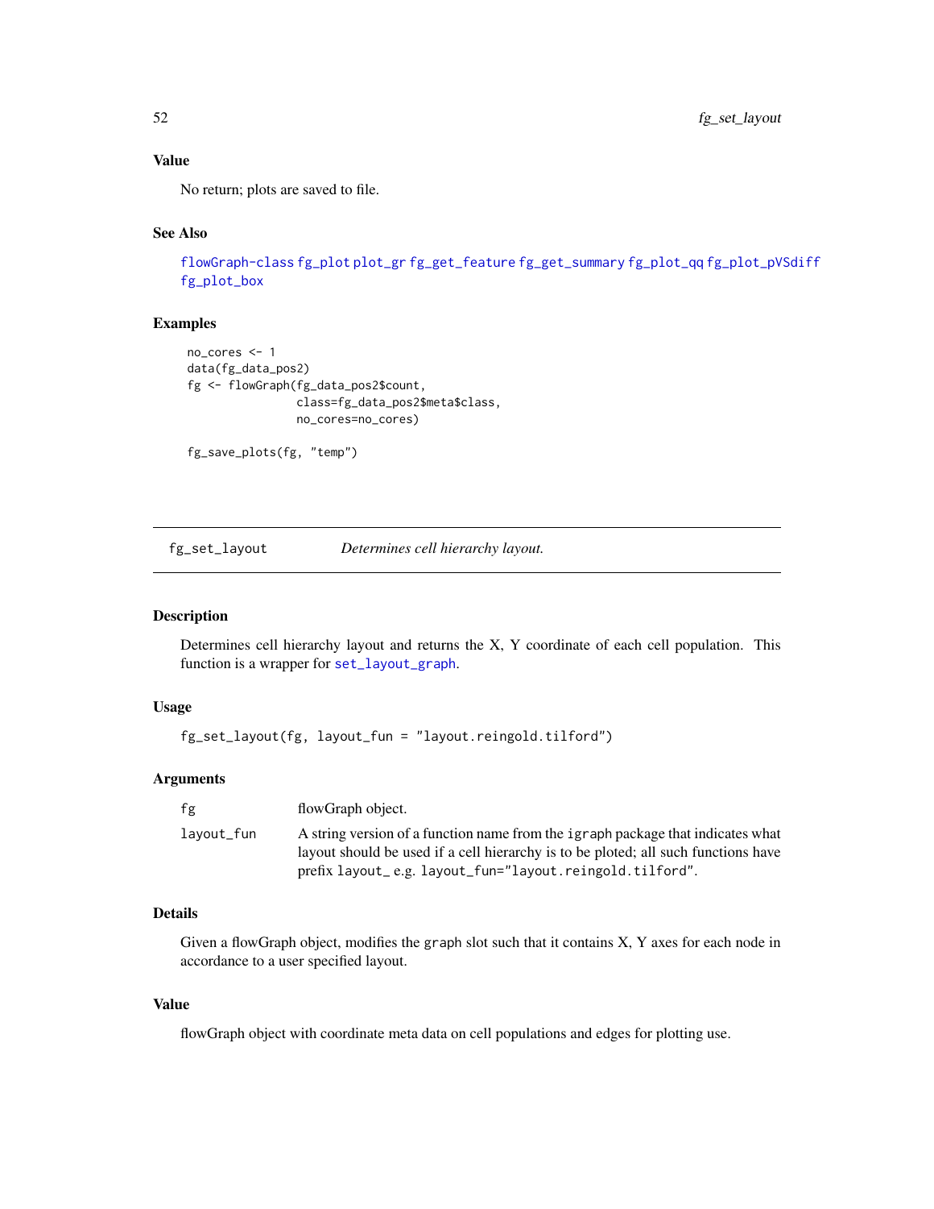## Value

No return; plots are saved to file.

## See Also

flowGraph-class fg_plot plot_gr fg_get_feature fg_get_summary fg_plot_qq fg_plot_pVSdiff fg_plot_box

## Examples

```
no_cores <- 1
data(fg_data_pos2)
fg <- flowGraph(fg_data_pos2$count,
                class=fg_data_pos2$meta$class,
                no_cores=no_cores)

fg_save_plots(fg, "temp")
```

---

# fg_set_layout — *Determines cell hierarchy layout.*

## Description

Determines cell hierarchy layout and returns the X, Y coordinate of each cell population. This function is a wrapper for set_layout_graph.

## Usage

```
fg_set_layout(fg, layout_fun = "layout.reingold.tilford")
```

## Arguments

| | |
|---|---|
| fg | flowGraph object. |
| layout_fun | A string version of a function name from the igraph package that indicates what layout should be used if a cell hierarchy is to be ploted; all such functions have prefix layout_ e.g. layout_fun="layout.reingold.tilford". |

## Details

Given a flowGraph object, modifies the graph slot such that it contains X, Y axes for each node in accordance to a user specified layout.

## Value

flowGraph object with coordinate meta data on cell populations and edges for plotting use.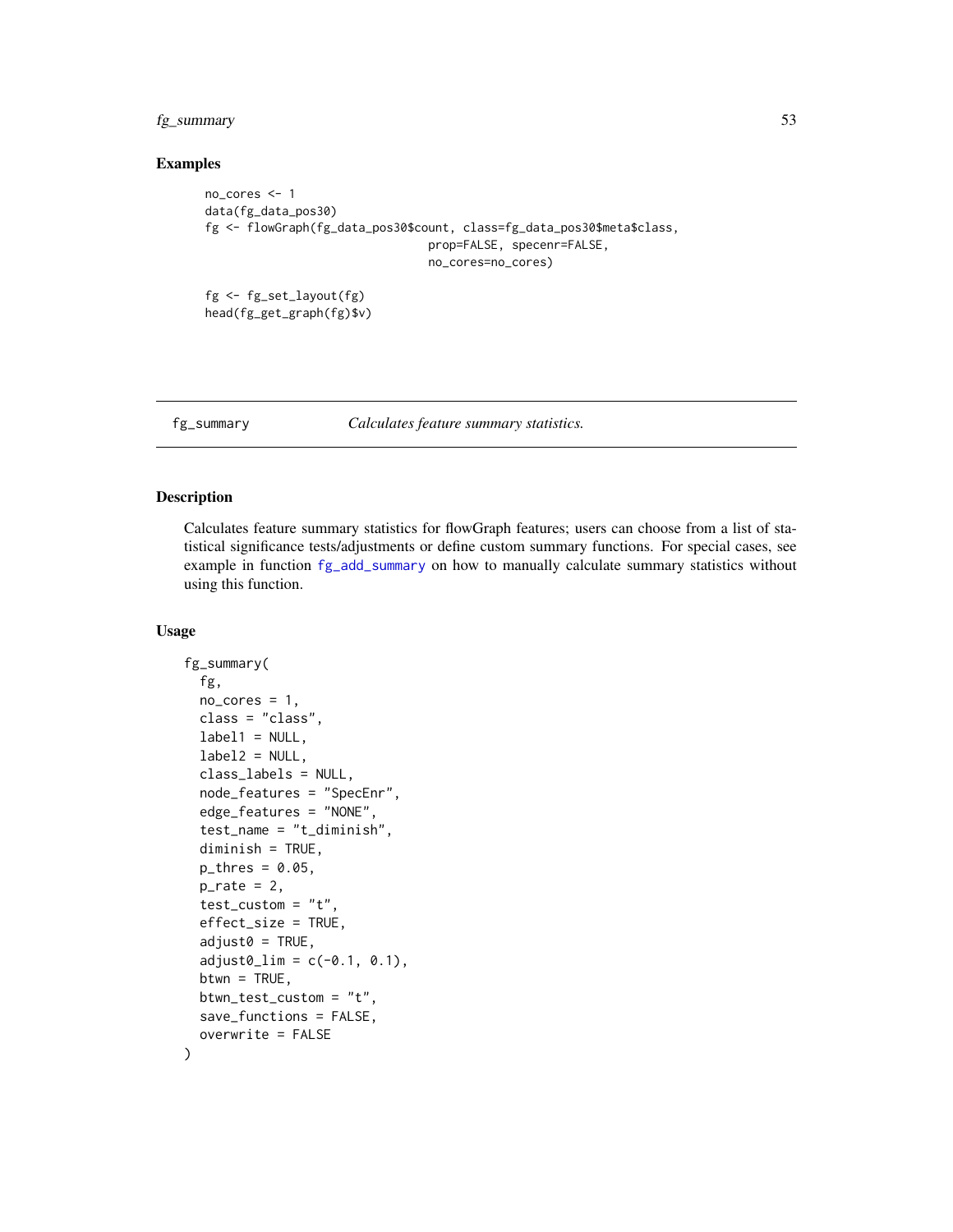## Examples

```
no_cores <- 1
data(fg_data_pos30)
fg <- flowGraph(fg_data_pos30$count, class=fg_data_pos30$meta$class,
                                  prop=FALSE, specenr=FALSE,
                                  no_cores=no_cores)

fg <- fg_set_layout(fg)
head(fg_get_graph(fg)$v)
```

---

# fg_summary — *Calculates feature summary statistics.*

## Description

Calculates feature summary statistics for flowGraph features; users can choose from a list of statistical significance tests/adjustments or define custom summary functions. For special cases, see example in function fg_add_summary on how to manually calculate summary statistics without using this function.

## Usage

```
fg_summary(
  fg,
  no_cores = 1,
  class = "class",
  label1 = NULL,
  label2 = NULL,
  class_labels = NULL,
  node_features = "SpecEnr",
  edge_features = "NONE",
  test_name = "t_diminish",
  diminish = TRUE,
  p_thres = 0.05,
  p_rate = 2,
  test_custom = "t",
  effect_size = TRUE,
  adjust0 = TRUE,
  adjust0_lim = c(-0.1, 0.1),
  btwn = TRUE,
  btwn_test_custom = "t",
  save_functions = FALSE,
  overwrite = FALSE
)
```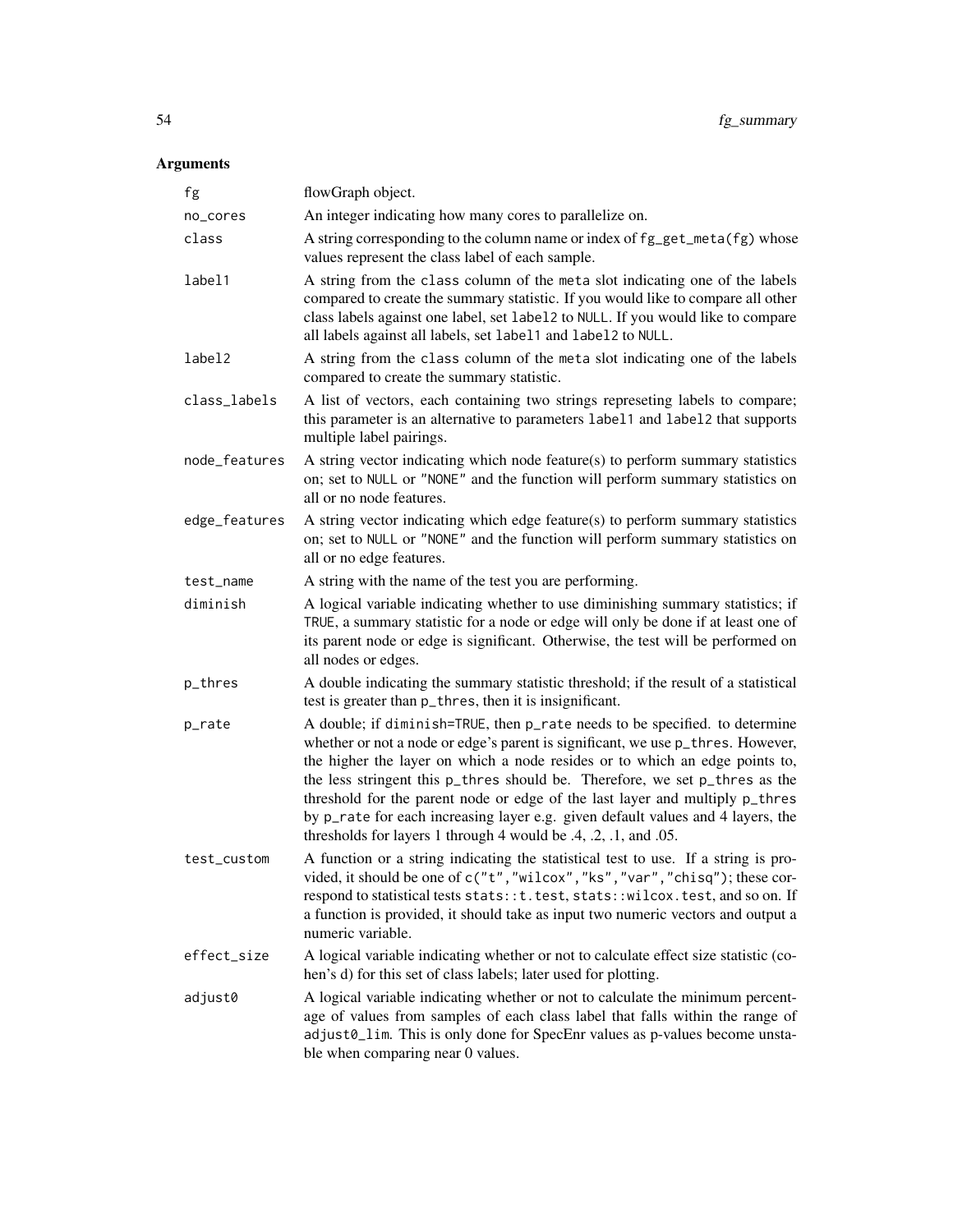## Arguments

| | |
|---|---|
| `fg` | flowGraph object. |
| `no_cores` | An integer indicating how many cores to parallelize on. |
| `class` | A string corresponding to the column name or index of `fg_get_meta(fg)` whose values represent the class label of each sample. |
| `label1` | A string from the `class` column of the `meta` slot indicating one of the labels compared to create the summary statistic. If you would like to compare all other class labels against one label, set `label2` to `NULL`. If you would like to compare all labels against all labels, set `label1` and `label2` to `NULL`. |
| `label2` | A string from the `class` column of the `meta` slot indicating one of the labels compared to create the summary statistic. |
| `class_labels` | A list of vectors, each containing two strings represeting labels to compare; this parameter is an alternative to parameters `label1` and `label2` that supports multiple label pairings. |
| `node_features` | A string vector indicating which node feature(s) to perform summary statistics on; set to `NULL` or `"NONE"` and the function will perform summary statistics on all or no node features. |
| `edge_features` | A string vector indicating which edge feature(s) to perform summary statistics on; set to `NULL` or `"NONE"` and the function will perform summary statistics on all or no edge features. |
| `test_name` | A string with the name of the test you are performing. |
| `diminish` | A logical variable indicating whether to use diminishing summary statistics; if `TRUE`, a summary statistic for a node or edge will only be done if at least one of its parent node or edge is significant. Otherwise, the test will be performed on all nodes or edges. |
| `p_thres` | A double indicating the summary statistic threshold; if the result of a statistical test is greater than `p_thres`, then it is insignificant. |
| `p_rate` | A double; if `diminish=TRUE`, then `p_rate` needs to be specified. to determine whether or not a node or edge's parent is significant, we use `p_thres`. However, the higher the layer on which a node resides or to which an edge points to, the less stringent this `p_thres` should be. Therefore, we set `p_thres` as the threshold for the parent node or edge of the last layer and multiply `p_thres` by `p_rate` for each increasing layer e.g. given default values and 4 layers, the thresholds for layers 1 through 4 would be .4, .2, .1, and .05. |
| `test_custom` | A function or a string indicating the statistical test to use. If a string is provided, it should be one of `c("t","wilcox","ks","var","chisq")`; these correspond to statistical tests `stats::t.test`, `stats::wilcox.test`, and so on. If a function is provided, it should take as input two numeric vectors and output a numeric variable. |
| `effect_size` | A logical variable indicating whether or not to calculate effect size statistic (cohen's d) for this set of class labels; later used for plotting. |
| `adjust0` | A logical variable indicating whether or not to calculate the minimum percentage of values from samples of each class label that falls within the range of `adjust0_lim`. This is only done for SpecEnr values as p-values become unstable when comparing near 0 values. |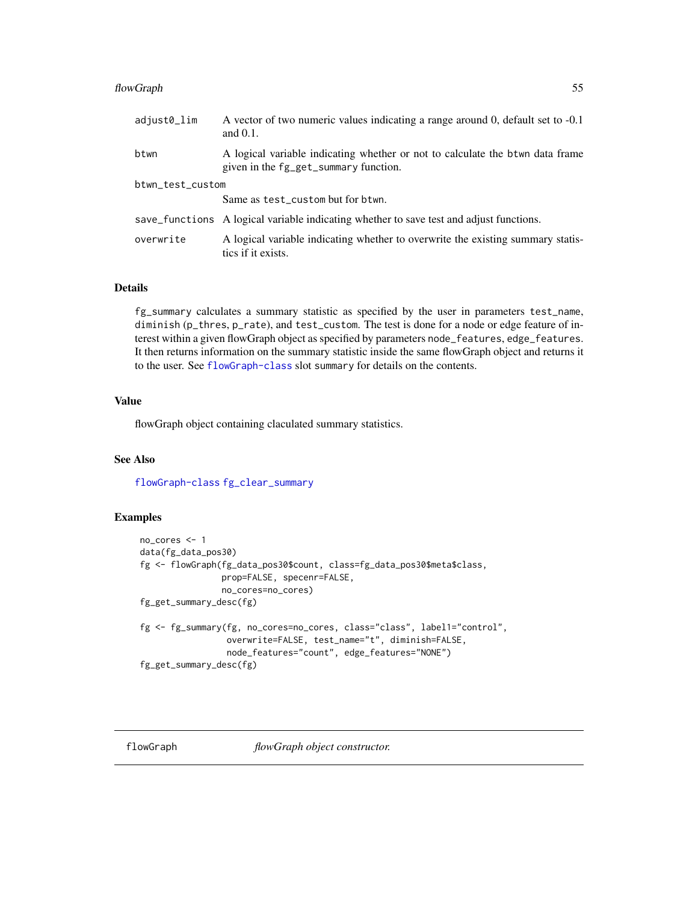| | |
|---|---|
| adjust0_lim | A vector of two numeric values indicating a range around 0, default set to -0.1 and 0.1. |
| btwn | A logical variable indicating whether or not to calculate the btwn data frame given in the fg_get_summary function. |
| btwn_test_custom | Same as test_custom but for btwn. |
| save_functions | A logical variable indicating whether to save test and adjust functions. |
| overwrite | A logical variable indicating whether to overwrite the existing summary statistics if it exists. |

### Details

fg_summary calculates a summary statistic as specified by the user in parameters test_name, diminish (p_thres, p_rate), and test_custom. The test is done for a node or edge feature of interest within a given flowGraph object as specified by parameters node_features, edge_features. It then returns information on the summary statistic inside the same flowGraph object and returns it to the user. See flowGraph-class slot summary for details on the contents.

### Value

flowGraph object containing claculated summary statistics.

### See Also

flowGraph-class fg_clear_summary

### Examples

```
no_cores <- 1
data(fg_data_pos30)
fg <- flowGraph(fg_data_pos30$count, class=fg_data_pos30$meta$class,
                prop=FALSE, specenr=FALSE,
                no_cores=no_cores)
fg_get_summary_desc(fg)

fg <- fg_summary(fg, no_cores=no_cores, class="class", label1="control",
                 overwrite=FALSE, test_name="t", diminish=FALSE,
                 node_features="count", edge_features="NONE")
fg_get_summary_desc(fg)
```

---

## flowGraph — *flowGraph object constructor.*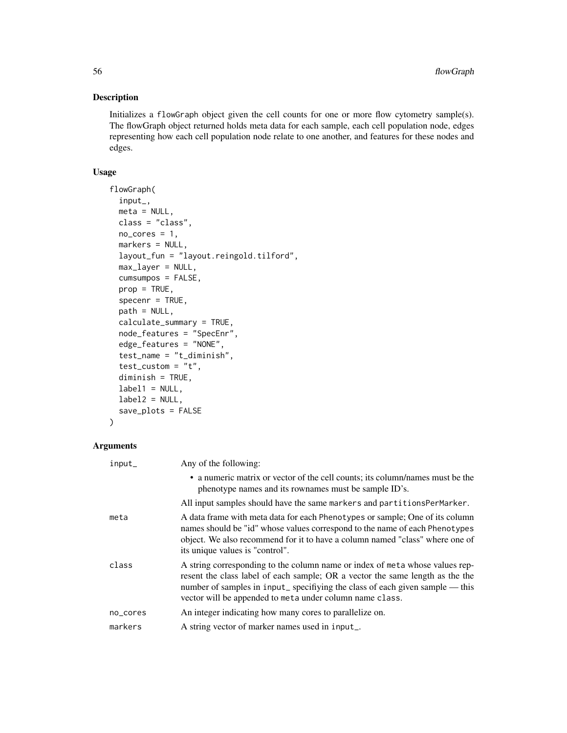## Description

Initializes a `flowGraph` object given the cell counts for one or more flow cytometry sample(s). The flowGraph object returned holds meta data for each sample, each cell population node, edges representing how each cell population node relate to one another, and features for these nodes and edges.

## Usage

```
flowGraph(
  input_,
  meta = NULL,
  class = "class",
  no_cores = 1,
  markers = NULL,
  layout_fun = "layout.reingold.tilford",
  max_layer = NULL,
  cumsumpos = FALSE,
  prop = TRUE,
  specenr = TRUE,
  path = NULL,
  calculate_summary = TRUE,
  node_features = "SpecEnr",
  edge_features = "NONE",
  test_name = "t_diminish",
  test_custom = "t",
  diminish = TRUE,
  label1 = NULL,
  label2 = NULL,
  save_plots = FALSE
)
```

## Arguments

| | |
|---|---|
| `input_` | Any of the following:<br>• a numeric matrix or vector of the cell counts; its column/names must be the phenotype names and its rownames must be sample ID's.<br>All input samples should have the same `markers` and `partitionsPerMarker`. |
| `meta` | A data frame with meta data for each `Phenotypes` or sample; One of its column names should be "id" whose values correspond to the name of each `Phenotypes` object. We also recommend for it to have a column named "class" where one of its unique values is "control". |
| `class` | A string corresponding to the column name or index of `meta` whose values represent the class label of each sample; OR a vector the same length as the the number of samples in `input_` specifiying the class of each given sample — this vector will be appended to `meta` under column name `class`. |
| `no_cores` | An integer indicating how many cores to parallelize on. |
| `markers` | A string vector of marker names used in `input_`. |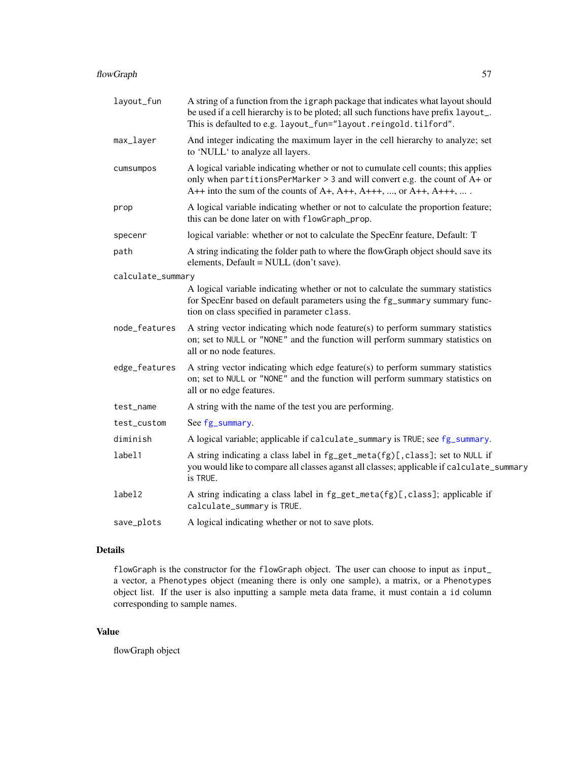| | |
|---|---|
| `layout_fun` | A string of a function from the `igraph` package that indicates what layout should be used if a cell hierarchy is to be ploted; all such functions have prefix `layout_`. This is defaulted to e.g. `layout_fun="layout.reingold.tilford"`. |
| `max_layer` | And integer indicating the maximum layer in the cell hierarchy to analyze; set to 'NULL' to analyze all layers. |
| `cumsumpos` | A logical variable indicating whether or not to cumulate cell counts; this applies only when `partitionsPerMarker > 3` and will convert e.g. the count of A+ or A++ into the sum of the counts of A+, A++, A+++, ..., or A++, A+++, ... . |
| `prop` | A logical variable indicating whether or not to calculate the proportion feature; this can be done later on with `flowGraph_prop`. |
| `specenr` | logical variable: whether or not to calculate the SpecEnr feature, Default: T |
| `path` | A string indicating the folder path to where the flowGraph object should save its elements, Default = NULL (don't save). |
| `calculate_summary` | A logical variable indicating whether or not to calculate the summary statistics for SpecEnr based on default parameters using the `fg_summary` summary function on class specified in parameter `class`. |
| `node_features` | A string vector indicating which node feature(s) to perform summary statistics on; set to `NULL` or `"NONE"` and the function will perform summary statistics on all or no node features. |
| `edge_features` | A string vector indicating which edge feature(s) to perform summary statistics on; set to `NULL` or `"NONE"` and the function will perform summary statistics on all or no edge features. |
| `test_name` | A string with the name of the test you are performing. |
| `test_custom` | See `fg_summary`. |
| `diminish` | A logical variable; applicable if `calculate_summary` is `TRUE`; see `fg_summary`. |
| `label1` | A string indicating a class label in `fg_get_meta(fg)[,class]`; set to `NULL` if you would like to compare all classes aganst all classes; applicable if `calculate_summary` is `TRUE`. |
| `label2` | A string indicating a class label in `fg_get_meta(fg)[,class]`; applicable if `calculate_summary` is `TRUE`. |
| `save_plots` | A logical indicating whether or not to save plots. |

## Details

`flowGraph` is the constructor for the `flowGraph` object. The user can choose to input as `input_` a vector, a `Phenotypes` object (meaning there is only one sample), a matrix, or a `Phenotypes` object list. If the user is also inputting a sample meta data frame, it must contain a `id` column corresponding to sample names.

## Value

flowGraph object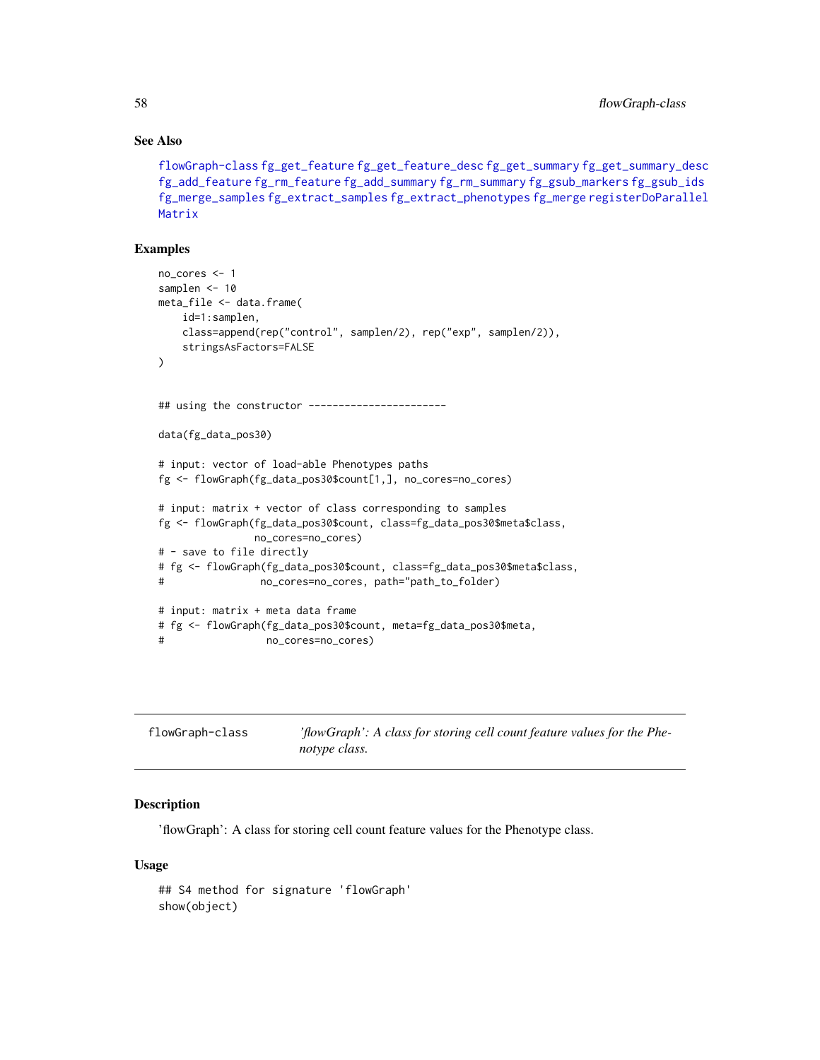## See Also

flowGraph-class fg_get_feature fg_get_feature_desc fg_get_summary fg_get_summary_desc fg_add_feature fg_rm_feature fg_add_summary fg_rm_summary fg_gsub_markers fg_gsub_ids fg_merge_samples fg_extract_samples fg_extract_phenotypes fg_merge registerDoParallel Matrix

## Examples

```
no_cores <- 1
samplen <- 10
meta_file <- data.frame(
    id=1:samplen,
    class=append(rep("control", samplen/2), rep("exp", samplen/2)),
    stringsAsFactors=FALSE
)


## using the constructor -----------------------

data(fg_data_pos30)

# input: vector of load-able Phenotypes paths
fg <- flowGraph(fg_data_pos30$count[1,], no_cores=no_cores)

# input: matrix + vector of class corresponding to samples
fg <- flowGraph(fg_data_pos30$count, class=fg_data_pos30$meta$class,
                no_cores=no_cores)
# - save to file directly
# fg <- flowGraph(fg_data_pos30$count, class=fg_data_pos30$meta$class,
#                 no_cores=no_cores, path="path_to_folder)

# input: matrix + meta data frame
# fg <- flowGraph(fg_data_pos30$count, meta=fg_data_pos30$meta,
#                  no_cores=no_cores)
```

---

# flowGraph-class — *'flowGraph': A class for storing cell count feature values for the Phenotype class.*

## Description

'flowGraph': A class for storing cell count feature values for the Phenotype class.

## Usage

```
## S4 method for signature 'flowGraph'
show(object)
```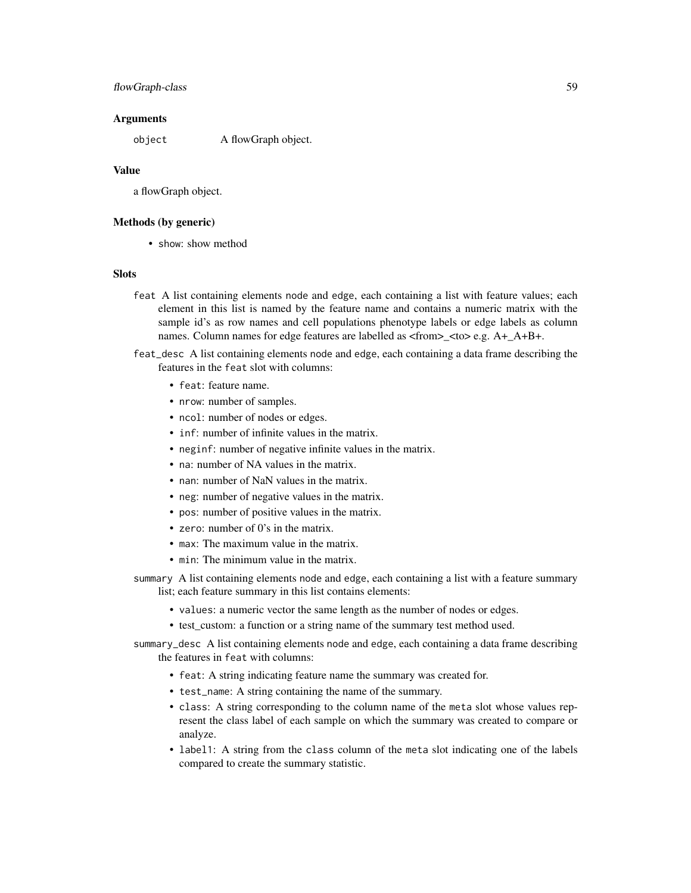### Arguments

`object` A flowGraph object.

### Value

a flowGraph object.

### Methods (by generic)

- `show`: show method

### Slots

`feat` A list containing elements `node` and `edge`, each containing a list with feature values; each element in this list is named by the feature name and contains a numeric matrix with the sample id's as row names and cell populations phenotype labels or edge labels as column names. Column names for edge features are labelled as <from>_<to> e.g. A+_A+B+.

`feat_desc` A list containing elements `node` and `edge`, each containing a data frame describing the features in the `feat` slot with columns:

- `feat`: feature name.
- `nrow`: number of samples.
- `ncol`: number of nodes or edges.
- `inf`: number of infinite values in the matrix.
- `neginf`: number of negative infinite values in the matrix.
- `na`: number of NA values in the matrix.
- `nan`: number of NaN values in the matrix.
- `neg`: number of negative values in the matrix.
- `pos`: number of positive values in the matrix.
- `zero`: number of 0's in the matrix.
- `max`: The maximum value in the matrix.
- `min`: The minimum value in the matrix.

`summary` A list containing elements `node` and `edge`, each containing a list with a feature summary list; each feature summary in this list contains elements:

- `values`: a numeric vector the same length as the number of nodes or edges.
- test_custom: a function or a string name of the summary test method used.

`summary_desc` A list containing elements `node` and `edge`, each containing a data frame describing the features in `feat` with columns:

- `feat`: A string indicating feature name the summary was created for.
- `test_name`: A string containing the name of the summary.
- `class`: A string corresponding to the column name of the `meta` slot whose values represent the class label of each sample on which the summary was created to compare or analyze.
- `label1`: A string from the `class` column of the `meta` slot indicating one of the labels compared to create the summary statistic.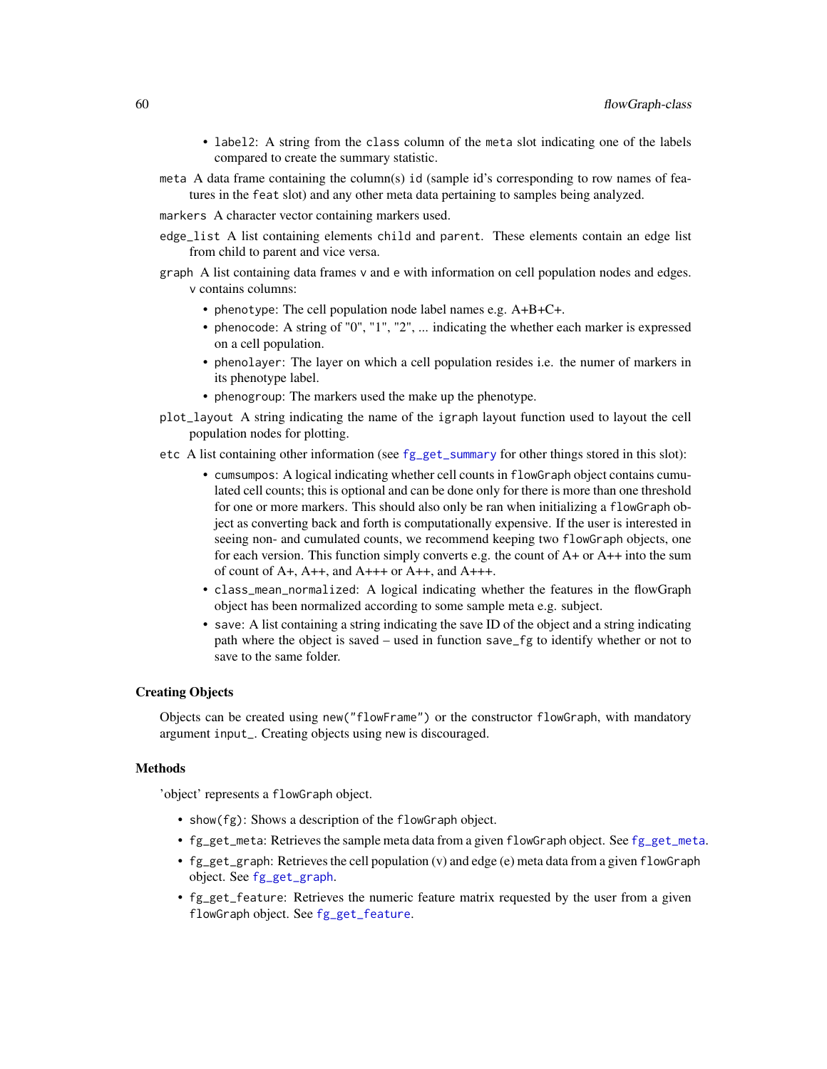- `label2`: A string from the `class` column of the `meta` slot indicating one of the labels compared to create the summary statistic.

`meta` A data frame containing the column(s) `id` (sample id's corresponding to row names of features in the `feat` slot) and any other meta data pertaining to samples being analyzed.

`markers` A character vector containing markers used.

`edge_list` A list containing elements `child` and `parent`. These elements contain an edge list from child to parent and vice versa.

`graph` A list containing data frames `v` and `e` with information on cell population nodes and edges. `v` contains columns:

- `phenotype`: The cell population node label names e.g. A+B+C+.
- `phenocode`: A string of "0", "1", "2", ... indicating the whether each marker is expressed on a cell population.
- `phenolayer`: The layer on which a cell population resides i.e. the numer of markers in its phenotype label.
- `phenogroup`: The markers used the make up the phenotype.

`plot_layout` A string indicating the name of the `igraph` layout function used to layout the cell population nodes for plotting.

`etc` A list containing other information (see `fg_get_summary` for other things stored in this slot):

- `cumsumpos`: A logical indicating whether cell counts in `flowGraph` object contains cumulated cell counts; this is optional and can be done only for there is more than one threshold for one or more markers. This should also only be ran when initializing a `flowGraph` object as converting back and forth is computationally expensive. If the user is interested in seeing non- and cumulated counts, we recommend keeping two `flowGraph` objects, one for each version. This function simply converts e.g. the count of A+ or A++ into the sum of count of A+, A++, and A+++ or A++, and A+++.
- `class_mean_normalized`: A logical indicating whether the features in the flowGraph object has been normalized according to some sample meta e.g. subject.
- `save`: A list containing a string indicating the save ID of the object and a string indicating path where the object is saved – used in function `save_fg` to identify whether or not to save to the same folder.

### Creating Objects

Objects can be created using `new("flowFrame")` or the constructor `flowGraph`, with mandatory argument `input_`. Creating objects using `new` is discouraged.

### Methods

'object' represents a `flowGraph` object.

- `show(fg)`: Shows a description of the `flowGraph` object.
- `fg_get_meta`: Retrieves the sample meta data from a given `flowGraph` object. See `fg_get_meta`.
- `fg_get_graph`: Retrieves the cell population (v) and edge (e) meta data from a given `flowGraph` object. See `fg_get_graph`.
- `fg_get_feature`: Retrieves the numeric feature matrix requested by the user from a given `flowGraph` object. See `fg_get_feature`.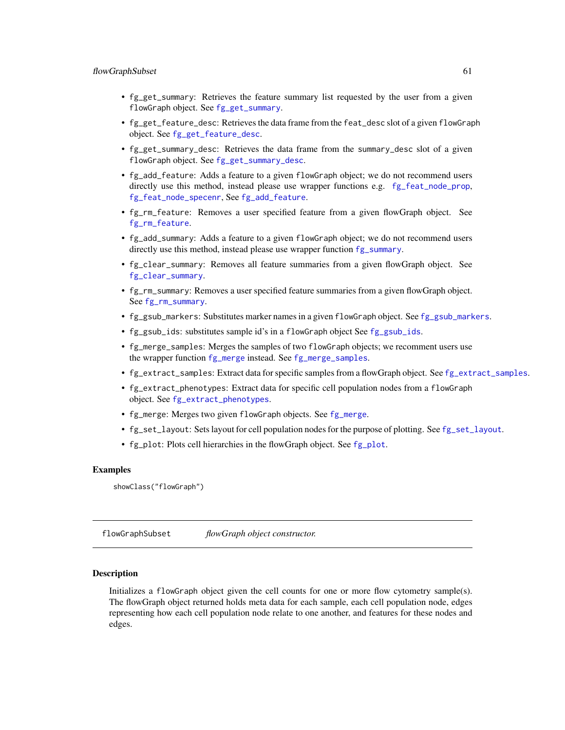- `fg_get_summary`: Retrieves the feature summary list requested by the user from a given `flowGraph` object. See `fg_get_summary`.
- `fg_get_feature_desc`: Retrieves the data frame from the `feat_desc` slot of a given `flowGraph` object. See `fg_get_feature_desc`.
- `fg_get_summary_desc`: Retrieves the data frame from the `summary_desc` slot of a given `flowGraph` object. See `fg_get_summary_desc`.
- `fg_add_feature`: Adds a feature to a given `flowGraph` object; we do not recommend users directly use this method, instead please use wrapper functions e.g. `fg_feat_node_prop`, `fg_feat_node_specenr`, See `fg_add_feature`.
- `fg_rm_feature`: Removes a user specified feature from a given flowGraph object. See `fg_rm_feature`.
- `fg_add_summary`: Adds a feature to a given `flowGraph` object; we do not recommend users directly use this method, instead please use wrapper function `fg_summary`.
- `fg_clear_summary`: Removes all feature summaries from a given flowGraph object. See `fg_clear_summary`.
- `fg_rm_summary`: Removes a user specified feature summaries from a given flowGraph object. See `fg_rm_summary`.
- `fg_gsub_markers`: Substitutes marker names in a given `flowGraph` object. See `fg_gsub_markers`.
- `fg_gsub_ids`: substitutes sample id's in a `flowGraph` object See `fg_gsub_ids`.
- `fg_merge_samples`: Merges the samples of two `flowGraph` objects; we recomment users use the wrapper function `fg_merge` instead. See `fg_merge_samples`.
- `fg_extract_samples`: Extract data for specific samples from a flowGraph object. See `fg_extract_samples`.
- `fg_extract_phenotypes`: Extract data for specific cell population nodes from a `flowGraph` object. See `fg_extract_phenotypes`.
- `fg_merge`: Merges two given `flowGraph` objects. See `fg_merge`.
- `fg_set_layout`: Sets layout for cell population nodes for the purpose of plotting. See `fg_set_layout`.
- `fg_plot`: Plots cell hierarchies in the flowGraph object. See `fg_plot`.

### Examples

```
showClass("flowGraph")
```

---

## flowGraphSubset *flowGraph object constructor.*

### Description

Initializes a `flowGraph` object given the cell counts for one or more flow cytometry sample(s). The flowGraph object returned holds meta data for each sample, each cell population node, edges representing how each cell population node relate to one another, and features for these nodes and edges.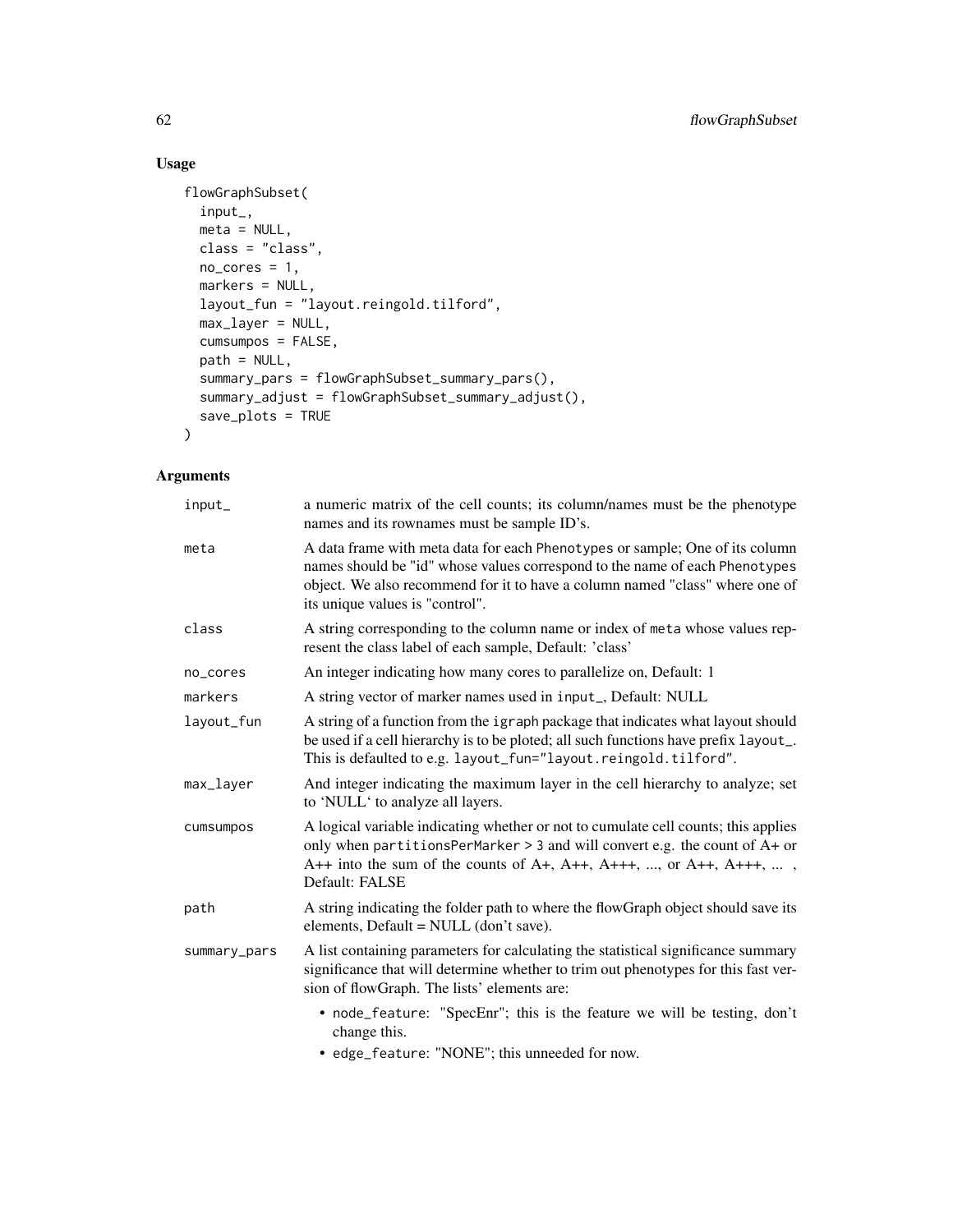## Usage

```
flowGraphSubset(
  input_,
  meta = NULL,
  class = "class",
  no_cores = 1,
  markers = NULL,
  layout_fun = "layout.reingold.tilford",
  max_layer = NULL,
  cumsumpos = FALSE,
  path = NULL,
  summary_pars = flowGraphSubset_summary_pars(),
  summary_adjust = flowGraphSubset_summary_adjust(),
  save_plots = TRUE
)
```

## Arguments

| | |
|---|---|
| `input_` | a numeric matrix of the cell counts; its column/names must be the phenotype names and its rownames must be sample ID's. |
| `meta` | A data frame with meta data for each `Phenotypes` or sample; One of its column names should be "id" whose values correspond to the name of each `Phenotypes` object. We also recommend for it to have a column named "class" where one of its unique values is "control". |
| `class` | A string corresponding to the column name or index of `meta` whose values represent the class label of each sample, Default: 'class' |
| `no_cores` | An integer indicating how many cores to parallelize on, Default: 1 |
| `markers` | A string vector of marker names used in `input_`, Default: NULL |
| `layout_fun` | A string of a function from the `igraph` package that indicates what layout should be used if a cell hierarchy is to be ploted; all such functions have prefix `layout_`. This is defaulted to e.g. `layout_fun="layout.reingold.tilford"`. |
| `max_layer` | And integer indicating the maximum layer in the cell hierarchy to analyze; set to 'NULL' to analyze all layers. |
| `cumsumpos` | A logical variable indicating whether or not to cumulate cell counts; this applies only when `partitionsPerMarker > 3` and will convert e.g. the count of A+ or A++ into the sum of the counts of A+, A++, A+++, ..., or A++, A+++, ... , Default: FALSE |
| `path` | A string indicating the folder path to where the flowGraph object should save its elements, Default = NULL (don't save). |
| `summary_pars` | A list containing parameters for calculating the statistical significance summary significance that will determine whether to trim out phenotypes for this fast version of flowGraph. The lists' elements are:<br>• `node_feature`: "SpecEnr"; this is the feature we will be testing, don't change this.<br>• `edge_feature`: "NONE"; this unneeded for now. |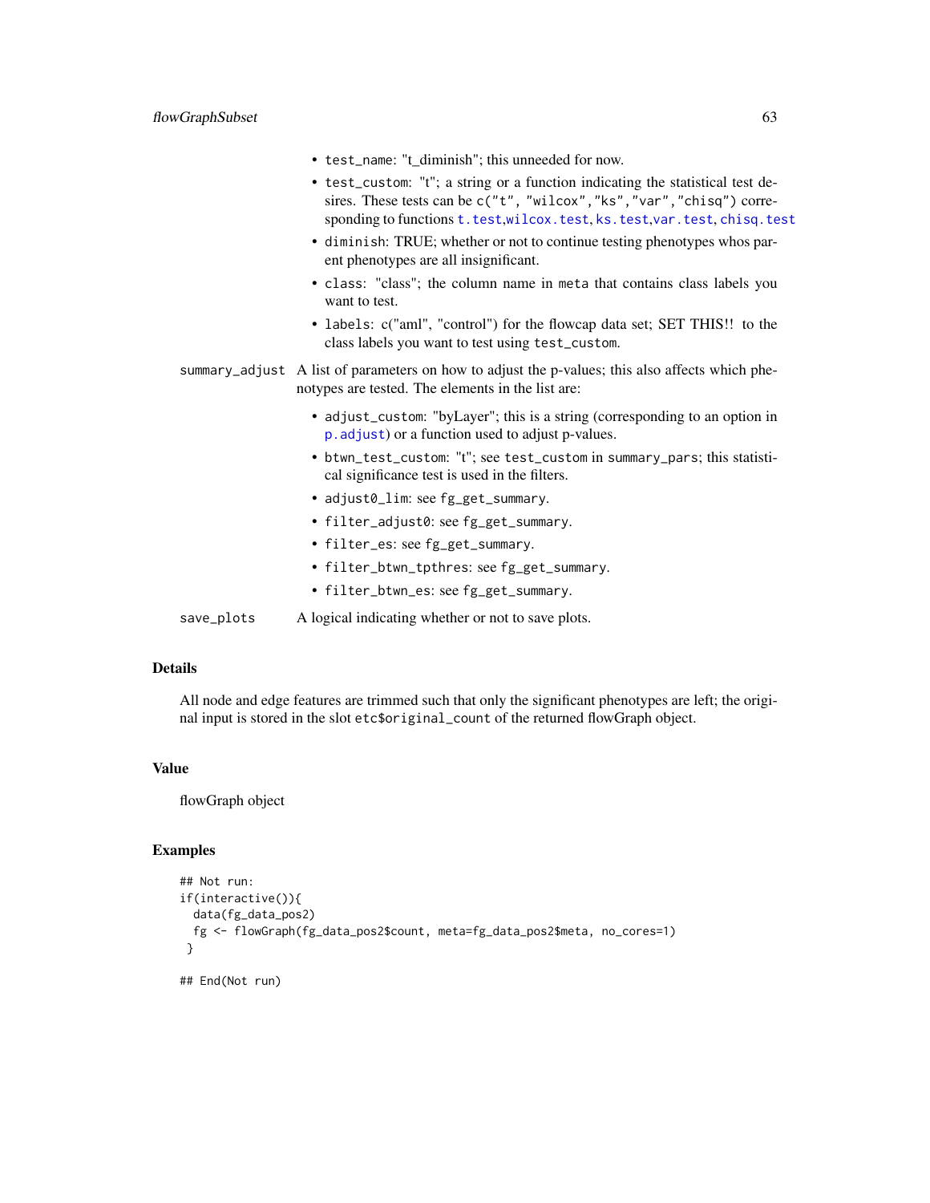- `test_name`: "t_diminish"; this unneeded for now.
- `test_custom`: "t"; a string or a function indicating the statistical test desires. These tests can be `c("t", "wilcox","ks","var","chisq")` corresponding to functions `t.test`,`wilcox.test`, `ks.test`,`var.test`, `chisq.test`
- `diminish`: TRUE; whether or not to continue testing phenotypes whos parent phenotypes are all insignificant.
- `class`: "class"; the column name in `meta` that contains class labels you want to test.
- `labels`: c("aml", "control") for the flowcap data set; SET THIS!! to the class labels you want to test using `test_custom`.

`summary_adjust` A list of parameters on how to adjust the p-values; this also affects which phenotypes are tested. The elements in the list are:

- `adjust_custom`: "byLayer"; this is a string (corresponding to an option in `p.adjust`) or a function used to adjust p-values.
- `btwn_test_custom`: "t"; see `test_custom` in `summary_pars`; this statistical significance test is used in the filters.
- `adjust0_lim`: see `fg_get_summary`.
- `filter_adjust0`: see `fg_get_summary`.
- `filter_es`: see `fg_get_summary`.
- `filter_btwn_tpthres`: see `fg_get_summary`.
- `filter_btwn_es`: see `fg_get_summary`.

`save_plots` A logical indicating whether or not to save plots.

## Details

All node and edge features are trimmed such that only the significant phenotypes are left; the original input is stored in the slot `etc$original_count` of the returned flowGraph object.

## Value

flowGraph object

## Examples

```
## Not run:
if(interactive()){
  data(fg_data_pos2)
  fg <- flowGraph(fg_data_pos2$count, meta=fg_data_pos2$meta, no_cores=1)
 }

## End(Not run)
```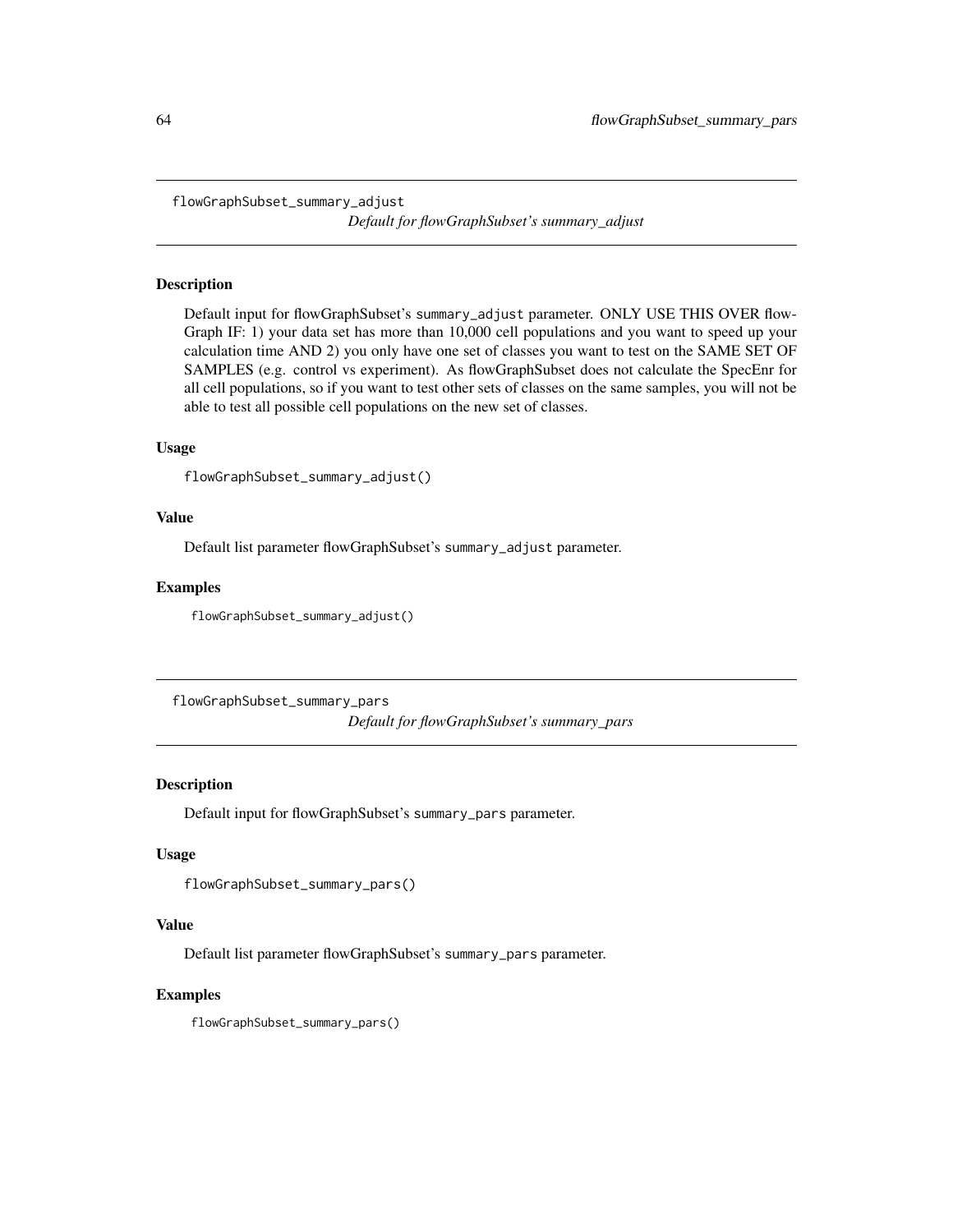## flowGraphSubset_summary_adjust

*Default for flowGraphSubset's summary_adjust*

### Description

Default input for flowGraphSubset's summary_adjust parameter. ONLY USE THIS OVER flowGraph IF: 1) your data set has more than 10,000 cell populations and you want to speed up your calculation time AND 2) you only have one set of classes you want to test on the SAME SET OF SAMPLES (e.g. control vs experiment). As flowGraphSubset does not calculate the SpecEnr for all cell populations, so if you want to test other sets of classes on the same samples, you will not be able to test all possible cell populations on the new set of classes.

### Usage

```
flowGraphSubset_summary_adjust()
```

### Value

Default list parameter flowGraphSubset's summary_adjust parameter.

### Examples

```
flowGraphSubset_summary_adjust()
```

## flowGraphSubset_summary_pars

*Default for flowGraphSubset's summary_pars*

### Description

Default input for flowGraphSubset's summary_pars parameter.

### Usage

```
flowGraphSubset_summary_pars()
```

### Value

Default list parameter flowGraphSubset's summary_pars parameter.

### Examples

```
flowGraphSubset_summary_pars()
```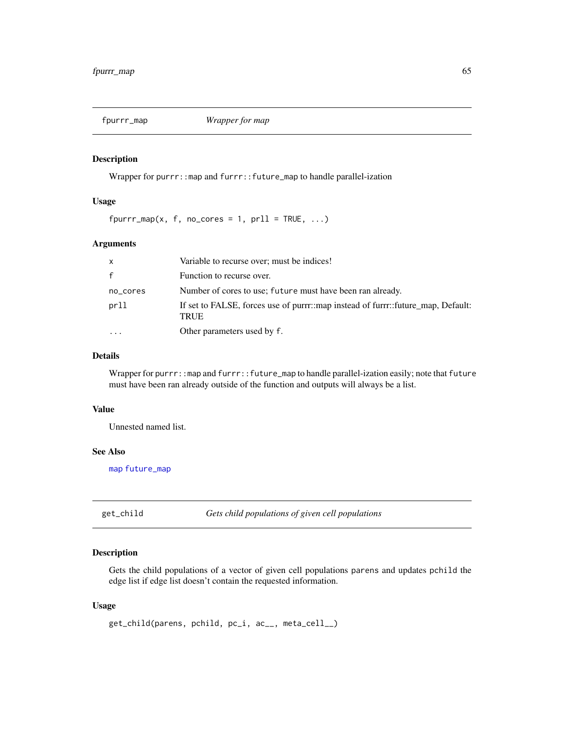## fpurrr_map — *Wrapper for map*

### Description

Wrapper for `purrr::map` and `furrr::future_map` to handle parallel-ization

### Usage

```
fpurrr_map(x, f, no_cores = 1, prll = TRUE, ...)
```

### Arguments

| | |
|---|---|
| `x` | Variable to recurse over; must be indices! |
| `f` | Function to recurse over. |
| `no_cores` | Number of cores to use; `future` must have been ran already. |
| `prll` | If set to FALSE, forces use of purrr::map instead of furrr::future_map, Default: TRUE |
| `...` | Other parameters used by `f`. |

### Details

Wrapper for `purrr::map` and `furrr::future_map` to handle parallel-ization easily; note that `future` must have been ran already outside of the function and outputs will always be a list.

### Value

Unnested named list.

### See Also

`map` `future_map`

## get_child — *Gets child populations of given cell populations*

### Description

Gets the child populations of a vector of given cell populations `parens` and updates `pchild` the edge list if edge list doesn't contain the requested information.

### Usage

```
get_child(parens, pchild, pc_i, ac__, meta_cell__)
```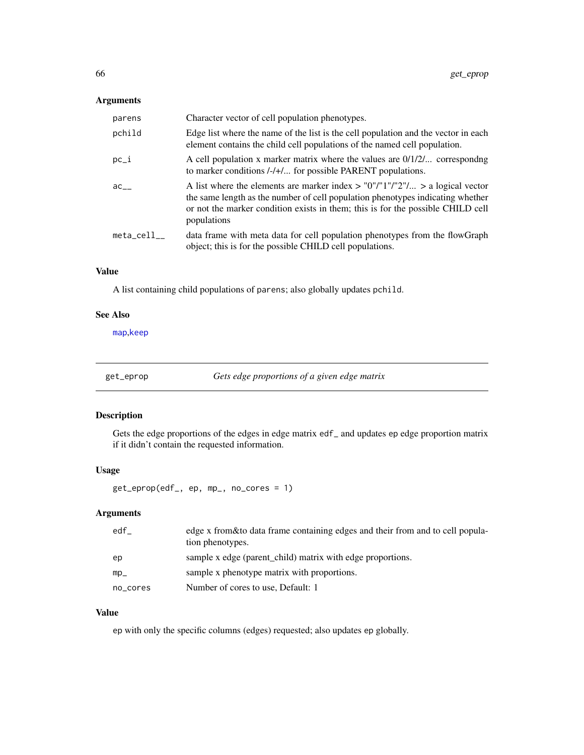## Arguments

| | |
|---|---|
| parens | Character vector of cell population phenotypes. |
| pchild | Edge list where the name of the list is the cell population and the vector in each element contains the child cell populations of the named cell population. |
| pc_i | A cell population x marker matrix where the values are 0/1/2/... correspondng to marker conditions /-/+/... for possible PARENT populations. |
| ac__ | A list where the elements are marker index > "0"/"1"/"2"/... > a logical vector the same length as the number of cell population phenotypes indicating whether or not the marker condition exists in them; this is for the possible CHILD cell populations |
| meta_cell__ | data frame with meta data for cell population phenotypes from the flowGraph object; this is for the possible CHILD cell populations. |

## Value

A list containing child populations of parens; also globally updates pchild.

## See Also

map,keep

---

# get_eprop — *Gets edge proportions of a given edge matrix*

## Description

Gets the edge proportions of the edges in edge matrix edf_ and updates ep edge proportion matrix if it didn't contain the requested information.

## Usage

```
get_eprop(edf_, ep, mp_, no_cores = 1)
```

## Arguments

| | |
|---|---|
| edf_ | edge x from&to data frame containing edges and their from and to cell population phenotypes. |
| ep | sample x edge (parent_child) matrix with edge proportions. |
| mp_ | sample x phenotype matrix with proportions. |
| no_cores | Number of cores to use, Default: 1 |

## Value

ep with only the specific columns (edges) requested; also updates ep globally.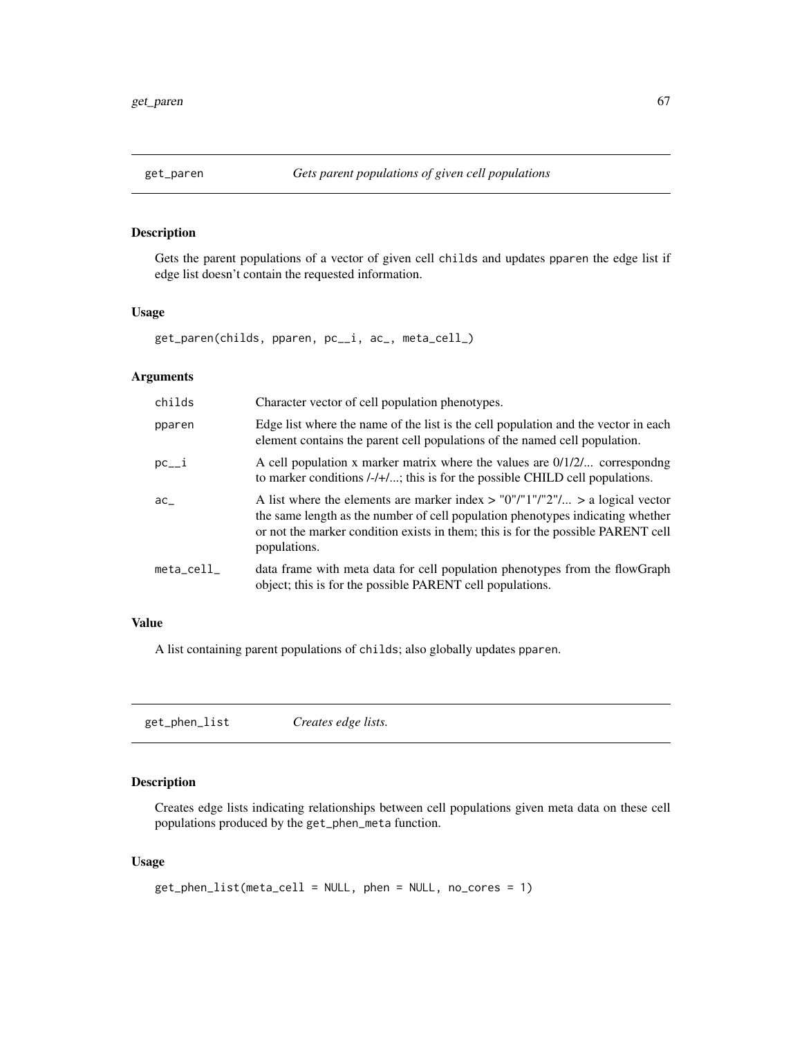## get_paren — *Gets parent populations of given cell populations*

### Description

Gets the parent populations of a vector of given cell `childs` and updates `pparen` the edge list if edge list doesn't contain the requested information.

### Usage

```
get_paren(childs, pparen, pc__i, ac_, meta_cell_)
```

### Arguments

| Argument | Description |
|---|---|
| `childs` | Character vector of cell population phenotypes. |
| `pparen` | Edge list where the name of the list is the cell population and the vector in each element contains the parent cell populations of the named cell population. |
| `pc__i` | A cell population x marker matrix where the values are 0/1/2/... correspondng to marker conditions /-/+/...; this is for the possible CHILD cell populations. |
| `ac_` | A list where the elements are marker index > "0"/"1"/"2"/... > a logical vector the same length as the number of cell population phenotypes indicating whether or not the marker condition exists in them; this is for the possible PARENT cell populations. |
| `meta_cell_` | data frame with meta data for cell population phenotypes from the flowGraph object; this is for the possible PARENT cell populations. |

### Value

A list containing parent populations of `childs`; also globally updates `pparen`.

## get_phen_list — *Creates edge lists.*

### Description

Creates edge lists indicating relationships between cell populations given meta data on these cell populations produced by the `get_phen_meta` function.

### Usage

```
get_phen_list(meta_cell = NULL, phen = NULL, no_cores = 1)
```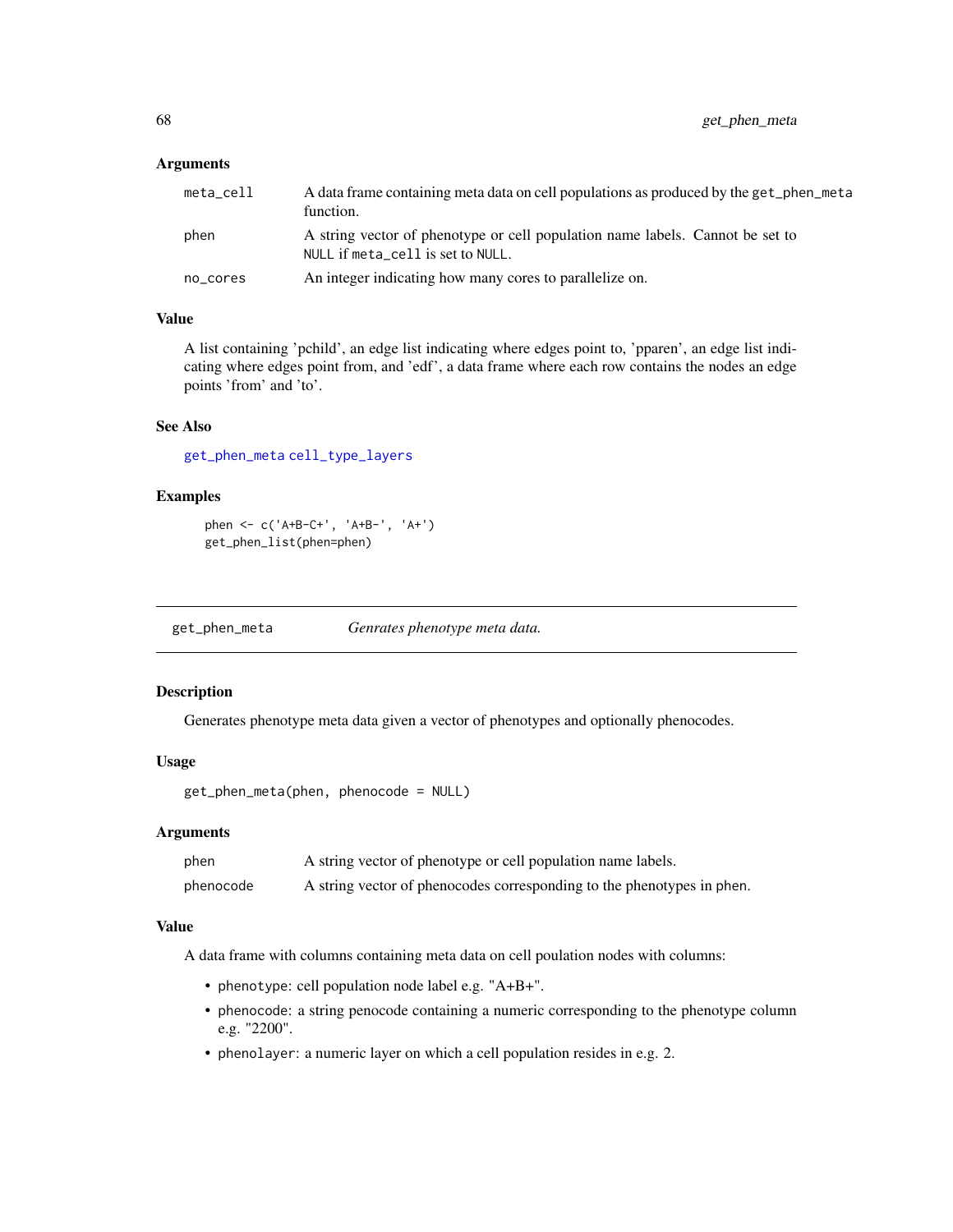### Arguments

| | |
|---|---|
| meta_cell | A data frame containing meta data on cell populations as produced by the get_phen_meta function. |
| phen | A string vector of phenotype or cell population name labels. Cannot be set to NULL if meta_cell is set to NULL. |
| no_cores | An integer indicating how many cores to parallelize on. |

### Value

A list containing 'pchild', an edge list indicating where edges point to, 'pparen', an edge list indicating where edges point from, and 'edf', a data frame where each row contains the nodes an edge points 'from' and 'to'.

### See Also

get_phen_meta cell_type_layers

### Examples

```
phen <- c('A+B-C+', 'A+B-', 'A+')
get_phen_list(phen=phen)
```

---

## get_phen_meta *Genrates phenotype meta data.*

---

### Description

Generates phenotype meta data given a vector of phenotypes and optionally phenocodes.

### Usage

```
get_phen_meta(phen, phenocode = NULL)
```

### Arguments

| | |
|---|---|
| phen | A string vector of phenotype or cell population name labels. |
| phenocode | A string vector of phenocodes corresponding to the phenotypes in phen. |

### Value

A data frame with columns containing meta data on cell poulation nodes with columns:

- phenotype: cell population node label e.g. "A+B+".
- phenocode: a string penocode containing a numeric corresponding to the phenotype column e.g. "2200".
- phenolayer: a numeric layer on which a cell population resides in e.g. 2.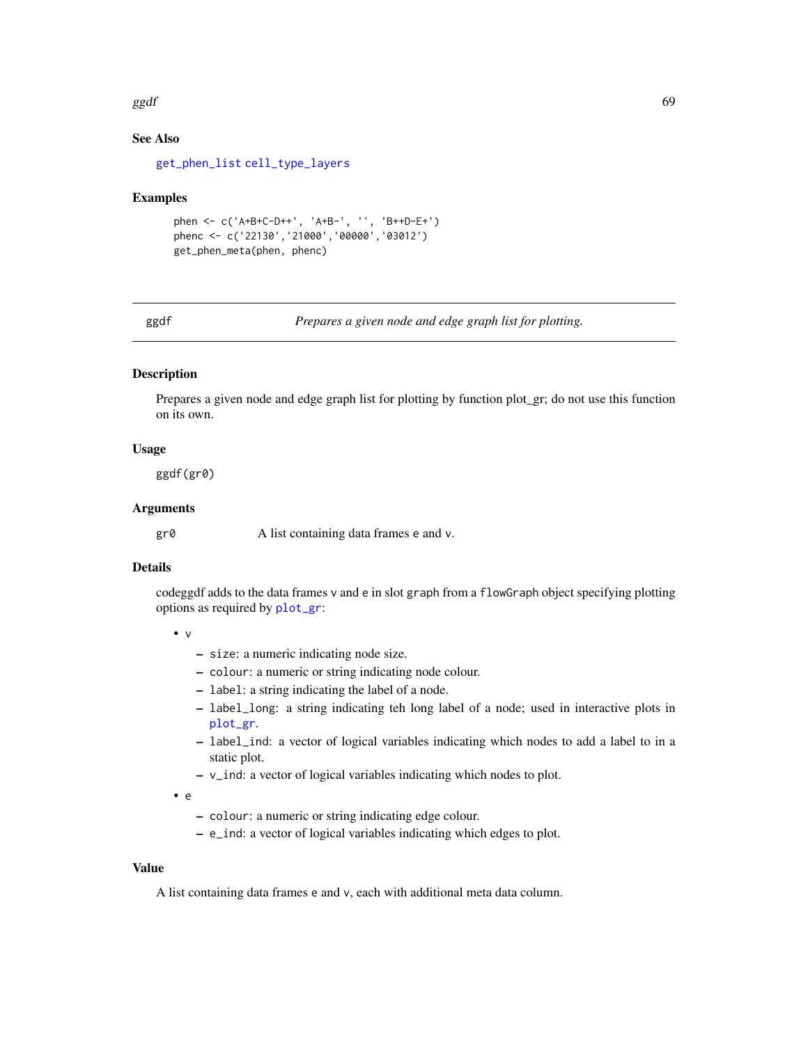### See Also

get_phen_list cell_type_layers

### Examples

```
phen <- c('A+B+C-D++', 'A+B-', '', 'B++D-E+')
phenc <- c('22130','21000','00000','03012')
get_phen_meta(phen, phenc)
```

---

## ggdf — *Prepares a given node and edge graph list for plotting.*

### Description

Prepares a given node and edge graph list for plotting by function plot_gr; do not use this function on its own.

### Usage

```
ggdf(gr0)
```

### Arguments

| | |
|---|---|
| gr0 | A list containing data frames e and v. |

### Details

codeggdf adds to the data frames v and e in slot graph from a flowGraph object specifying plotting options as required by plot_gr:

- v
  - size: a numeric indicating node size.
  - colour: a numeric or string indicating node colour.
  - label: a string indicating the label of a node.
  - label_long: a string indicating teh long label of a node; used in interactive plots in plot_gr.
  - label_ind: a vector of logical variables indicating which nodes to add a label to in a static plot.
  - v_ind: a vector of logical variables indicating which nodes to plot.
- e
  - colour: a numeric or string indicating edge colour.
  - e_ind: a vector of logical variables indicating which edges to plot.

### Value

A list containing data frames e and v, each with additional meta data column.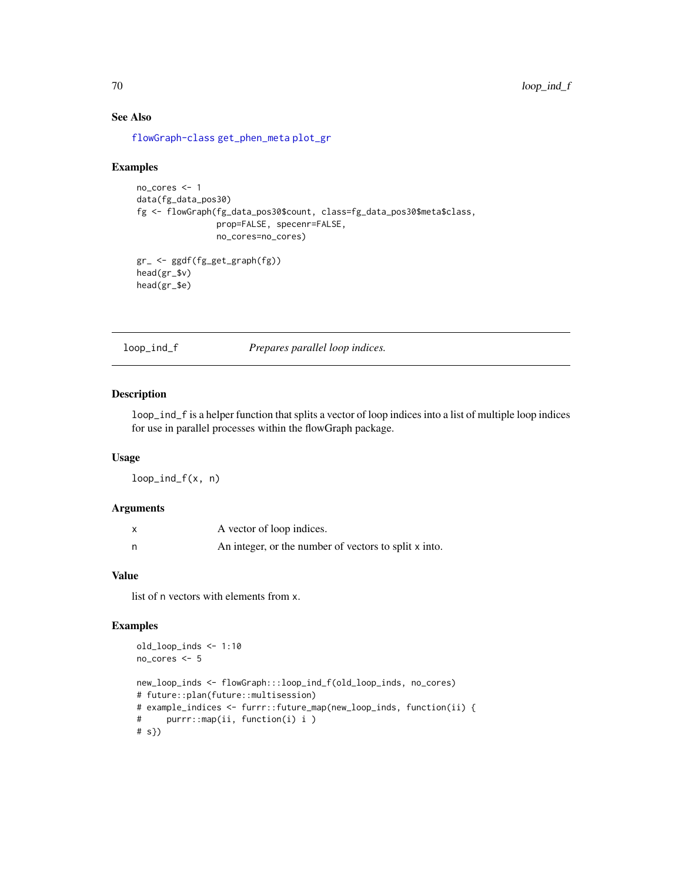### See Also

flowGraph-class get_phen_meta plot_gr

### Examples

```
no_cores <- 1
data(fg_data_pos30)
fg <- flowGraph(fg_data_pos30$count, class=fg_data_pos30$meta$class,
                prop=FALSE, specenr=FALSE,
                no_cores=no_cores)

gr_ <- ggdf(fg_get_graph(fg))
head(gr_$v)
head(gr_$e)
```

## loop_ind_f    *Prepares parallel loop indices.*

### Description

loop_ind_f is a helper function that splits a vector of loop indices into a list of multiple loop indices for use in parallel processes within the flowGraph package.

### Usage

```
loop_ind_f(x, n)
```

### Arguments

| | |
|---|---|
| x | A vector of loop indices. |
| n | An integer, or the number of vectors to split x into. |

### Value

list of n vectors with elements from x.

### Examples

```
old_loop_inds <- 1:10
no_cores <- 5

new_loop_inds <- flowGraph:::loop_ind_f(old_loop_inds, no_cores)
# future::plan(future::multisession)
# example_indices <- furrr::future_map(new_loop_inds, function(ii) {
#     purrr::map(ii, function(i) i )
# s})
```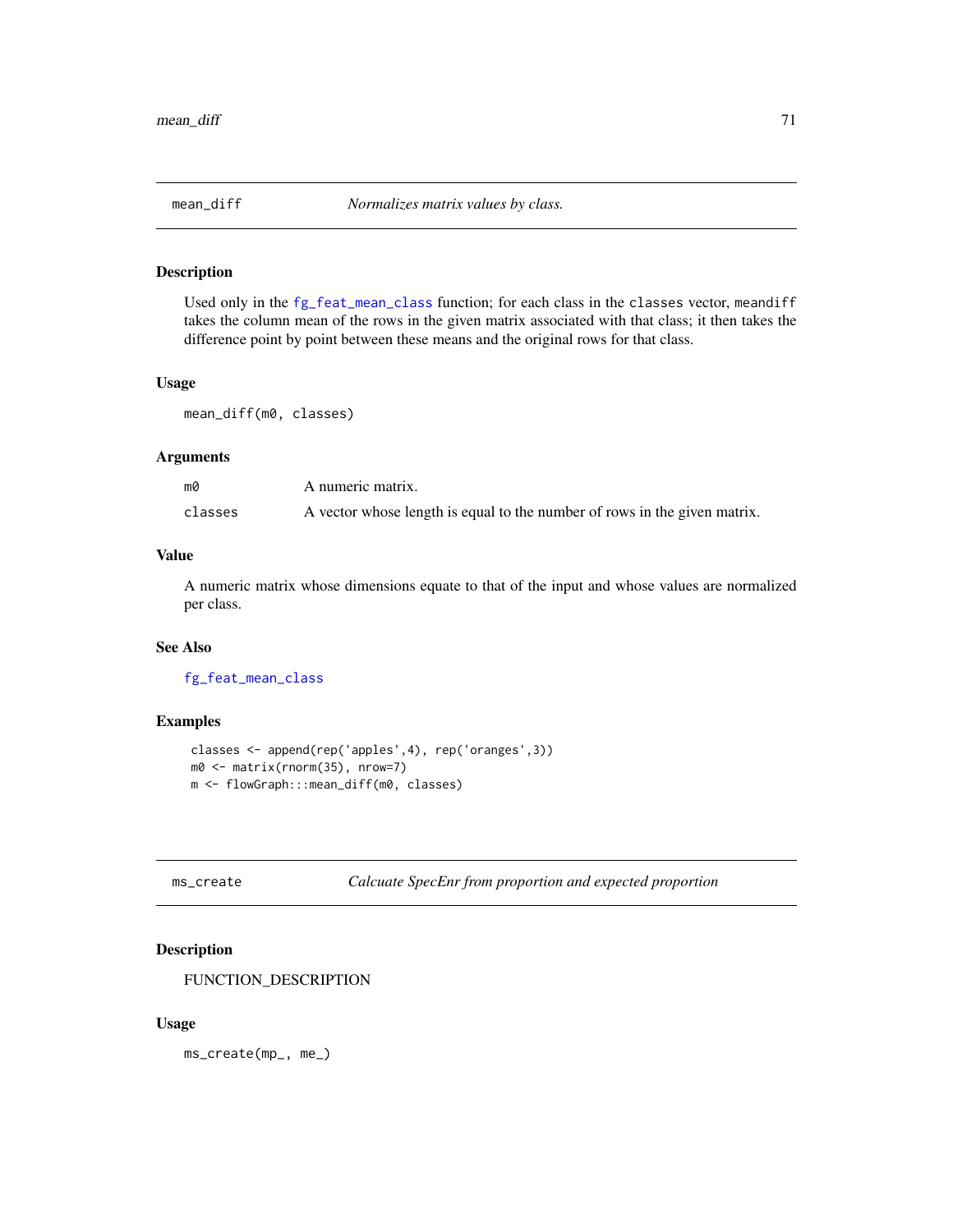## mean_diff *Normalizes matrix values by class.*

### Description

Used only in the `fg_feat_mean_class` function; for each class in the `classes` vector, `meandiff` takes the column mean of the rows in the given matrix associated with that class; it then takes the difference point by point between these means and the original rows for that class.

### Usage

```
mean_diff(m0, classes)
```

### Arguments

| | |
|---|---|
| `m0` | A numeric matrix. |
| `classes` | A vector whose length is equal to the number of rows in the given matrix. |

### Value

A numeric matrix whose dimensions equate to that of the input and whose values are normalized per class.

### See Also

`fg_feat_mean_class`

### Examples

```
classes <- append(rep('apples',4), rep('oranges',3))
m0 <- matrix(rnorm(35), nrow=7)
m <- flowGraph:::mean_diff(m0, classes)
```

## ms_create *Calcuate SpecEnr from proportion and expected proportion*

### Description

FUNCTION_DESCRIPTION

### Usage

```
ms_create(mp_, me_)
```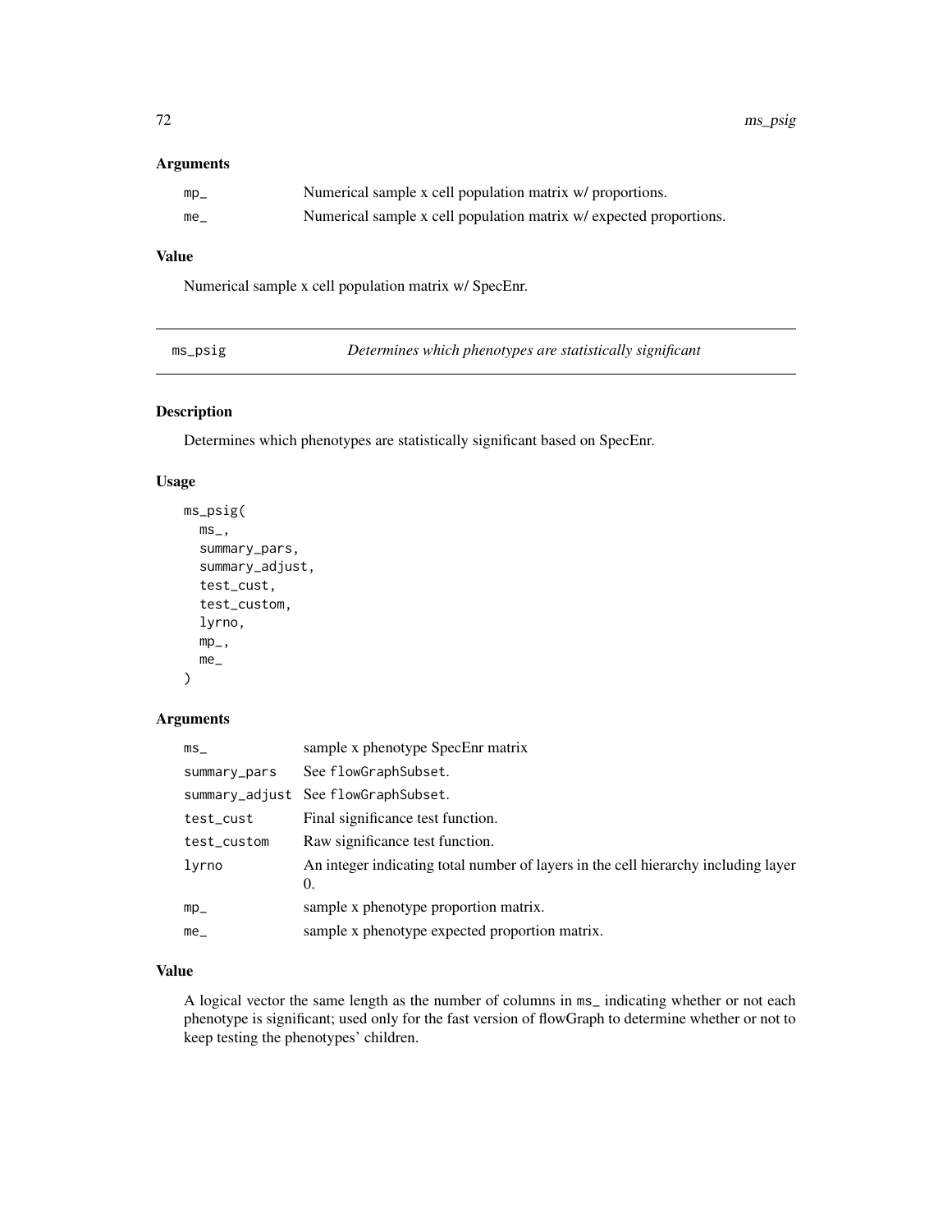## Arguments

| | |
|---|---|
| mp_ | Numerical sample x cell population matrix w/ proportions. |
| me_ | Numerical sample x cell population matrix w/ expected proportions. |

## Value

Numerical sample x cell population matrix w/ SpecEnr.

---

# ms_psig — *Determines which phenotypes are statistically significant*

## Description

Determines which phenotypes are statistically significant based on SpecEnr.

## Usage

```
ms_psig(
  ms_,
  summary_pars,
  summary_adjust,
  test_cust,
  test_custom,
  lyrno,
  mp_,
  me_
)
```

## Arguments

| | |
|---|---|
| ms_ | sample x phenotype SpecEnr matrix |
| summary_pars | See flowGraphSubset. |
| summary_adjust | See flowGraphSubset. |
| test_cust | Final significance test function. |
| test_custom | Raw significance test function. |
| lyrno | An integer indicating total number of layers in the cell hierarchy including layer 0. |
| mp_ | sample x phenotype proportion matrix. |
| me_ | sample x phenotype expected proportion matrix. |

## Value

A logical vector the same length as the number of columns in ms_ indicating whether or not each phenotype is significant; used only for the fast version of flowGraph to determine whether or not to keep testing the phenotypes' children.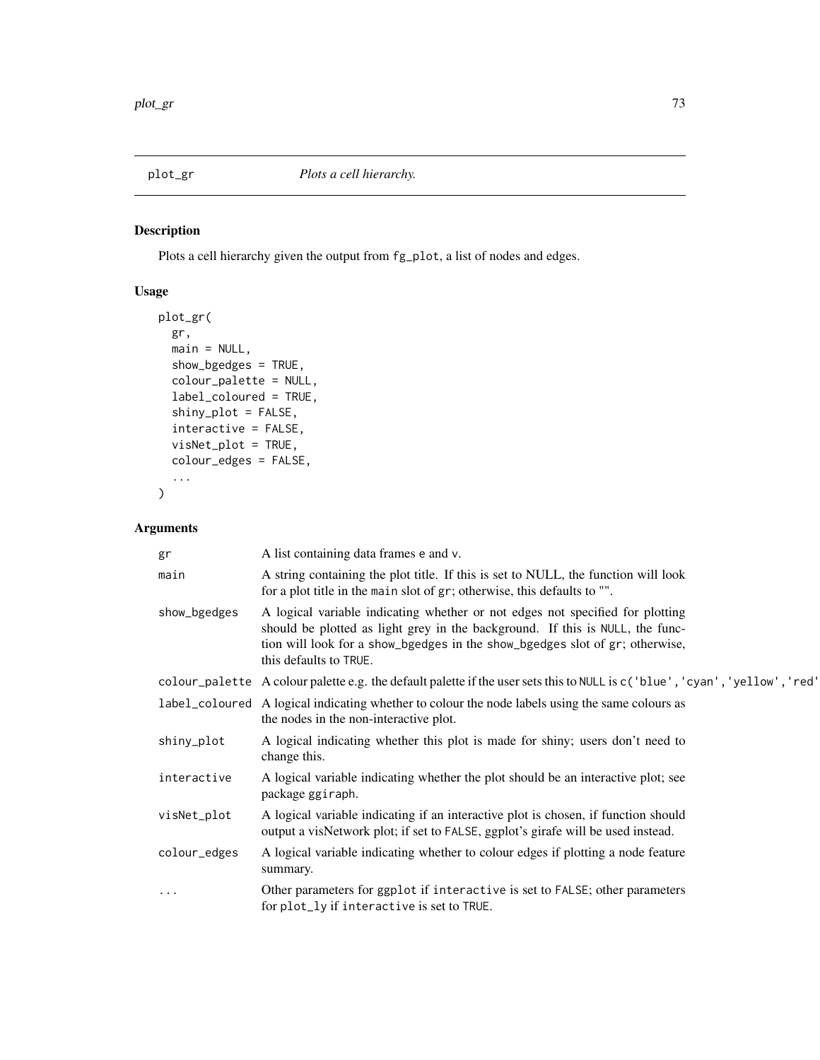plot_gr *Plots a cell hierarchy.*

## Description

Plots a cell hierarchy given the output from `fg_plot`, a list of nodes and edges.

## Usage

```
plot_gr(
  gr,
  main = NULL,
  show_bgedges = TRUE,
  colour_palette = NULL,
  label_coloured = TRUE,
  shiny_plot = FALSE,
  interactive = FALSE,
  visNet_plot = TRUE,
  colour_edges = FALSE,
  ...
)
```

## Arguments

| | |
|---|---|
| `gr` | A list containing data frames `e` and `v`. |
| `main` | A string containing the plot title. If this is set to NULL, the function will look for a plot title in the `main` slot of `gr`; otherwise, this defaults to "". |
| `show_bgedges` | A logical variable indicating whether or not edges not specified for plotting should be plotted as light grey in the background. If this is `NULL`, the function will look for a `show_bgedges` in the `show_bgedges` slot of `gr`; otherwise, this defaults to `TRUE`. |
| `colour_palette` | A colour palette e.g. the default palette if the user sets this to `NULL` is `c('blue','cyan','yellow','red'` |
| `label_coloured` | A logical indicating whether to colour the node labels using the same colours as the nodes in the non-interactive plot. |
| `shiny_plot` | A logical indicating whether this plot is made for shiny; users don't need to change this. |
| `interactive` | A logical variable indicating whether the plot should be an interactive plot; see package `ggiraph`. |
| `visNet_plot` | A logical variable indicating if an interactive plot is chosen, if function should output a visNetwork plot; if set to `FALSE`, ggplot's girafe will be used instead. |
| `colour_edges` | A logical variable indicating whether to colour edges if plotting a node feature summary. |
| `...` | Other parameters for `ggplot` if `interactive` is set to `FALSE`; other parameters for `plot_ly` if `interactive` is set to `TRUE`. |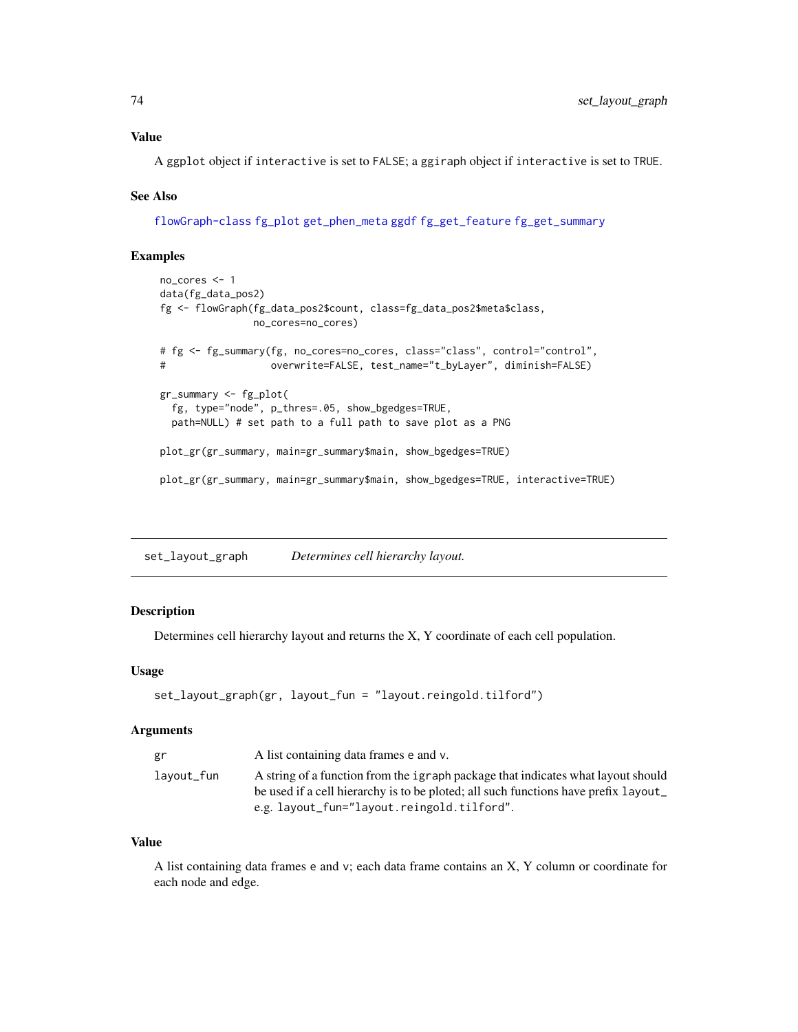### Value

A ggplot object if interactive is set to FALSE; a ggiraph object if interactive is set to TRUE.

### See Also

flowGraph-class fg_plot get_phen_meta ggdf fg_get_feature fg_get_summary

### Examples

```
no_cores <- 1
data(fg_data_pos2)
fg <- flowGraph(fg_data_pos2$count, class=fg_data_pos2$meta$class,
                no_cores=no_cores)

# fg <- fg_summary(fg, no_cores=no_cores, class="class", control="control",
#                  overwrite=FALSE, test_name="t_byLayer", diminish=FALSE)

gr_summary <- fg_plot(
  fg, type="node", p_thres=.05, show_bgedges=TRUE,
  path=NULL) # set path to a full path to save plot as a PNG

plot_gr(gr_summary, main=gr_summary$main, show_bgedges=TRUE)

plot_gr(gr_summary, main=gr_summary$main, show_bgedges=TRUE, interactive=TRUE)
```

---

## set_layout_graph *Determines cell hierarchy layout.*

### Description

Determines cell hierarchy layout and returns the X, Y coordinate of each cell population.

### Usage

```
set_layout_graph(gr, layout_fun = "layout.reingold.tilford")
```

### Arguments

| | |
|---|---|
| gr | A list containing data frames e and v. |
| layout_fun | A string of a function from the igraph package that indicates what layout should be used if a cell hierarchy is to be ploted; all such functions have prefix layout_ e.g. layout_fun="layout.reingold.tilford". |

### Value

A list containing data frames e and v; each data frame contains an X, Y column or coordinate for each node and edge.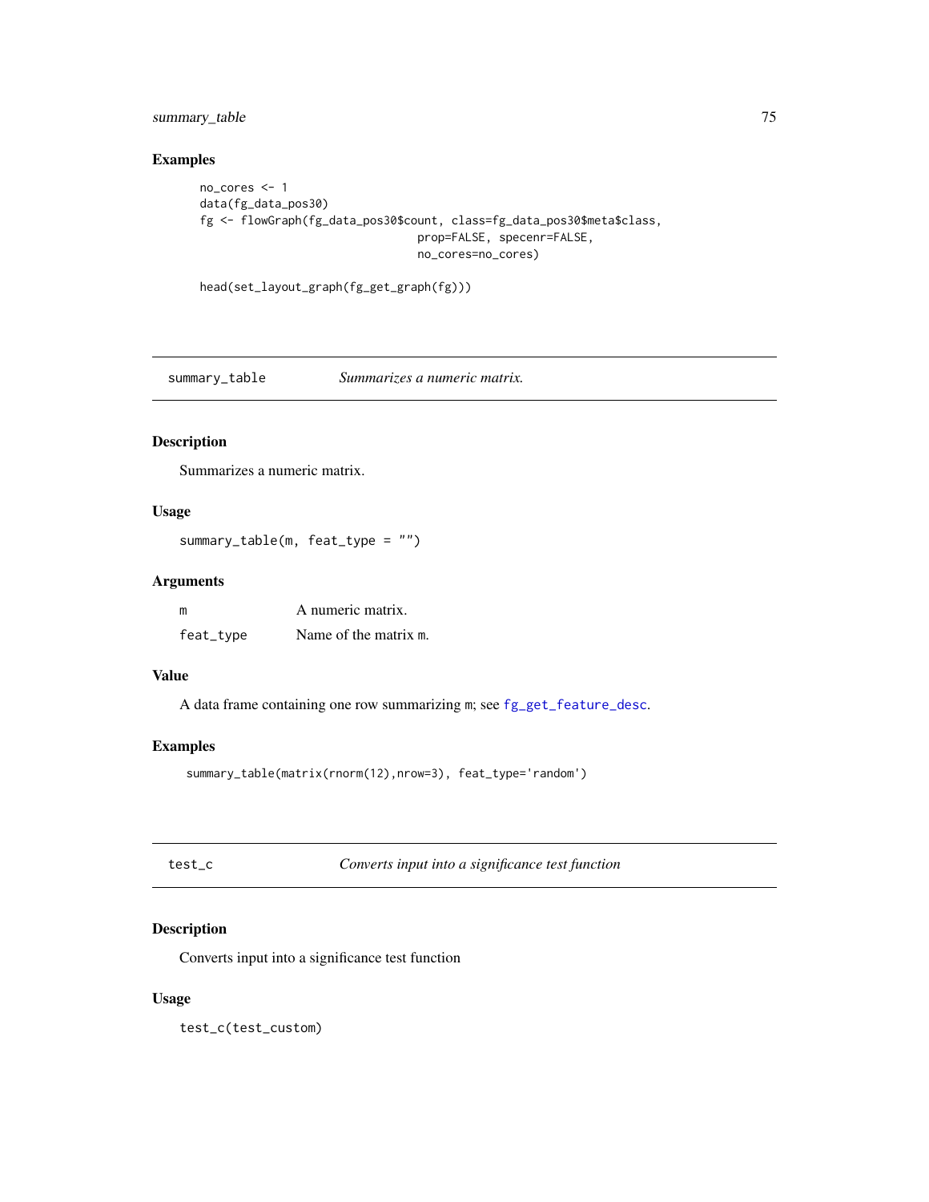### Examples

```
no_cores <- 1
data(fg_data_pos30)
fg <- flowGraph(fg_data_pos30$count, class=fg_data_pos30$meta$class,
                prop=FALSE, specenr=FALSE,
                no_cores=no_cores)

head(set_layout_graph(fg_get_graph(fg)))
```

---

## summary_table — *Summarizes a numeric matrix.*

### Description

Summarizes a numeric matrix.

### Usage

```
summary_table(m, feat_type = "")
```

### Arguments

| | |
|---|---|
| `m` | A numeric matrix. |
| `feat_type` | Name of the matrix `m`. |

### Value

A data frame containing one row summarizing `m`; see `fg_get_feature_desc`.

### Examples

```
summary_table(matrix(rnorm(12),nrow=3), feat_type='random')
```

---

## test_c — *Converts input into a significance test function*

### Description

Converts input into a significance test function

### Usage

```
test_c(test_custom)
```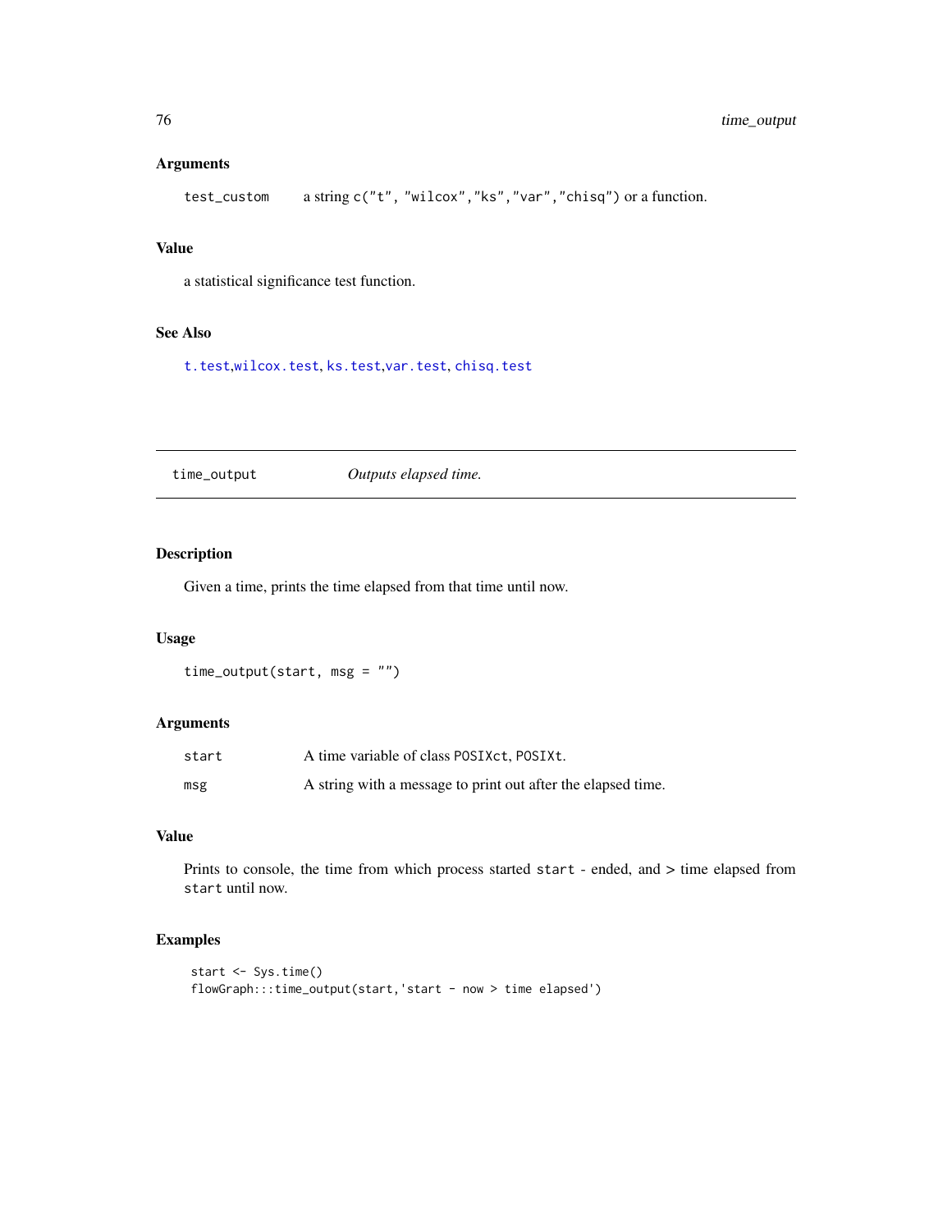### Arguments

| | |
|---|---|
| test_custom | a string c("t", "wilcox","ks","var","chisq") or a function. |

### Value

a statistical significance test function.

### See Also

t.test,wilcox.test, ks.test,var.test, chisq.test

---

## time_output *Outputs elapsed time.*

---

### Description

Given a time, prints the time elapsed from that time until now.

### Usage

```
time_output(start, msg = "")
```

### Arguments

| | |
|---|---|
| start | A time variable of class POSIXct, POSIXt. |
| msg | A string with a message to print out after the elapsed time. |

### Value

Prints to console, the time from which process started `start` - ended, and > time elapsed from `start` until now.

### Examples

```
start <- Sys.time()
flowGraph:::time_output(start,'start - now > time elapsed')
```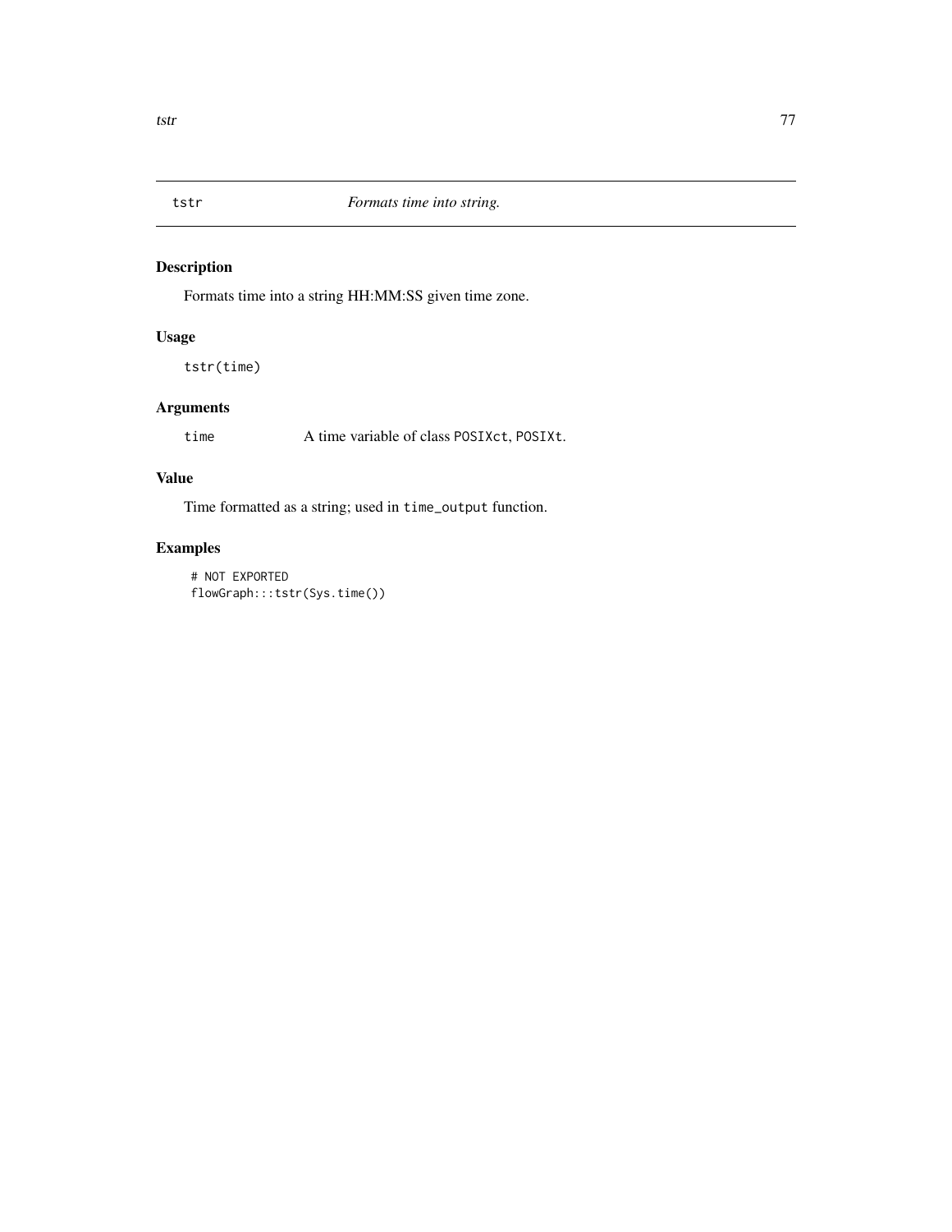## tstr — *Formats time into string.*

### Description

Formats time into a string HH:MM:SS given time zone.

### Usage

```
tstr(time)
```

### Arguments

| | |
|---|---|
| time | A time variable of class POSIXct, POSIXt. |

### Value

Time formatted as a string; used in `time_output` function.

### Examples

```
# NOT EXPORTED
flowGraph:::tstr(Sys.time())
```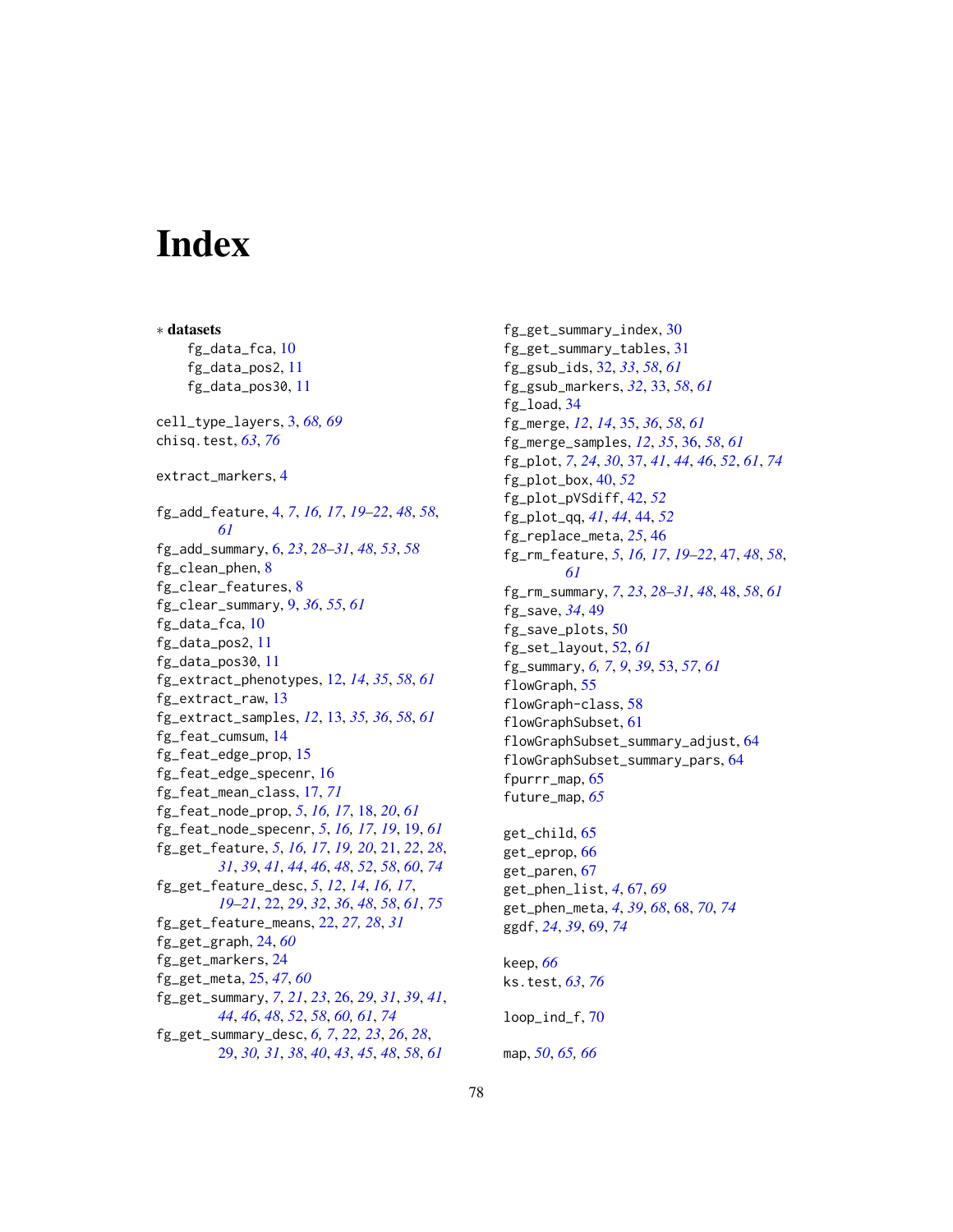# Index

∗ **datasets**
    fg_data_fca, 10
    fg_data_pos2, 11
    fg_data_pos30, 11

cell_type_layers, 3, *68, 69*
chisq.test, *63*, *76*

extract_markers, 4

fg_add_feature, 4, *7*, *16, 17*, *19–22*, *48*, *58*, *61*
fg_add_summary, 6, *23*, *28–31*, *48*, *53*, *58*
fg_clean_phen, 8
fg_clear_features, 8
fg_clear_summary, 9, *36*, *55*, *61*
fg_data_fca, 10
fg_data_pos2, 11
fg_data_pos30, 11
fg_extract_phenotypes, 12, *14*, *35*, *58*, *61*
fg_extract_raw, 13
fg_extract_samples, *12*, 13, *35, 36*, *58*, *61*
fg_feat_cumsum, 14
fg_feat_edge_prop, 15
fg_feat_edge_specenr, 16
fg_feat_mean_class, 17, *71*
fg_feat_node_prop, *5*, *16, 17*, 18, *20*, *61*
fg_feat_node_specenr, *5*, *16, 17*, *19*, 19, *61*
fg_get_feature, *5*, *16, 17*, *19, 20*, 21, *22*, *28*, *31*, *39*, *41*, *44*, *46*, *48*, *52*, *58*, *60*, *74*
fg_get_feature_desc, *5*, *12*, *14*, *16, 17*, *19–21*, 22, *29*, *32*, *36*, *48*, *58*, *61*, *75*
fg_get_feature_means, 22, *27, 28*, *31*
fg_get_graph, 24, *60*
fg_get_markers, 24
fg_get_meta, 25, *47*, *60*
fg_get_summary, *7*, *21*, *23*, 26, *29*, *31*, *39*, *41*, *44*, *46*, *48*, *52*, *58*, *60, 61*, *74*
fg_get_summary_desc, *6, 7*, *22, 23*, *26*, *28*, *29*, *30, 31*, *38*, *40*, *43*, *45*, *48*, *58*, *61*
fg_get_summary_index, 30
fg_get_summary_tables, 31
fg_gsub_ids, 32, *33*, *58*, *61*
fg_gsub_markers, *32*, 33, *58*, *61*
fg_load, 34
fg_merge, *12*, *14*, 35, *36*, *58*, *61*
fg_merge_samples, *12*, *35*, 36, *58*, *61*
fg_plot, *7*, *24*, *30*, 37, *41*, *44*, *46*, *52*, *61*, *74*
fg_plot_box, 40, *52*
fg_plot_pVSdiff, 42, *52*
fg_plot_qq, *41*, *44*, 44, *52*
fg_replace_meta, *25*, 46
fg_rm_feature, *5*, *16, 17*, *19–22*, 47, *48*, *58*, *61*
fg_rm_summary, *7*, *23*, *28–31*, *48*, 48, *58*, *61*
fg_save, *34*, 49
fg_save_plots, 50
fg_set_layout, 52, *61*
fg_summary, *6, 7*, *9*, *39*, 53, *57*, *61*
flowGraph, 55
flowGraph-class, 58
flowGraphSubset, 61
flowGraphSubset_summary_adjust, 64
flowGraphSubset_summary_pars, 64
fpurrr_map, 65
future_map, *65*

get_child, 65
get_eprop, 66
get_paren, 67
get_phen_list, *4*, 67, *69*
get_phen_meta, *4*, *39*, *68*, 68, *70*, *74*
ggdf, *24*, *39*, 69, *74*

keep, *66*
ks.test, *63*, *76*

loop_ind_f, 70

map, *50*, *65, 66*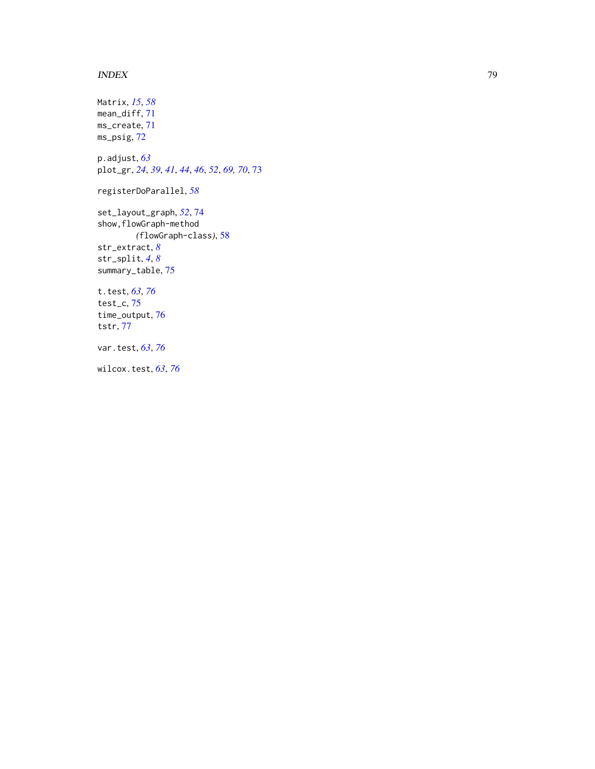Matrix, *15*, *58*
mean_diff, 71
ms_create, 71
ms_psig, 72

p.adjust, *63*
plot_gr, *24*, *39*, *41*, *44*, *46*, *52*, *69, 70*, 73

registerDoParallel, *58*

set_layout_graph, *52*, 74
show,flowGraph-method
        *(*flowGraph-class*)*, 58
str_extract, *8*
str_split, *4*, *8*
summary_table, 75

t.test, *63*, *76*
test_c, 75
time_output, 76
tstr, 77

var.test, *63*, *76*

wilcox.test, *63*, *76*